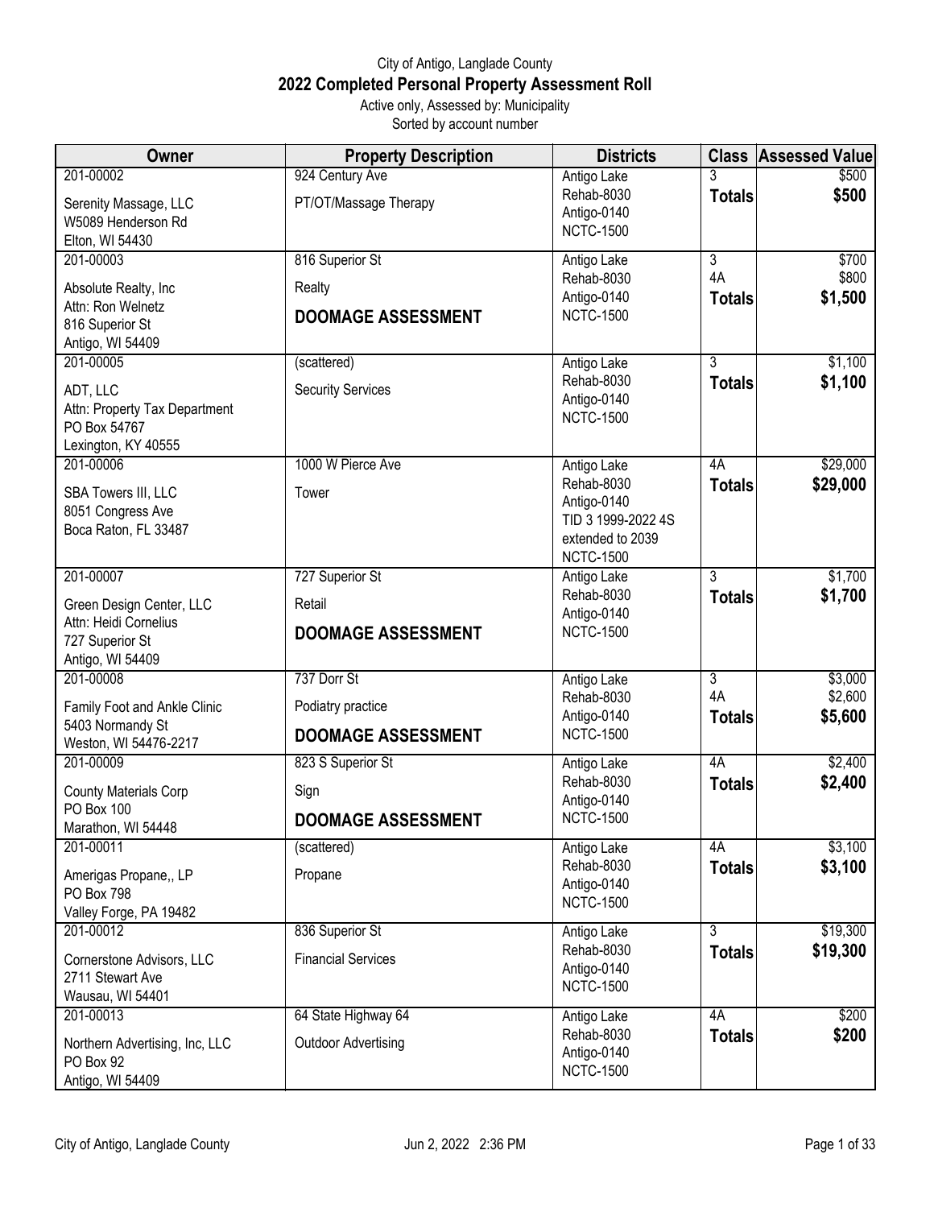# City of Antigo, Langlade County

## 2022 Completed Personal Property Assessment Roll

Active only, Assessed by: Municipality

Sorted by account number

| Owner | Property Description | Districts | Class | Assessed Value |
|---|---|---|---|---|
| 201-00002<br>Serenity Massage, LLC<br>W5089 Henderson Rd<br>Elton, WI 54430 | 924 Century Ave<br>PT/OT/Massage Therapy | Antigo Lake<br>Rehab-8030<br>Antigo-0140<br>NCTC-1500 | 3<br>**Totals** | $500<br>**$500** |
| 201-00003<br>Absolute Realty, Inc<br>Attn: Ron Welnetz<br>816 Superior St<br>Antigo, WI 54409 | 816 Superior St<br>Realty<br>**DOOMAGE ASSESSMENT** | Antigo Lake<br>Rehab-8030<br>Antigo-0140<br>NCTC-1500 | 3<br>4A<br>**Totals** | $700<br>$800<br>**$1,500** |
| 201-00005<br>ADT, LLC<br>Attn: Property Tax Department<br>PO Box 54767<br>Lexington, KY 40555 | (scattered)<br>Security Services | Antigo Lake<br>Rehab-8030<br>Antigo-0140<br>NCTC-1500 | 3<br>**Totals** | $1,100<br>**$1,100** |
| 201-00006<br>SBA Towers III, LLC<br>8051 Congress Ave<br>Boca Raton, FL 33487 | 1000 W Pierce Ave<br>Tower | Antigo Lake<br>Rehab-8030<br>Antigo-0140<br>TID 3 1999-2022 4S extended to 2039<br>NCTC-1500 | 4A<br>**Totals** | $29,000<br>**$29,000** |
| 201-00007<br>Green Design Center, LLC<br>Attn: Heidi Cornelius<br>727 Superior St<br>Antigo, WI 54409 | 727 Superior St<br>Retail<br>**DOOMAGE ASSESSMENT** | Antigo Lake<br>Rehab-8030<br>Antigo-0140<br>NCTC-1500 | 3<br>**Totals** | $1,700<br>**$1,700** |
| 201-00008<br>Family Foot and Ankle Clinic<br>5403 Normandy St<br>Weston, WI 54476-2217 | 737 Dorr St<br>Podiatry practice<br>**DOOMAGE ASSESSMENT** | Antigo Lake<br>Rehab-8030<br>Antigo-0140<br>NCTC-1500 | 3<br>4A<br>**Totals** | $3,000<br>$2,600<br>**$5,600** |
| 201-00009<br>County Materials Corp<br>PO Box 100<br>Marathon, WI 54448 | 823 S Superior St<br>Sign<br>**DOOMAGE ASSESSMENT** | Antigo Lake<br>Rehab-8030<br>Antigo-0140<br>NCTC-1500 | 4A<br>**Totals** | $2,400<br>**$2,400** |
| 201-00011<br>Amerigas Propane,, LP<br>PO Box 798<br>Valley Forge, PA 19482 | (scattered)<br>Propane | Antigo Lake<br>Rehab-8030<br>Antigo-0140<br>NCTC-1500 | 4A<br>**Totals** | $3,100<br>**$3,100** |
| 201-00012<br>Cornerstone Advisors, LLC<br>2711 Stewart Ave<br>Wausau, WI 54401 | 836 Superior St<br>Financial Services | Antigo Lake<br>Rehab-8030<br>Antigo-0140<br>NCTC-1500 | 3<br>**Totals** | $19,300<br>**$19,300** |
| 201-00013<br>Northern Advertising, Inc, LLC<br>PO Box 92<br>Antigo, WI 54409 | 64 State Highway 64<br>Outdoor Advertising | Antigo Lake<br>Rehab-8030<br>Antigo-0140<br>NCTC-1500 | 4A<br>**Totals** | $200<br>**$200** |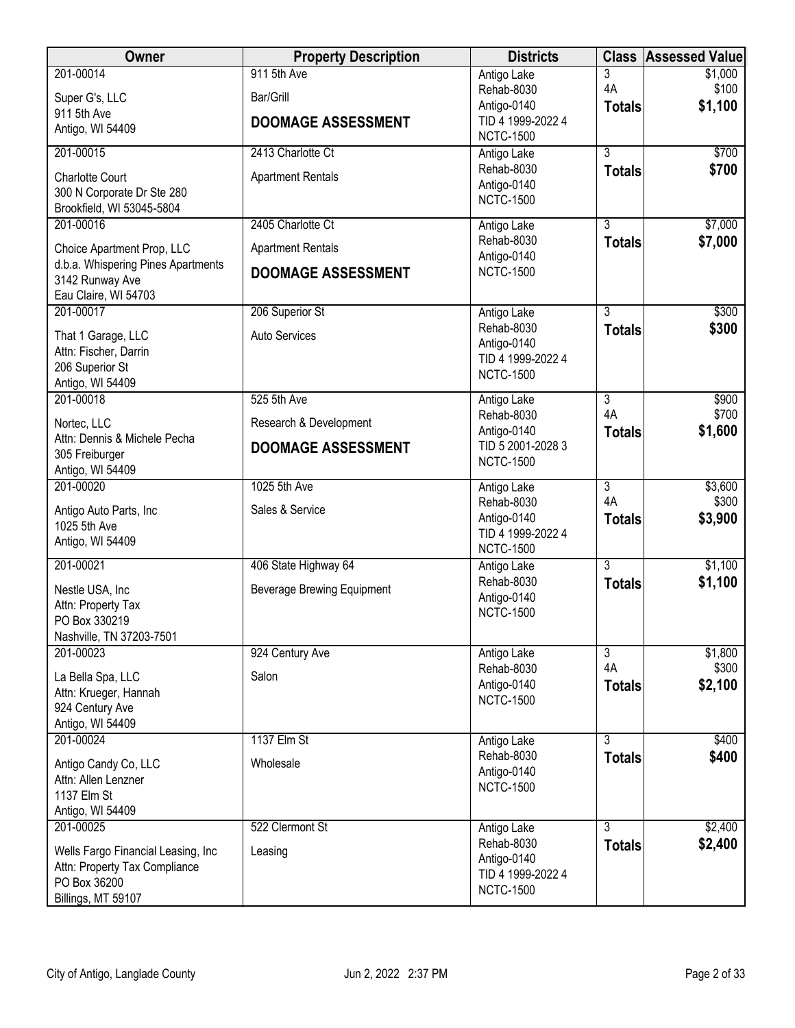| Owner | Property Description | Districts | Class | Assessed Value |
|---|---|---|---|---|
| 201-00014<br>Super G's, LLC<br>911 5th Ave<br>Antigo, WI 54409 | 911 5th Ave<br>Bar/Grill<br>**DOOMAGE ASSESSMENT** | Antigo Lake<br>Rehab-8030<br>Antigo-0140<br>TID 4 1999-2022 4<br>NCTC-1500 | 3<br>4A<br>**Totals** | $1,000<br>$100<br>**$1,100** |
| 201-00015<br>Charlotte Court<br>300 N Corporate Dr Ste 280<br>Brookfield, WI 53045-5804 | 2413 Charlotte Ct<br>Apartment Rentals | Antigo Lake<br>Rehab-8030<br>Antigo-0140<br>NCTC-1500 | 3<br>**Totals** | $700<br>**$700** |
| 201-00016<br>Choice Apartment Prop, LLC<br>d.b.a. Whispering Pines Apartments<br>3142 Runway Ave<br>Eau Claire, WI 54703 | 2405 Charlotte Ct<br>Apartment Rentals<br>**DOOMAGE ASSESSMENT** | Antigo Lake<br>Rehab-8030<br>Antigo-0140<br>NCTC-1500 | 3<br>**Totals** | $7,000<br>**$7,000** |
| 201-00017<br>That 1 Garage, LLC<br>Attn: Fischer, Darrin<br>206 Superior St<br>Antigo, WI 54409 | 206 Superior St<br>Auto Services | Antigo Lake<br>Rehab-8030<br>Antigo-0140<br>TID 4 1999-2022 4<br>NCTC-1500 | 3<br>**Totals** | $300<br>**$300** |
| 201-00018<br>Nortec, LLC<br>Attn: Dennis & Michele Pecha<br>305 Freiburger<br>Antigo, WI 54409 | 525 5th Ave<br>Research & Development<br>**DOOMAGE ASSESSMENT** | Antigo Lake<br>Rehab-8030<br>Antigo-0140<br>TID 5 2001-2028 3<br>NCTC-1500 | 3<br>4A<br>**Totals** | $900<br>$700<br>**$1,600** |
| 201-00020<br>Antigo Auto Parts, Inc<br>1025 5th Ave<br>Antigo, WI 54409 | 1025 5th Ave<br>Sales & Service | Antigo Lake<br>Rehab-8030<br>Antigo-0140<br>TID 4 1999-2022 4<br>NCTC-1500 | 3<br>4A<br>**Totals** | $3,600<br>$300<br>**$3,900** |
| 201-00021<br>Nestle USA, Inc<br>Attn: Property Tax<br>PO Box 330219<br>Nashville, TN 37203-7501 | 406 State Highway 64<br>Beverage Brewing Equipment | Antigo Lake<br>Rehab-8030<br>Antigo-0140<br>NCTC-1500 | 3<br>**Totals** | $1,100<br>**$1,100** |
| 201-00023<br>La Bella Spa, LLC<br>Attn: Krueger, Hannah<br>924 Century Ave<br>Antigo, WI 54409 | 924 Century Ave<br>Salon | Antigo Lake<br>Rehab-8030<br>Antigo-0140<br>NCTC-1500 | 3<br>4A<br>**Totals** | $1,800<br>$300<br>**$2,100** |
| 201-00024<br>Antigo Candy Co, LLC<br>Attn: Allen Lenzner<br>1137 Elm St<br>Antigo, WI 54409 | 1137 Elm St<br>Wholesale | Antigo Lake<br>Rehab-8030<br>Antigo-0140<br>NCTC-1500 | 3<br>**Totals** | $400<br>**$400** |
| 201-00025<br>Wells Fargo Financial Leasing, Inc<br>Attn: Property Tax Compliance<br>PO Box 36200<br>Billings, MT 59107 | 522 Clermont St<br>Leasing | Antigo Lake<br>Rehab-8030<br>Antigo-0140<br>TID 4 1999-2022 4<br>NCTC-1500 | 3<br>**Totals** | $2,400<br>**$2,400** |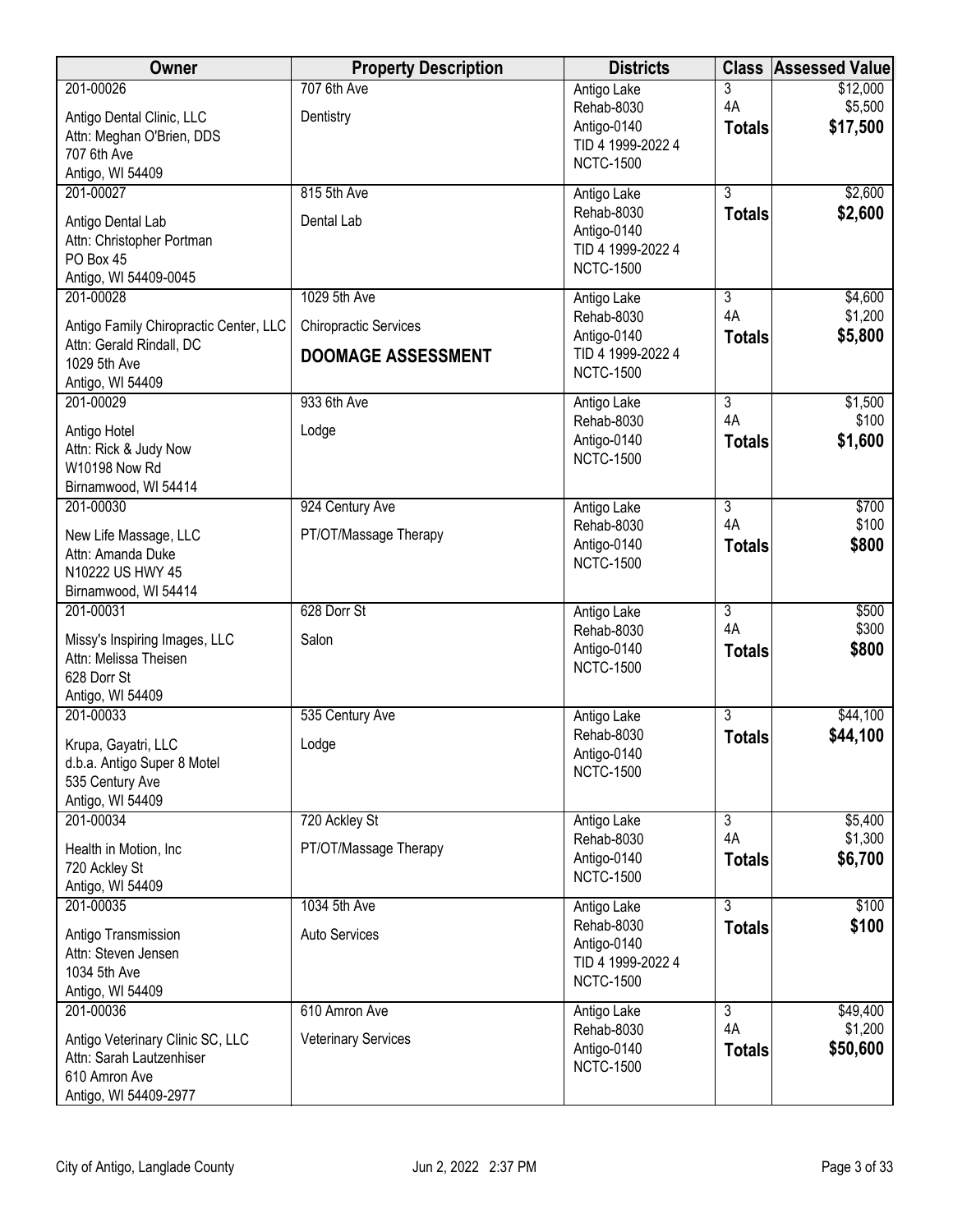| Owner | Property Description | Districts | Class | Assessed Value |
|---|---|---|---|---|
| 201-00026<br>Antigo Dental Clinic, LLC<br>Attn: Meghan O'Brien, DDS<br>707 6th Ave<br>Antigo, WI 54409 | 707 6th Ave<br>Dentistry | Antigo Lake<br>Rehab-8030<br>Antigo-0140<br>TID 4 1999-2022 4<br>NCTC-1500 | 3<br>4A<br>**Totals** | $12,000<br>$5,500<br>**$17,500** |
| 201-00027<br>Antigo Dental Lab<br>Attn: Christopher Portman<br>PO Box 45<br>Antigo, WI 54409-0045 | 815 5th Ave<br>Dental Lab | Antigo Lake<br>Rehab-8030<br>Antigo-0140<br>TID 4 1999-2022 4<br>NCTC-1500 | 3<br>**Totals** | $2,600<br>**$2,600** |
| 201-00028<br>Antigo Family Chiropractic Center, LLC<br>Attn: Gerald Rindall, DC<br>1029 5th Ave<br>Antigo, WI 54409 | 1029 5th Ave<br>Chiropractic Services<br>**DOOMAGE ASSESSMENT** | Antigo Lake<br>Rehab-8030<br>Antigo-0140<br>TID 4 1999-2022 4<br>NCTC-1500 | 3<br>4A<br>**Totals** | $4,600<br>$1,200<br>**$5,800** |
| 201-00029<br>Antigo Hotel<br>Attn: Rick & Judy Now<br>W10198 Now Rd<br>Birnamwood, WI 54414 | 933 6th Ave<br>Lodge | Antigo Lake<br>Rehab-8030<br>Antigo-0140<br>NCTC-1500 | 3<br>4A<br>**Totals** | $1,500<br>$100<br>**$1,600** |
| 201-00030<br>New Life Massage, LLC<br>Attn: Amanda Duke<br>N10222 US HWY 45<br>Birnamwood, WI 54414 | 924 Century Ave<br>PT/OT/Massage Therapy | Antigo Lake<br>Rehab-8030<br>Antigo-0140<br>NCTC-1500 | 3<br>4A<br>**Totals** | $700<br>$100<br>**$800** |
| 201-00031<br>Missy's Inspiring Images, LLC<br>Attn: Melissa Theisen<br>628 Dorr St<br>Antigo, WI 54409 | 628 Dorr St<br>Salon | Antigo Lake<br>Rehab-8030<br>Antigo-0140<br>NCTC-1500 | 3<br>4A<br>**Totals** | $500<br>$300<br>**$800** |
| 201-00033<br>Krupa, Gayatri, LLC<br>d.b.a. Antigo Super 8 Motel<br>535 Century Ave<br>Antigo, WI 54409 | 535 Century Ave<br>Lodge | Antigo Lake<br>Rehab-8030<br>Antigo-0140<br>NCTC-1500 | 3<br>**Totals** | $44,100<br>**$44,100** |
| 201-00034<br>Health in Motion, Inc<br>720 Ackley St<br>Antigo, WI 54409 | 720 Ackley St<br>PT/OT/Massage Therapy | Antigo Lake<br>Rehab-8030<br>Antigo-0140<br>NCTC-1500 | 3<br>4A<br>**Totals** | $5,400<br>$1,300<br>**$6,700** |
| 201-00035<br>Antigo Transmission<br>Attn: Steven Jensen<br>1034 5th Ave<br>Antigo, WI 54409 | 1034 5th Ave<br>Auto Services | Antigo Lake<br>Rehab-8030<br>Antigo-0140<br>TID 4 1999-2022 4<br>NCTC-1500 | 3<br>**Totals** | $100<br>**$100** |
| 201-00036<br>Antigo Veterinary Clinic SC, LLC<br>Attn: Sarah Lautzenhiser<br>610 Amron Ave<br>Antigo, WI 54409-2977 | 610 Amron Ave<br>Veterinary Services | Antigo Lake<br>Rehab-8030<br>Antigo-0140<br>NCTC-1500 | 3<br>4A<br>**Totals** | $49,400<br>$1,200<br>**$50,600** |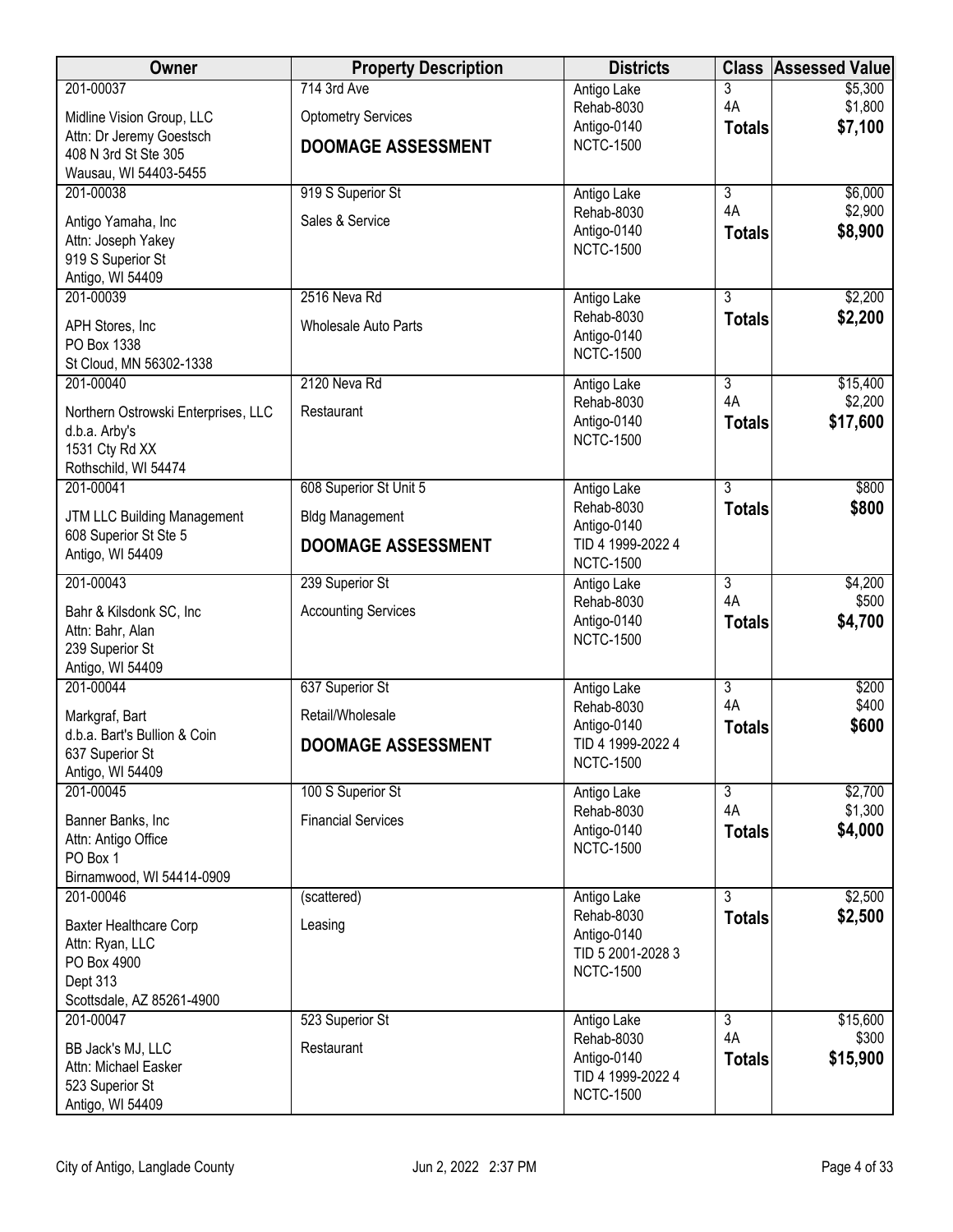| Owner | Property Description | Districts | Class | Assessed Value |
|---|---|---|---|---|
| 201-00037<br>Midline Vision Group, LLC<br>Attn: Dr Jeremy Goestsch<br>408 N 3rd St Ste 305<br>Wausau, WI 54403-5455 | 714 3rd Ave<br>Optometry Services<br>**DOOMAGE ASSESSMENT** | Antigo Lake<br>Rehab-8030<br>Antigo-0140<br>NCTC-1500 | 3<br>4A<br>**Totals** | \$5,300<br>\$1,800<br>**\$7,100** |
| 201-00038<br>Antigo Yamaha, Inc<br>Attn: Joseph Yakey<br>919 S Superior St<br>Antigo, WI 54409 | 919 S Superior St<br>Sales & Service | Antigo Lake<br>Rehab-8030<br>Antigo-0140<br>NCTC-1500 | 3<br>4A<br>**Totals** | \$6,000<br>\$2,900<br>**\$8,900** |
| 201-00039<br>APH Stores, Inc<br>PO Box 1338<br>St Cloud, MN 56302-1338 | 2516 Neva Rd<br>Wholesale Auto Parts | Antigo Lake<br>Rehab-8030<br>Antigo-0140<br>NCTC-1500 | 3<br>**Totals** | \$2,200<br>**\$2,200** |
| 201-00040<br>Northern Ostrowski Enterprises, LLC<br>d.b.a. Arby's<br>1531 Cty Rd XX<br>Rothschild, WI 54474 | 2120 Neva Rd<br>Restaurant | Antigo Lake<br>Rehab-8030<br>Antigo-0140<br>NCTC-1500 | 3<br>4A<br>**Totals** | \$15,400<br>\$2,200<br>**\$17,600** |
| 201-00041<br>JTM LLC Building Management<br>608 Superior St Ste 5<br>Antigo, WI 54409 | 608 Superior St Unit 5<br>Bldg Management<br>**DOOMAGE ASSESSMENT** | Antigo Lake<br>Rehab-8030<br>Antigo-0140<br>TID 4 1999-2022 4<br>NCTC-1500 | 3<br>**Totals** | \$800<br>**\$800** |
| 201-00043<br>Bahr & Kilsdonk SC, Inc<br>Attn: Bahr, Alan<br>239 Superior St<br>Antigo, WI 54409 | 239 Superior St<br>Accounting Services | Antigo Lake<br>Rehab-8030<br>Antigo-0140<br>NCTC-1500 | 3<br>4A<br>**Totals** | \$4,200<br>\$500<br>**\$4,700** |
| 201-00044<br>Markgraf, Bart<br>d.b.a. Bart's Bullion & Coin<br>637 Superior St<br>Antigo, WI 54409 | 637 Superior St<br>Retail/Wholesale<br>**DOOMAGE ASSESSMENT** | Antigo Lake<br>Rehab-8030<br>Antigo-0140<br>TID 4 1999-2022 4<br>NCTC-1500 | 3<br>4A<br>**Totals** | \$200<br>\$400<br>**\$600** |
| 201-00045<br>Banner Banks, Inc<br>Attn: Antigo Office<br>PO Box 1<br>Birnamwood, WI 54414-0909 | 100 S Superior St<br>Financial Services | Antigo Lake<br>Rehab-8030<br>Antigo-0140<br>NCTC-1500 | 3<br>4A<br>**Totals** | \$2,700<br>\$1,300<br>**\$4,000** |
| 201-00046<br>Baxter Healthcare Corp<br>Attn: Ryan, LLC<br>PO Box 4900<br>Dept 313<br>Scottsdale, AZ 85261-4900 | (scattered)<br>Leasing | Antigo Lake<br>Rehab-8030<br>Antigo-0140<br>TID 5 2001-2028 3<br>NCTC-1500 | 3<br>**Totals** | \$2,500<br>**\$2,500** |
| 201-00047<br>BB Jack's MJ, LLC<br>Attn: Michael Easker<br>523 Superior St<br>Antigo, WI 54409 | 523 Superior St<br>Restaurant | Antigo Lake<br>Rehab-8030<br>Antigo-0140<br>TID 4 1999-2022 4<br>NCTC-1500 | 3<br>4A<br>**Totals** | \$15,600<br>\$300<br>**\$15,900** |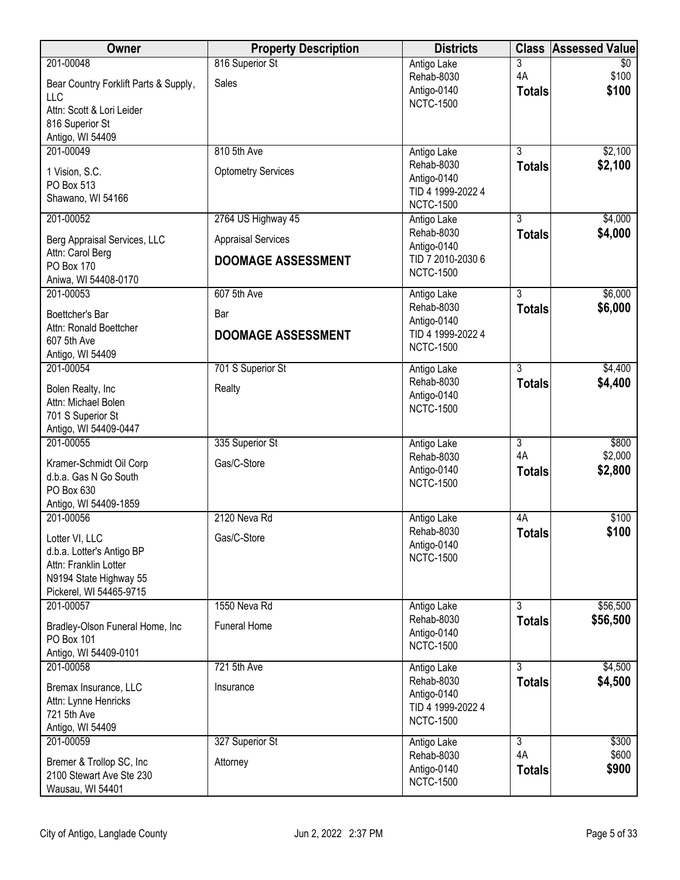| Owner | Property Description | Districts | Class | Assessed Value |
|---|---|---|---|---|
| 201-00048<br>Bear Country Forklift Parts & Supply, LLC<br>Attn: Scott & Lori Leider<br>816 Superior St<br>Antigo, WI 54409 | 816 Superior St<br>Sales | Antigo Lake<br>Rehab-8030<br>Antigo-0140<br>NCTC-1500 | 3<br>4A<br>**Totals** | $0<br>$100<br>**$100** |
| 201-00049<br>1 Vision, S.C.<br>PO Box 513<br>Shawano, WI 54166 | 810 5th Ave<br>Optometry Services | Antigo Lake<br>Rehab-8030<br>Antigo-0140<br>TID 4 1999-2022 4<br>NCTC-1500 | 3<br>**Totals** | $2,100<br>**$2,100** |
| 201-00052<br>Berg Appraisal Services, LLC<br>Attn: Carol Berg<br>PO Box 170<br>Aniwa, WI 54408-0170 | 2764 US Highway 45<br>Appraisal Services<br>**DOOMAGE ASSESSMENT** | Antigo Lake<br>Rehab-8030<br>Antigo-0140<br>TID 7 2010-2030 6<br>NCTC-1500 | 3<br>**Totals** | $4,000<br>**$4,000** |
| 201-00053<br>Boettcher's Bar<br>Attn: Ronald Boettcher<br>607 5th Ave<br>Antigo, WI 54409 | 607 5th Ave<br>Bar<br>**DOOMAGE ASSESSMENT** | Antigo Lake<br>Rehab-8030<br>Antigo-0140<br>TID 4 1999-2022 4<br>NCTC-1500 | 3<br>**Totals** | $6,000<br>**$6,000** |
| 201-00054<br>Bolen Realty, Inc<br>Attn: Michael Bolen<br>701 S Superior St<br>Antigo, WI 54409-0447 | 701 S Superior St<br>Realty | Antigo Lake<br>Rehab-8030<br>Antigo-0140<br>NCTC-1500 | 3<br>**Totals** | $4,400<br>**$4,400** |
| 201-00055<br>Kramer-Schmidt Oil Corp<br>d.b.a. Gas N Go South<br>PO Box 630<br>Antigo, WI 54409-1859 | 335 Superior St<br>Gas/C-Store | Antigo Lake<br>Rehab-8030<br>Antigo-0140<br>NCTC-1500 | 3<br>4A<br>**Totals** | $800<br>$2,000<br>**$2,800** |
| 201-00056<br>Lotter VI, LLC<br>d.b.a. Lotter's Antigo BP<br>Attn: Franklin Lotter<br>N9194 State Highway 55<br>Pickerel, WI 54465-9715 | 2120 Neva Rd<br>Gas/C-Store | Antigo Lake<br>Rehab-8030<br>Antigo-0140<br>NCTC-1500 | 4A<br>**Totals** | $100<br>**$100** |
| 201-00057<br>Bradley-Olson Funeral Home, Inc<br>PO Box 101<br>Antigo, WI 54409-0101 | 1550 Neva Rd<br>Funeral Home | Antigo Lake<br>Rehab-8030<br>Antigo-0140<br>NCTC-1500 | 3<br>**Totals** | $56,500<br>**$56,500** |
| 201-00058<br>Bremax Insurance, LLC<br>Attn: Lynne Henricks<br>721 5th Ave<br>Antigo, WI 54409 | 721 5th Ave<br>Insurance | Antigo Lake<br>Rehab-8030<br>Antigo-0140<br>TID 4 1999-2022 4<br>NCTC-1500 | 3<br>**Totals** | $4,500<br>**$4,500** |
| 201-00059<br>Bremer & Trollop SC, Inc<br>2100 Stewart Ave Ste 230<br>Wausau, WI 54401 | 327 Superior St<br>Attorney | Antigo Lake<br>Rehab-8030<br>Antigo-0140<br>NCTC-1500 | 3<br>4A<br>**Totals** | $300<br>$600<br>**$900** |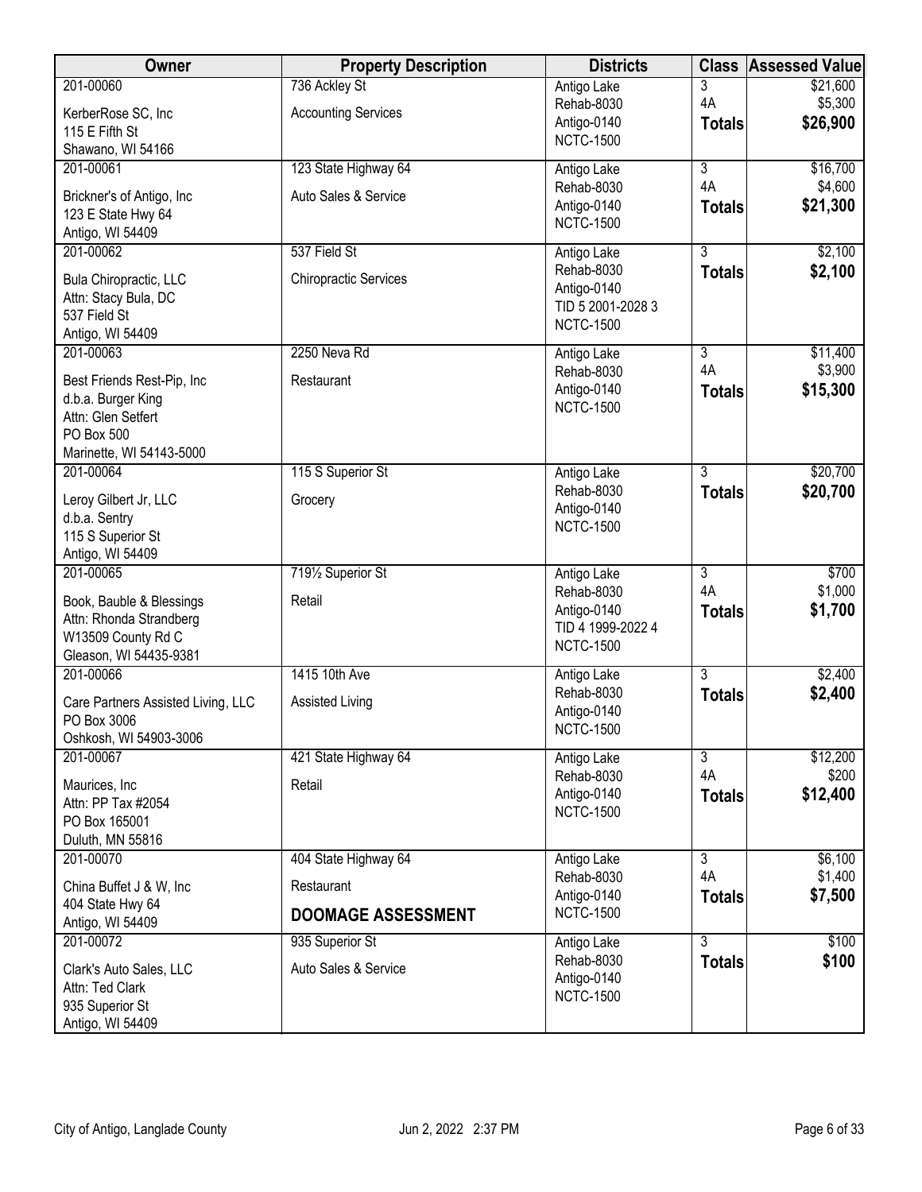| Owner | Property Description | Districts | Class | Assessed Value |
|---|---|---|---|---|
| 201-00060<br>KerberRose SC, Inc<br>115 E Fifth St<br>Shawano, WI 54166 | 736 Ackley St<br>Accounting Services | Antigo Lake<br>Rehab-8030<br>Antigo-0140<br>NCTC-1500 | 3<br>4A<br>**Totals** | $21,600<br>$5,300<br>**$26,900** |
| 201-00061<br>Brickner's of Antigo, Inc<br>123 E State Hwy 64<br>Antigo, WI 54409 | 123 State Highway 64<br>Auto Sales & Service | Antigo Lake<br>Rehab-8030<br>Antigo-0140<br>NCTC-1500 | 3<br>4A<br>**Totals** | $16,700<br>$4,600<br>**$21,300** |
| 201-00062<br>Bula Chiropractic, LLC<br>Attn: Stacy Bula, DC<br>537 Field St<br>Antigo, WI 54409 | 537 Field St<br>Chiropractic Services | Antigo Lake<br>Rehab-8030<br>Antigo-0140<br>TID 5 2001-2028 3<br>NCTC-1500 | 3<br>**Totals** | $2,100<br>**$2,100** |
| 201-00063<br>Best Friends Rest-Pip, Inc<br>d.b.a. Burger King<br>Attn: Glen Setfert<br>PO Box 500<br>Marinette, WI 54143-5000 | 2250 Neva Rd<br>Restaurant | Antigo Lake<br>Rehab-8030<br>Antigo-0140<br>NCTC-1500 | 3<br>4A<br>**Totals** | $11,400<br>$3,900<br>**$15,300** |
| 201-00064<br>Leroy Gilbert Jr, LLC<br>d.b.a. Sentry<br>115 S Superior St<br>Antigo, WI 54409 | 115 S Superior St<br>Grocery | Antigo Lake<br>Rehab-8030<br>Antigo-0140<br>NCTC-1500 | 3<br>**Totals** | $20,700<br>**$20,700** |
| 201-00065<br>Book, Bauble & Blessings<br>Attn: Rhonda Strandberg<br>W13509 County Rd C<br>Gleason, WI 54435-9381 | 719½ Superior St<br>Retail | Antigo Lake<br>Rehab-8030<br>Antigo-0140<br>TID 4 1999-2022 4<br>NCTC-1500 | 3<br>4A<br>**Totals** | $700<br>$1,000<br>**$1,700** |
| 201-00066<br>Care Partners Assisted Living, LLC<br>PO Box 3006<br>Oshkosh, WI 54903-3006 | 1415 10th Ave<br>Assisted Living | Antigo Lake<br>Rehab-8030<br>Antigo-0140<br>NCTC-1500 | 3<br>**Totals** | $2,400<br>**$2,400** |
| 201-00067<br>Maurices, Inc<br>Attn: PP Tax #2054<br>PO Box 165001<br>Duluth, MN 55816 | 421 State Highway 64<br>Retail | Antigo Lake<br>Rehab-8030<br>Antigo-0140<br>NCTC-1500 | 3<br>4A<br>**Totals** | $12,200<br>$200<br>**$12,400** |
| 201-00070<br>China Buffet J & W, Inc<br>404 State Hwy 64<br>Antigo, WI 54409 | 404 State Highway 64<br>Restaurant<br>**DOOMAGE ASSESSMENT** | Antigo Lake<br>Rehab-8030<br>Antigo-0140<br>NCTC-1500 | 3<br>4A<br>**Totals** | $6,100<br>$1,400<br>**$7,500** |
| 201-00072<br>Clark's Auto Sales, LLC<br>Attn: Ted Clark<br>935 Superior St<br>Antigo, WI 54409 | 935 Superior St<br>Auto Sales & Service | Antigo Lake<br>Rehab-8030<br>Antigo-0140<br>NCTC-1500 | 3<br>**Totals** | $100<br>**$100** |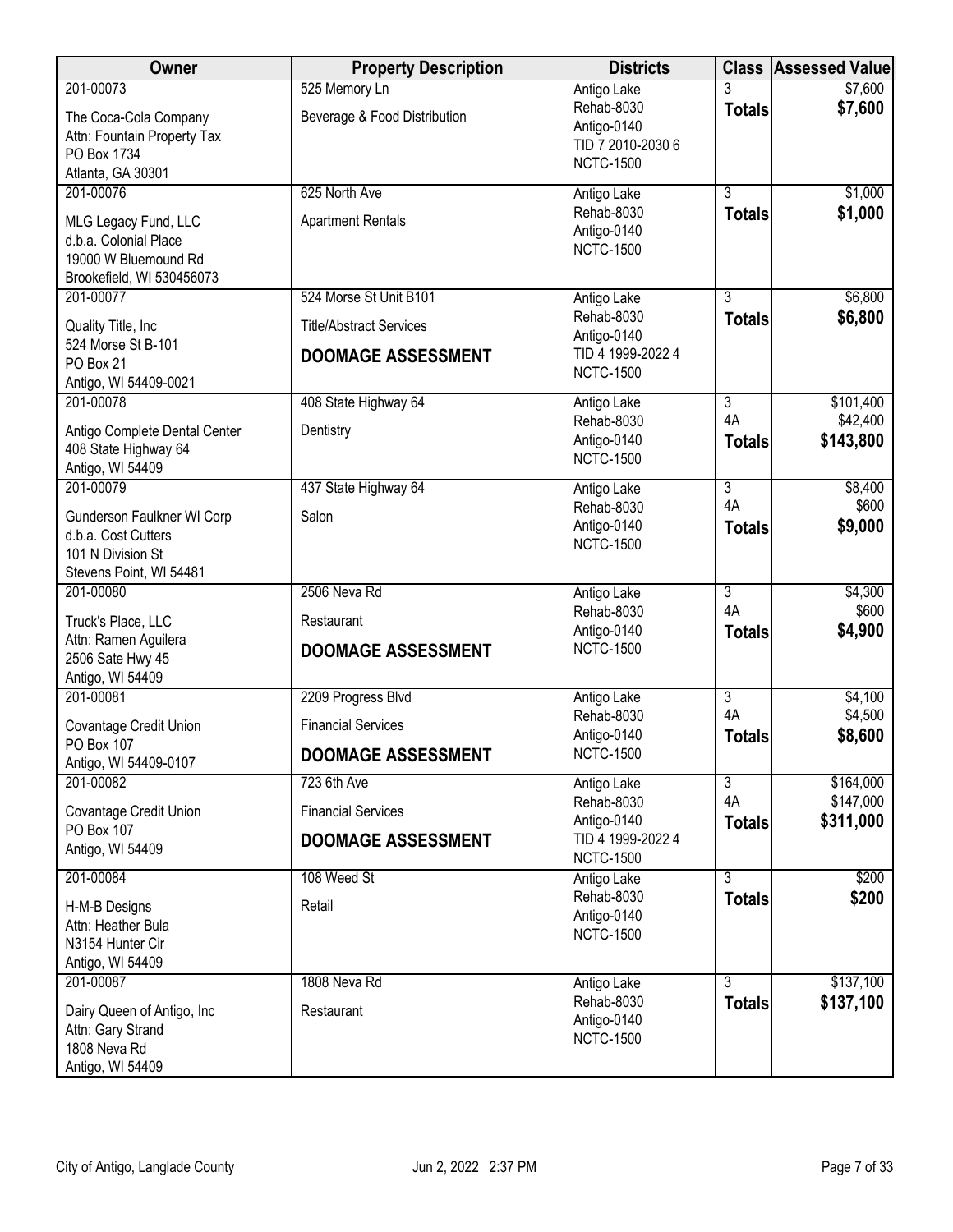| Owner | Property Description | Districts | Class | Assessed Value |
|---|---|---|---|---|
| 201-00073<br>The Coca-Cola Company<br>Attn: Fountain Property Tax<br>PO Box 1734<br>Atlanta, GA 30301 | 525 Memory Ln<br>Beverage & Food Distribution | Antigo Lake<br>Rehab-8030<br>Antigo-0140<br>TID 7 2010-2030 6<br>NCTC-1500 | 3<br>**Totals** | $7,600<br>**$7,600** |
| 201-00076<br>MLG Legacy Fund, LLC<br>d.b.a. Colonial Place<br>19000 W Bluemound Rd<br>Brookefield, WI 530456073 | 625 North Ave<br>Apartment Rentals | Antigo Lake<br>Rehab-8030<br>Antigo-0140<br>NCTC-1500 | 3<br>**Totals** | $1,000<br>**$1,000** |
| 201-00077<br>Quality Title, Inc<br>524 Morse St B-101<br>PO Box 21<br>Antigo, WI 54409-0021 | 524 Morse St Unit B101<br>Title/Abstract Services<br>**DOOMAGE ASSESSMENT** | Antigo Lake<br>Rehab-8030<br>Antigo-0140<br>TID 4 1999-2022 4<br>NCTC-1500 | 3<br>**Totals** | $6,800<br>**$6,800** |
| 201-00078<br>Antigo Complete Dental Center<br>408 State Highway 64<br>Antigo, WI 54409 | 408 State Highway 64<br>Dentistry | Antigo Lake<br>Rehab-8030<br>Antigo-0140<br>NCTC-1500 | 3<br>4A<br>**Totals** | $101,400<br>$42,400<br>**$143,800** |
| 201-00079<br>Gunderson Faulkner WI Corp<br>d.b.a. Cost Cutters<br>101 N Division St<br>Stevens Point, WI 54481 | 437 State Highway 64<br>Salon | Antigo Lake<br>Rehab-8030<br>Antigo-0140<br>NCTC-1500 | 3<br>4A<br>**Totals** | $8,400<br>$600<br>**$9,000** |
| 201-00080<br>Truck's Place, LLC<br>Attn: Ramen Aguilera<br>2506 Sate Hwy 45<br>Antigo, WI 54409 | 2506 Neva Rd<br>Restaurant<br>**DOOMAGE ASSESSMENT** | Antigo Lake<br>Rehab-8030<br>Antigo-0140<br>NCTC-1500 | 3<br>4A<br>**Totals** | $4,300<br>$600<br>**$4,900** |
| 201-00081<br>Covantage Credit Union<br>PO Box 107<br>Antigo, WI 54409-0107 | 2209 Progress Blvd<br>Financial Services<br>**DOOMAGE ASSESSMENT** | Antigo Lake<br>Rehab-8030<br>Antigo-0140<br>NCTC-1500 | 3<br>4A<br>**Totals** | $4,100<br>$4,500<br>**$8,600** |
| 201-00082<br>Covantage Credit Union<br>PO Box 107<br>Antigo, WI 54409 | 723 6th Ave<br>Financial Services<br>**DOOMAGE ASSESSMENT** | Antigo Lake<br>Rehab-8030<br>Antigo-0140<br>TID 4 1999-2022 4<br>NCTC-1500 | 3<br>4A<br>**Totals** | $164,000<br>$147,000<br>**$311,000** |
| 201-00084<br>H-M-B Designs<br>Attn: Heather Bula<br>N3154 Hunter Cir<br>Antigo, WI 54409 | 108 Weed St<br>Retail | Antigo Lake<br>Rehab-8030<br>Antigo-0140<br>NCTC-1500 | 3<br>**Totals** | $200<br>**$200** |
| 201-00087<br>Dairy Queen of Antigo, Inc<br>Attn: Gary Strand<br>1808 Neva Rd<br>Antigo, WI 54409 | 1808 Neva Rd<br>Restaurant | Antigo Lake<br>Rehab-8030<br>Antigo-0140<br>NCTC-1500 | 3<br>**Totals** | $137,100<br>**$137,100** |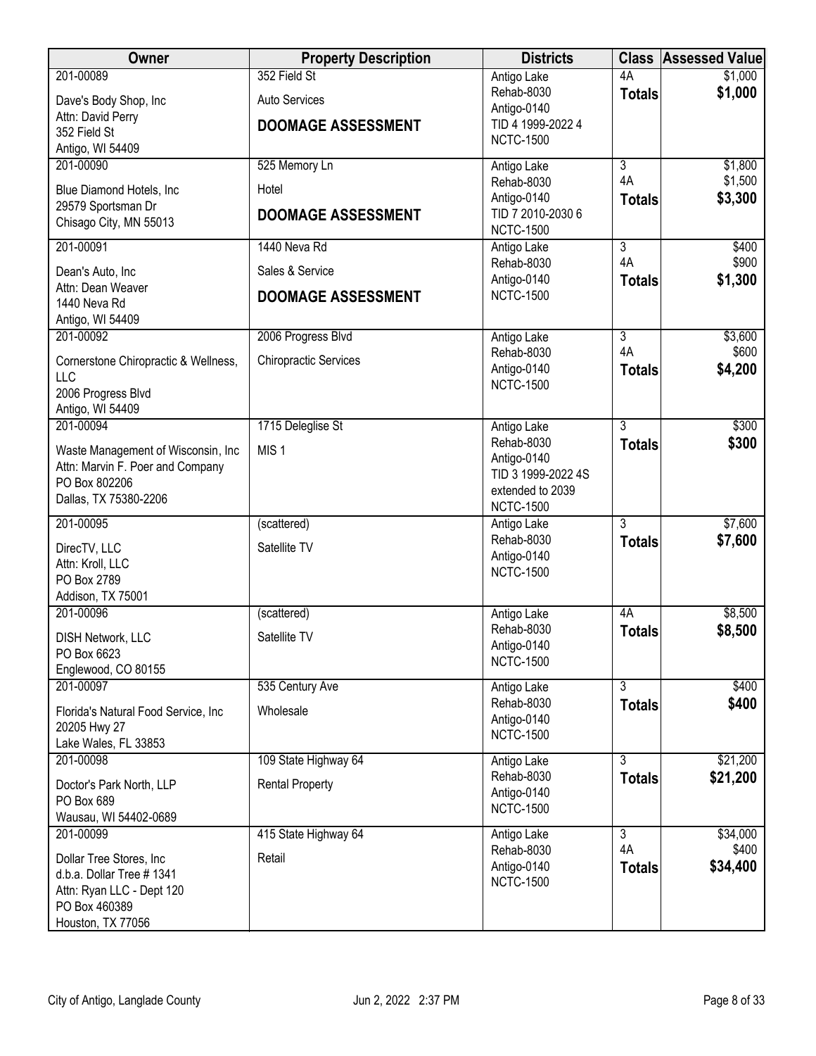| Owner | Property Description | Districts | Class | Assessed Value |
|---|---|---|---|---|
| 201-00089<br>Dave's Body Shop, Inc<br>Attn: David Perry<br>352 Field St<br>Antigo, WI 54409 | 352 Field St<br>Auto Services<br>**DOOMAGE ASSESSMENT** | Antigo Lake<br>Rehab-8030<br>Antigo-0140<br>TID 4 1999-2022 4<br>NCTC-1500 | 4A<br>**Totals** | $1,000<br>**$1,000** |
| 201-00090<br>Blue Diamond Hotels, Inc<br>29579 Sportsman Dr<br>Chisago City, MN 55013 | 525 Memory Ln<br>Hotel<br>**DOOMAGE ASSESSMENT** | Antigo Lake<br>Rehab-8030<br>Antigo-0140<br>TID 7 2010-2030 6<br>NCTC-1500 | 3<br>4A<br>**Totals** | $1,800<br>$1,500<br>**$3,300** |
| 201-00091<br>Dean's Auto, Inc<br>Attn: Dean Weaver<br>1440 Neva Rd<br>Antigo, WI 54409 | 1440 Neva Rd<br>Sales & Service<br>**DOOMAGE ASSESSMENT** | Antigo Lake<br>Rehab-8030<br>Antigo-0140<br>NCTC-1500 | 3<br>4A<br>**Totals** | $400<br>$900<br>**$1,300** |
| 201-00092<br>Cornerstone Chiropractic & Wellness, LLC<br>2006 Progress Blvd<br>Antigo, WI 54409 | 2006 Progress Blvd<br>Chiropractic Services | Antigo Lake<br>Rehab-8030<br>Antigo-0140<br>NCTC-1500 | 3<br>4A<br>**Totals** | $3,600<br>$600<br>**$4,200** |
| 201-00094<br>Waste Management of Wisconsin, Inc<br>Attn: Marvin F. Poer and Company<br>PO Box 802206<br>Dallas, TX 75380-2206 | 1715 Deleglise St<br>MIS 1 | Antigo Lake<br>Rehab-8030<br>Antigo-0140<br>TID 3 1999-2022 4S extended to 2039<br>NCTC-1500 | 3<br>**Totals** | $300<br>**$300** |
| 201-00095<br>DirecTV, LLC<br>Attn: Kroll, LLC<br>PO Box 2789<br>Addison, TX 75001 | (scattered)<br>Satellite TV | Antigo Lake<br>Rehab-8030<br>Antigo-0140<br>NCTC-1500 | 3<br>**Totals** | $7,600<br>**$7,600** |
| 201-00096<br>DISH Network, LLC<br>PO Box 6623<br>Englewood, CO 80155 | (scattered)<br>Satellite TV | Antigo Lake<br>Rehab-8030<br>Antigo-0140<br>NCTC-1500 | 4A<br>**Totals** | $8,500<br>**$8,500** |
| 201-00097<br>Florida's Natural Food Service, Inc<br>20205 Hwy 27<br>Lake Wales, FL 33853 | 535 Century Ave<br>Wholesale | Antigo Lake<br>Rehab-8030<br>Antigo-0140<br>NCTC-1500 | 3<br>**Totals** | $400<br>**$400** |
| 201-00098<br>Doctor's Park North, LLP<br>PO Box 689<br>Wausau, WI 54402-0689 | 109 State Highway 64<br>Rental Property | Antigo Lake<br>Rehab-8030<br>Antigo-0140<br>NCTC-1500 | 3<br>**Totals** | $21,200<br>**$21,200** |
| 201-00099<br>Dollar Tree Stores, Inc<br>d.b.a. Dollar Tree # 1341<br>Attn: Ryan LLC - Dept 120<br>PO Box 460389<br>Houston, TX 77056 | 415 State Highway 64<br>Retail | Antigo Lake<br>Rehab-8030<br>Antigo-0140<br>NCTC-1500 | 3<br>4A<br>**Totals** | $34,000<br>$400<br>**$34,400** |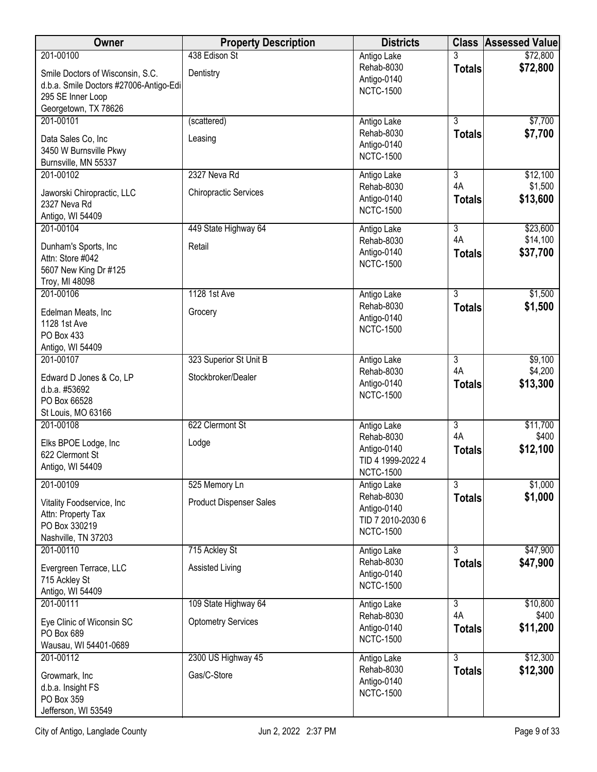| Owner | Property Description | Districts | Class | Assessed Value |
|---|---|---|---|---|
| 201-00100<br>Smile Doctors of Wisconsin, S.C.<br>d.b.a. Smile Doctors #27006-Antigo-Edi<br>295 SE Inner Loop<br>Georgetown, TX 78626 | 438 Edison St<br>Dentistry | Antigo Lake<br>Rehab-8030<br>Antigo-0140<br>NCTC-1500 | 3<br>**Totals** | $72,800<br>**$72,800** |
| 201-00101<br>Data Sales Co, Inc<br>3450 W Burnsville Pkwy<br>Burnsville, MN 55337 | (scattered)<br>Leasing | Antigo Lake<br>Rehab-8030<br>Antigo-0140<br>NCTC-1500 | 3<br>**Totals** | $7,700<br>**$7,700** |
| 201-00102<br>Jaworski Chiropractic, LLC<br>2327 Neva Rd<br>Antigo, WI 54409 | 2327 Neva Rd<br>Chiropractic Services | Antigo Lake<br>Rehab-8030<br>Antigo-0140<br>NCTC-1500 | 3<br>4A<br>**Totals** | $12,100<br>$1,500<br>**$13,600** |
| 201-00104<br>Dunham's Sports, Inc<br>Attn: Store #042<br>5607 New King Dr #125<br>Troy, MI 48098 | 449 State Highway 64<br>Retail | Antigo Lake<br>Rehab-8030<br>Antigo-0140<br>NCTC-1500 | 3<br>4A<br>**Totals** | $23,600<br>$14,100<br>**$37,700** |
| 201-00106<br>Edelman Meats, Inc<br>1128 1st Ave<br>PO Box 433<br>Antigo, WI 54409 | 1128 1st Ave<br>Grocery | Antigo Lake<br>Rehab-8030<br>Antigo-0140<br>NCTC-1500 | 3<br>**Totals** | $1,500<br>**$1,500** |
| 201-00107<br>Edward D Jones & Co, LP<br>d.b.a. #53692<br>PO Box 66528<br>St Louis, MO 63166 | 323 Superior St Unit B<br>Stockbroker/Dealer | Antigo Lake<br>Rehab-8030<br>Antigo-0140<br>NCTC-1500 | 3<br>4A<br>**Totals** | $9,100<br>$4,200<br>**$13,300** |
| 201-00108<br>Elks BPOE Lodge, Inc<br>622 Clermont St<br>Antigo, WI 54409 | 622 Clermont St<br>Lodge | Antigo Lake<br>Rehab-8030<br>Antigo-0140<br>TID 4 1999-2022 4<br>NCTC-1500 | 3<br>4A<br>**Totals** | $11,700<br>$400<br>**$12,100** |
| 201-00109<br>Vitality Foodservice, Inc<br>Attn: Property Tax<br>PO Box 330219<br>Nashville, TN 37203 | 525 Memory Ln<br>Product Dispenser Sales | Antigo Lake<br>Rehab-8030<br>Antigo-0140<br>TID 7 2010-2030 6<br>NCTC-1500 | 3<br>**Totals** | $1,000<br>**$1,000** |
| 201-00110<br>Evergreen Terrace, LLC<br>715 Ackley St<br>Antigo, WI 54409 | 715 Ackley St<br>Assisted Living | Antigo Lake<br>Rehab-8030<br>Antigo-0140<br>NCTC-1500 | 3<br>**Totals** | $47,900<br>**$47,900** |
| 201-00111<br>Eye Clinic of Wiconsin SC<br>PO Box 689<br>Wausau, WI 54401-0689 | 109 State Highway 64<br>Optometry Services | Antigo Lake<br>Rehab-8030<br>Antigo-0140<br>NCTC-1500 | 3<br>4A<br>**Totals** | $10,800<br>$400<br>**$11,200** |
| 201-00112<br>Growmark, Inc<br>d.b.a. Insight FS<br>PO Box 359<br>Jefferson, WI 53549 | 2300 US Highway 45<br>Gas/C-Store | Antigo Lake<br>Rehab-8030<br>Antigo-0140<br>NCTC-1500 | 3<br>**Totals** | $12,300<br>**$12,300** |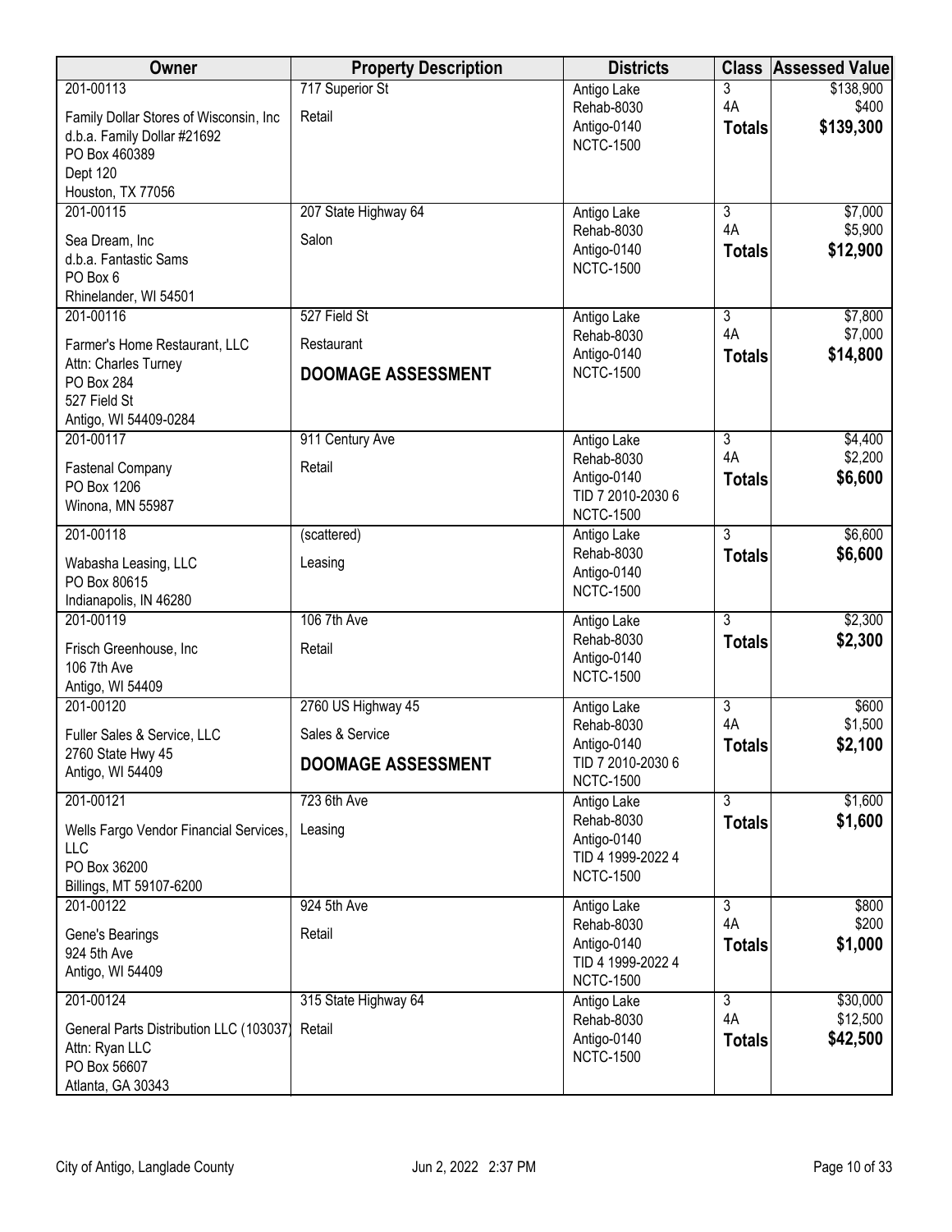| Owner | Property Description | Districts | Class | Assessed Value |
|---|---|---|---|---|
| 201-00113<br>Family Dollar Stores of Wisconsin, Inc<br>d.b.a. Family Dollar #21692<br>PO Box 460389<br>Dept 120<br>Houston, TX 77056 | 717 Superior St<br>Retail | Antigo Lake<br>Rehab-8030<br>Antigo-0140<br>NCTC-1500 | 3<br>4A<br>**Totals** | $138,900<br>$400<br>**$139,300** |
| 201-00115<br>Sea Dream, Inc<br>d.b.a. Fantastic Sams<br>PO Box 6<br>Rhinelander, WI 54501 | 207 State Highway 64<br>Salon | Antigo Lake<br>Rehab-8030<br>Antigo-0140<br>NCTC-1500 | 3<br>4A<br>**Totals** | $7,000<br>$5,900<br>**$12,900** |
| 201-00116<br>Farmer's Home Restaurant, LLC<br>Attn: Charles Turney<br>PO Box 284<br>527 Field St<br>Antigo, WI 54409-0284 | 527 Field St<br>Restaurant<br>**DOOMAGE ASSESSMENT** | Antigo Lake<br>Rehab-8030<br>Antigo-0140<br>NCTC-1500 | 3<br>4A<br>**Totals** | $7,800<br>$7,000<br>**$14,800** |
| 201-00117<br>Fastenal Company<br>PO Box 1206<br>Winona, MN 55987 | 911 Century Ave<br>Retail | Antigo Lake<br>Rehab-8030<br>Antigo-0140<br>TID 7 2010-2030 6<br>NCTC-1500 | 3<br>4A<br>**Totals** | $4,400<br>$2,200<br>**$6,600** |
| 201-00118<br>Wabasha Leasing, LLC<br>PO Box 80615<br>Indianapolis, IN 46280 | (scattered)<br>Leasing | Antigo Lake<br>Rehab-8030<br>Antigo-0140<br>NCTC-1500 | 3<br>**Totals** | $6,600<br>**$6,600** |
| 201-00119<br>Frisch Greenhouse, Inc<br>106 7th Ave<br>Antigo, WI 54409 | 106 7th Ave<br>Retail | Antigo Lake<br>Rehab-8030<br>Antigo-0140<br>NCTC-1500 | 3<br>**Totals** | $2,300<br>**$2,300** |
| 201-00120<br>Fuller Sales & Service, LLC<br>2760 State Hwy 45<br>Antigo, WI 54409 | 2760 US Highway 45<br>Sales & Service<br>**DOOMAGE ASSESSMENT** | Antigo Lake<br>Rehab-8030<br>Antigo-0140<br>TID 7 2010-2030 6<br>NCTC-1500 | 3<br>4A<br>**Totals** | $600<br>$1,500<br>**$2,100** |
| 201-00121<br>Wells Fargo Vendor Financial Services, LLC<br>PO Box 36200<br>Billings, MT 59107-6200 | 723 6th Ave<br>Leasing | Antigo Lake<br>Rehab-8030<br>Antigo-0140<br>TID 4 1999-2022 4<br>NCTC-1500 | 3<br>**Totals** | $1,600<br>**$1,600** |
| 201-00122<br>Gene's Bearings<br>924 5th Ave<br>Antigo, WI 54409 | 924 5th Ave<br>Retail | Antigo Lake<br>Rehab-8030<br>Antigo-0140<br>TID 4 1999-2022 4<br>NCTC-1500 | 3<br>4A<br>**Totals** | $800<br>$200<br>**$1,000** |
| 201-00124<br>General Parts Distribution LLC (103037)<br>Attn: Ryan LLC<br>PO Box 56607<br>Atlanta, GA 30343 | 315 State Highway 64<br>Retail | Antigo Lake<br>Rehab-8030<br>Antigo-0140<br>NCTC-1500 | 3<br>4A<br>**Totals** | $30,000<br>$12,500<br>**$42,500** |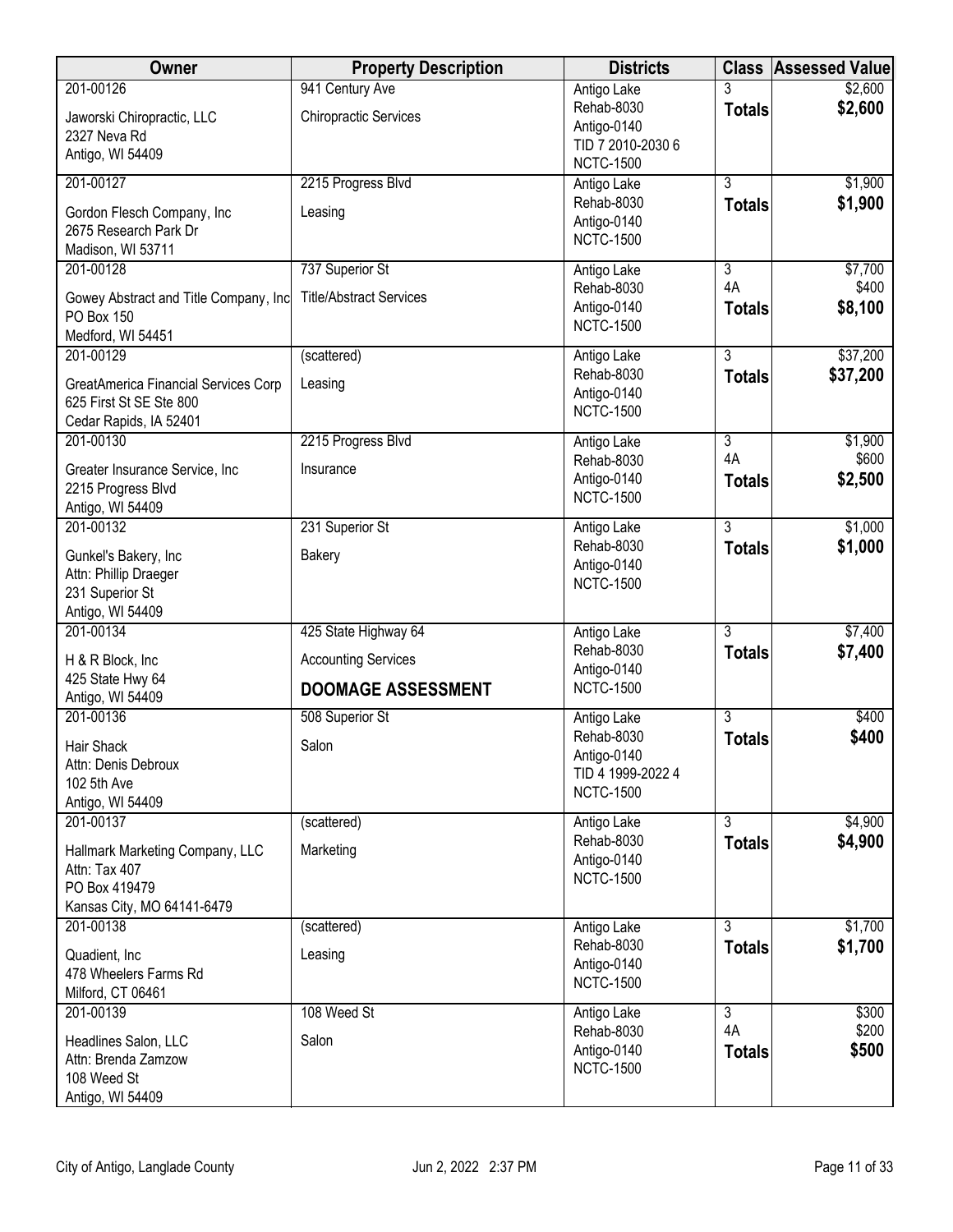| Owner | Property Description | Districts | Class | Assessed Value |
|---|---|---|---|---|
| 201-00126<br>Jaworski Chiropractic, LLC<br>2327 Neva Rd<br>Antigo, WI 54409 | 941 Century Ave<br>Chiropractic Services | Antigo Lake<br>Rehab-8030<br>Antigo-0140<br>TID 7 2010-2030 6<br>NCTC-1500 | 3<br>**Totals** | $2,600<br>**$2,600** |
| 201-00127<br>Gordon Flesch Company, Inc<br>2675 Research Park Dr<br>Madison, WI 53711 | 2215 Progress Blvd<br>Leasing | Antigo Lake<br>Rehab-8030<br>Antigo-0140<br>NCTC-1500 | 3<br>**Totals** | $1,900<br>**$1,900** |
| 201-00128<br>Gowey Abstract and Title Company, Inc<br>PO Box 150<br>Medford, WI 54451 | 737 Superior St<br>Title/Abstract Services | Antigo Lake<br>Rehab-8030<br>Antigo-0140<br>NCTC-1500 | 3<br>4A<br>**Totals** | $7,700<br>$400<br>**$8,100** |
| 201-00129<br>GreatAmerica Financial Services Corp<br>625 First St SE Ste 800<br>Cedar Rapids, IA 52401 | (scattered)<br>Leasing | Antigo Lake<br>Rehab-8030<br>Antigo-0140<br>NCTC-1500 | 3<br>**Totals** | $37,200<br>**$37,200** |
| 201-00130<br>Greater Insurance Service, Inc<br>2215 Progress Blvd<br>Antigo, WI 54409 | 2215 Progress Blvd<br>Insurance | Antigo Lake<br>Rehab-8030<br>Antigo-0140<br>NCTC-1500 | 3<br>4A<br>**Totals** | $1,900<br>$600<br>**$2,500** |
| 201-00132<br>Gunkel's Bakery, Inc<br>Attn: Phillip Draeger<br>231 Superior St<br>Antigo, WI 54409 | 231 Superior St<br>Bakery | Antigo Lake<br>Rehab-8030<br>Antigo-0140<br>NCTC-1500 | 3<br>**Totals** | $1,000<br>**$1,000** |
| 201-00134<br>H & R Block, Inc<br>425 State Hwy 64<br>Antigo, WI 54409 | 425 State Highway 64<br>Accounting Services<br>**DOOMAGE ASSESSMENT** | Antigo Lake<br>Rehab-8030<br>Antigo-0140<br>NCTC-1500 | 3<br>**Totals** | $7,400<br>**$7,400** |
| 201-00136<br>Hair Shack<br>Attn: Denis Debroux<br>102 5th Ave<br>Antigo, WI 54409 | 508 Superior St<br>Salon | Antigo Lake<br>Rehab-8030<br>Antigo-0140<br>TID 4 1999-2022 4<br>NCTC-1500 | 3<br>**Totals** | $400<br>**$400** |
| 201-00137<br>Hallmark Marketing Company, LLC<br>Attn: Tax 407<br>PO Box 419479<br>Kansas City, MO 64141-6479 | (scattered)<br>Marketing | Antigo Lake<br>Rehab-8030<br>Antigo-0140<br>NCTC-1500 | 3<br>**Totals** | $4,900<br>**$4,900** |
| 201-00138<br>Quadient, Inc<br>478 Wheelers Farms Rd<br>Milford, CT 06461 | (scattered)<br>Leasing | Antigo Lake<br>Rehab-8030<br>Antigo-0140<br>NCTC-1500 | 3<br>**Totals** | $1,700<br>**$1,700** |
| 201-00139<br>Headlines Salon, LLC<br>Attn: Brenda Zamzow<br>108 Weed St<br>Antigo, WI 54409 | 108 Weed St<br>Salon | Antigo Lake<br>Rehab-8030<br>Antigo-0140<br>NCTC-1500 | 3<br>4A<br>**Totals** | $300<br>$200<br>**$500** |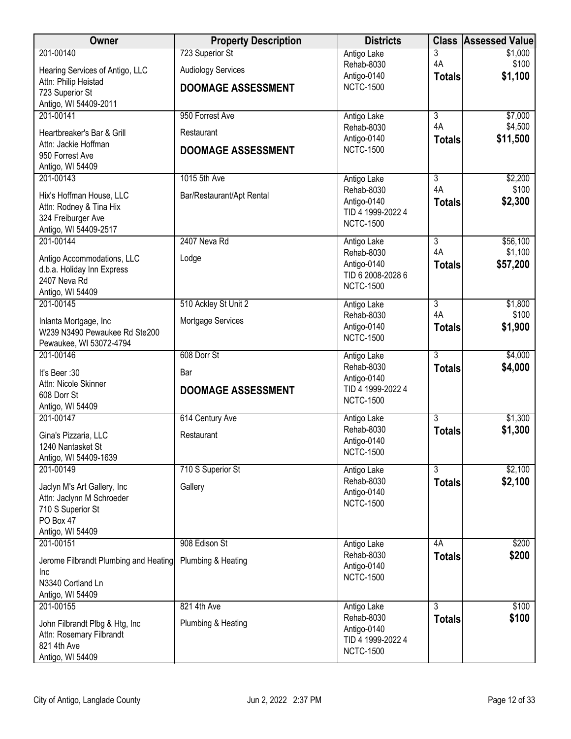| Owner | Property Description | Districts | Class | Assessed Value |
|---|---|---|---|---|
| 201-00140<br>Hearing Services of Antigo, LLC<br>Attn: Philip Heistad<br>723 Superior St<br>Antigo, WI 54409-2011 | 723 Superior St<br>Audiology Services<br>**DOOMAGE ASSESSMENT** | Antigo Lake<br>Rehab-8030<br>Antigo-0140<br>NCTC-1500 | 3<br>4A<br>**Totals** | $1,000<br>$100<br>**$1,100** |
| 201-00141<br>Heartbreaker's Bar & Grill<br>Attn: Jackie Hoffman<br>950 Forrest Ave<br>Antigo, WI 54409 | 950 Forrest Ave<br>Restaurant<br>**DOOMAGE ASSESSMENT** | Antigo Lake<br>Rehab-8030<br>Antigo-0140<br>NCTC-1500 | 3<br>4A<br>**Totals** | $7,000<br>$4,500<br>**$11,500** |
| 201-00143<br>Hix's Hoffman House, LLC<br>Attn: Rodney & Tina Hix<br>324 Freiburger Ave<br>Antigo, WI 54409-2517 | 1015 5th Ave<br>Bar/Restaurant/Apt Rental | Antigo Lake<br>Rehab-8030<br>Antigo-0140<br>TID 4 1999-2022 4<br>NCTC-1500 | 3<br>4A<br>**Totals** | $2,200<br>$100<br>**$2,300** |
| 201-00144<br>Antigo Accommodations, LLC<br>d.b.a. Holiday Inn Express<br>2407 Neva Rd<br>Antigo, WI 54409 | 2407 Neva Rd<br>Lodge | Antigo Lake<br>Rehab-8030<br>Antigo-0140<br>TID 6 2008-2028 6<br>NCTC-1500 | 3<br>4A<br>**Totals** | $56,100<br>$1,100<br>**$57,200** |
| 201-00145<br>Inlanta Mortgage, Inc<br>W239 N3490 Pewaukee Rd Ste200<br>Pewaukee, WI 53072-4794 | 510 Ackley St Unit 2<br>Mortgage Services | Antigo Lake<br>Rehab-8030<br>Antigo-0140<br>NCTC-1500 | 3<br>4A<br>**Totals** | $1,800<br>$100<br>**$1,900** |
| 201-00146<br>It's Beer :30<br>Attn: Nicole Skinner<br>608 Dorr St<br>Antigo, WI 54409 | 608 Dorr St<br>Bar<br>**DOOMAGE ASSESSMENT** | Antigo Lake<br>Rehab-8030<br>Antigo-0140<br>TID 4 1999-2022 4<br>NCTC-1500 | 3<br>**Totals** | $4,000<br>**$4,000** |
| 201-00147<br>Gina's Pizzaria, LLC<br>1240 Nantasket St<br>Antigo, WI 54409-1639 | 614 Century Ave<br>Restaurant | Antigo Lake<br>Rehab-8030<br>Antigo-0140<br>NCTC-1500 | 3<br>**Totals** | $1,300<br>**$1,300** |
| 201-00149<br>Jaclyn M's Art Gallery, Inc<br>Attn: Jaclynn M Schroeder<br>710 S Superior St<br>PO Box 47<br>Antigo, WI 54409 | 710 S Superior St<br>Gallery | Antigo Lake<br>Rehab-8030<br>Antigo-0140<br>NCTC-1500 | 3<br>**Totals** | $2,100<br>**$2,100** |
| 201-00151<br>Jerome Filbrandt Plumbing and Heating Inc<br>N3340 Cortland Ln<br>Antigo, WI 54409 | 908 Edison St<br>Plumbing & Heating | Antigo Lake<br>Rehab-8030<br>Antigo-0140<br>NCTC-1500 | 4A<br>**Totals** | $200<br>**$200** |
| 201-00155<br>John Filbrandt Plbg & Htg, Inc<br>Attn: Rosemary Filbrandt<br>821 4th Ave<br>Antigo, WI 54409 | 821 4th Ave<br>Plumbing & Heating | Antigo Lake<br>Rehab-8030<br>Antigo-0140<br>TID 4 1999-2022 4<br>NCTC-1500 | 3<br>**Totals** | $100<br>**$100** |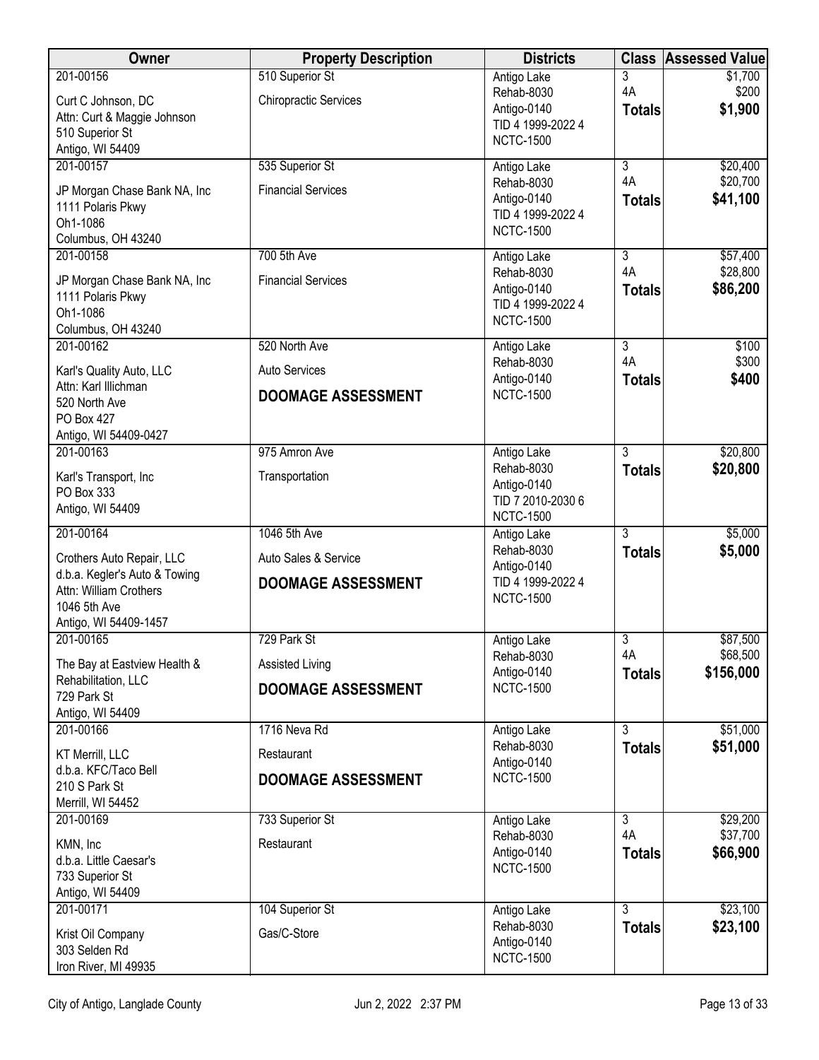| Owner | Property Description | Districts | Class | Assessed Value |
|---|---|---|---|---|
| 201-00156<br>Curt C Johnson, DC<br>Attn: Curt & Maggie Johnson<br>510 Superior St<br>Antigo, WI 54409 | 510 Superior St<br>Chiropractic Services | Antigo Lake<br>Rehab-8030<br>Antigo-0140<br>TID 4 1999-2022 4<br>NCTC-1500 | 3<br>4A<br>**Totals** | $1,700<br>$200<br>**$1,900** |
| 201-00157<br>JP Morgan Chase Bank NA, Inc<br>1111 Polaris Pkwy<br>Oh1-1086<br>Columbus, OH 43240 | 535 Superior St<br>Financial Services | Antigo Lake<br>Rehab-8030<br>Antigo-0140<br>TID 4 1999-2022 4<br>NCTC-1500 | 3<br>4A<br>**Totals** | $20,400<br>$20,700<br>**$41,100** |
| 201-00158<br>JP Morgan Chase Bank NA, Inc<br>1111 Polaris Pkwy<br>Oh1-1086<br>Columbus, OH 43240 | 700 5th Ave<br>Financial Services | Antigo Lake<br>Rehab-8030<br>Antigo-0140<br>TID 4 1999-2022 4<br>NCTC-1500 | 3<br>4A<br>**Totals** | $57,400<br>$28,800<br>**$86,200** |
| 201-00162<br>Karl's Quality Auto, LLC<br>Attn: Karl Illichman<br>520 North Ave<br>PO Box 427<br>Antigo, WI 54409-0427 | 520 North Ave<br>Auto Services<br>**DOOMAGE ASSESSMENT** | Antigo Lake<br>Rehab-8030<br>Antigo-0140<br>NCTC-1500 | 3<br>4A<br>**Totals** | $100<br>$300<br>**$400** |
| 201-00163<br>Karl's Transport, Inc<br>PO Box 333<br>Antigo, WI 54409 | 975 Amron Ave<br>Transportation | Antigo Lake<br>Rehab-8030<br>Antigo-0140<br>TID 7 2010-2030 6<br>NCTC-1500 | 3<br>**Totals** | $20,800<br>**$20,800** |
| 201-00164<br>Crothers Auto Repair, LLC<br>d.b.a. Kegler's Auto & Towing<br>Attn: William Crothers<br>1046 5th Ave<br>Antigo, WI 54409-1457 | 1046 5th Ave<br>Auto Sales & Service<br>**DOOMAGE ASSESSMENT** | Antigo Lake<br>Rehab-8030<br>Antigo-0140<br>TID 4 1999-2022 4<br>NCTC-1500 | 3<br>**Totals** | $5,000<br>**$5,000** |
| 201-00165<br>The Bay at Eastview Health &<br>Rehabilitation, LLC<br>729 Park St<br>Antigo, WI 54409 | 729 Park St<br>Assisted Living<br>**DOOMAGE ASSESSMENT** | Antigo Lake<br>Rehab-8030<br>Antigo-0140<br>NCTC-1500 | 3<br>4A<br>**Totals** | $87,500<br>$68,500<br>**$156,000** |
| 201-00166<br>KT Merrill, LLC<br>d.b.a. KFC/Taco Bell<br>210 S Park St<br>Merrill, WI 54452 | 1716 Neva Rd<br>Restaurant<br>**DOOMAGE ASSESSMENT** | Antigo Lake<br>Rehab-8030<br>Antigo-0140<br>NCTC-1500 | 3<br>**Totals** | $51,000<br>**$51,000** |
| 201-00169<br>KMN, Inc<br>d.b.a. Little Caesar's<br>733 Superior St<br>Antigo, WI 54409 | 733 Superior St<br>Restaurant | Antigo Lake<br>Rehab-8030<br>Antigo-0140<br>NCTC-1500 | 3<br>4A<br>**Totals** | $29,200<br>$37,700<br>**$66,900** |
| 201-00171<br>Krist Oil Company<br>303 Selden Rd<br>Iron River, MI 49935 | 104 Superior St<br>Gas/C-Store | Antigo Lake<br>Rehab-8030<br>Antigo-0140<br>NCTC-1500 | 3<br>**Totals** | $23,100<br>**$23,100** |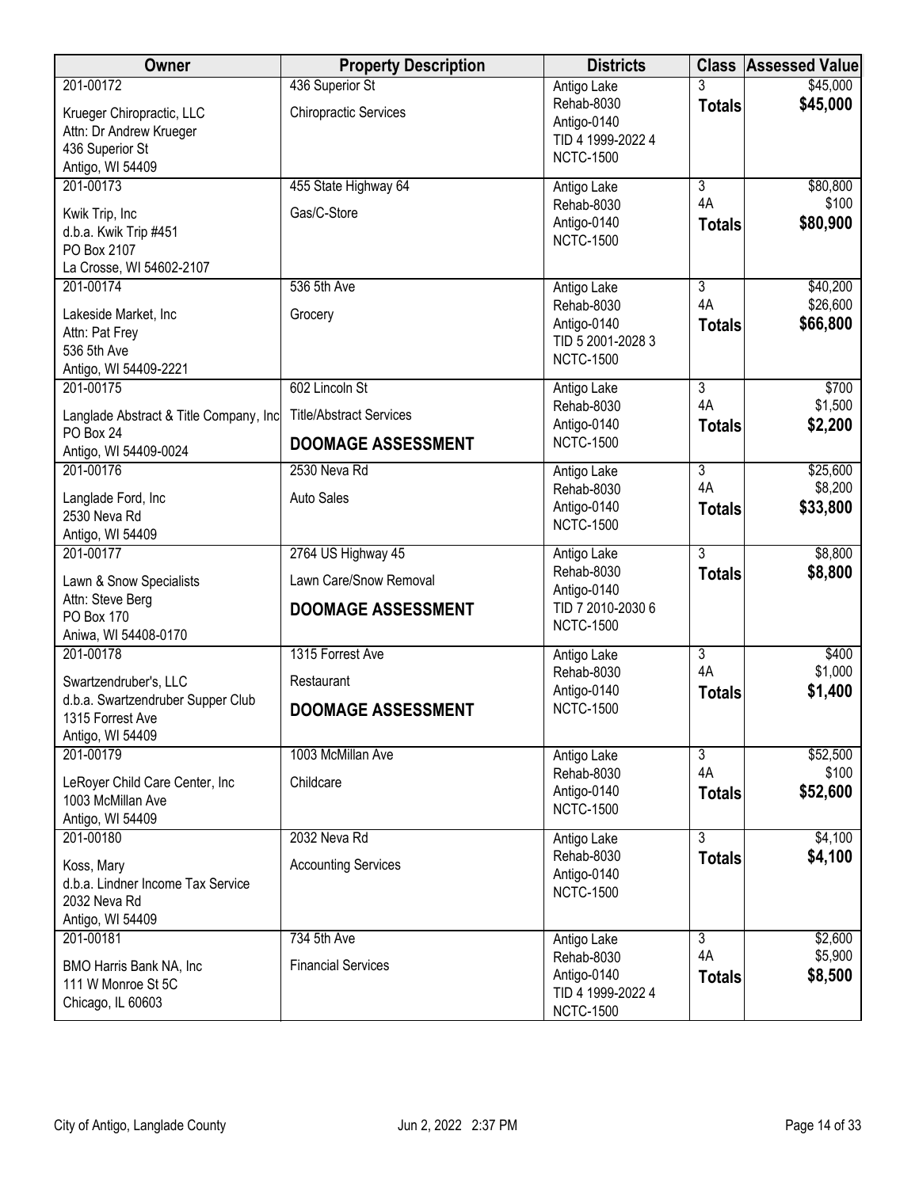| Owner | Property Description | Districts | Class | Assessed Value |
|---|---|---|---|---|
| 201-00172<br>Krueger Chiropractic, LLC<br>Attn: Dr Andrew Krueger<br>436 Superior St<br>Antigo, WI 54409 | 436 Superior St<br>Chiropractic Services | Antigo Lake<br>Rehab-8030<br>Antigo-0140<br>TID 4 1999-2022 4<br>NCTC-1500 | 3<br>**Totals** | $45,000<br>**$45,000** |
| 201-00173<br>Kwik Trip, Inc<br>d.b.a. Kwik Trip #451<br>PO Box 2107<br>La Crosse, WI 54602-2107 | 455 State Highway 64<br>Gas/C-Store | Antigo Lake<br>Rehab-8030<br>Antigo-0140<br>NCTC-1500 | 3<br>4A<br>**Totals** | $80,800<br>$100<br>**$80,900** |
| 201-00174<br>Lakeside Market, Inc<br>Attn: Pat Frey<br>536 5th Ave<br>Antigo, WI 54409-2221 | 536 5th Ave<br>Grocery | Antigo Lake<br>Rehab-8030<br>Antigo-0140<br>TID 5 2001-2028 3<br>NCTC-1500 | 3<br>4A<br>**Totals** | $40,200<br>$26,600<br>**$66,800** |
| 201-00175<br>Langlade Abstract & Title Company, Inc<br>PO Box 24<br>Antigo, WI 54409-0024 | 602 Lincoln St<br>Title/Abstract Services<br>**DOOMAGE ASSESSMENT** | Antigo Lake<br>Rehab-8030<br>Antigo-0140<br>NCTC-1500 | 3<br>4A<br>**Totals** | $700<br>$1,500<br>**$2,200** |
| 201-00176<br>Langlade Ford, Inc<br>2530 Neva Rd<br>Antigo, WI 54409 | 2530 Neva Rd<br>Auto Sales | Antigo Lake<br>Rehab-8030<br>Antigo-0140<br>NCTC-1500 | 3<br>4A<br>**Totals** | $25,600<br>$8,200<br>**$33,800** |
| 201-00177<br>Lawn & Snow Specialists<br>Attn: Steve Berg<br>PO Box 170<br>Aniwa, WI 54408-0170 | 2764 US Highway 45<br>Lawn Care/Snow Removal<br>**DOOMAGE ASSESSMENT** | Antigo Lake<br>Rehab-8030<br>Antigo-0140<br>TID 7 2010-2030 6<br>NCTC-1500 | 3<br>**Totals** | $8,800<br>**$8,800** |
| 201-00178<br>Swartzendruber's, LLC<br>d.b.a. Swartzendruber Supper Club<br>1315 Forrest Ave<br>Antigo, WI 54409 | 1315 Forrest Ave<br>Restaurant<br>**DOOMAGE ASSESSMENT** | Antigo Lake<br>Rehab-8030<br>Antigo-0140<br>NCTC-1500 | 3<br>4A<br>**Totals** | $400<br>$1,000<br>**$1,400** |
| 201-00179<br>LeRoyer Child Care Center, Inc<br>1003 McMillan Ave<br>Antigo, WI 54409 | 1003 McMillan Ave<br>Childcare | Antigo Lake<br>Rehab-8030<br>Antigo-0140<br>NCTC-1500 | 3<br>4A<br>**Totals** | $52,500<br>$100<br>**$52,600** |
| 201-00180<br>Koss, Mary<br>d.b.a. Lindner Income Tax Service<br>2032 Neva Rd<br>Antigo, WI 54409 | 2032 Neva Rd<br>Accounting Services | Antigo Lake<br>Rehab-8030<br>Antigo-0140<br>NCTC-1500 | 3<br>**Totals** | $4,100<br>**$4,100** |
| 201-00181<br>BMO Harris Bank NA, Inc<br>111 W Monroe St 5C<br>Chicago, IL 60603 | 734 5th Ave<br>Financial Services | Antigo Lake<br>Rehab-8030<br>Antigo-0140<br>TID 4 1999-2022 4<br>NCTC-1500 | 3<br>4A<br>**Totals** | $2,600<br>$5,900<br>**$8,500** |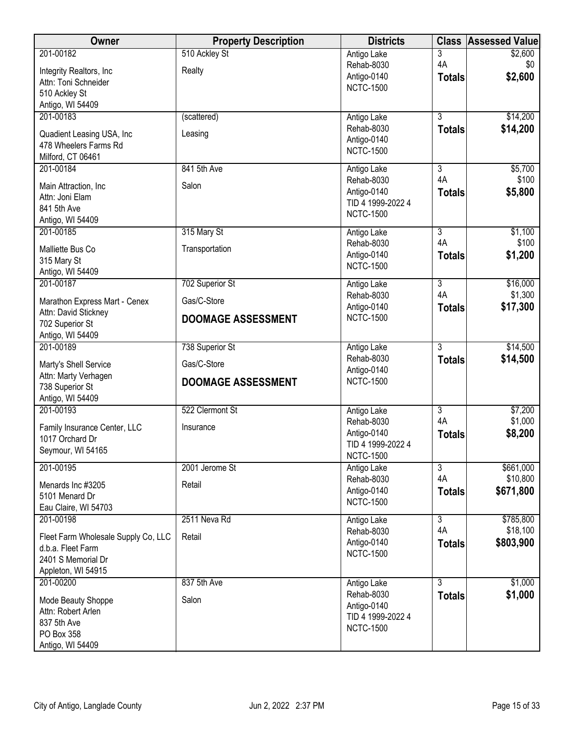| Owner | Property Description | Districts | Class | Assessed Value |
|---|---|---|---|---|
| 201-00182<br>Integrity Realtors, Inc<br>Attn: Toni Schneider<br>510 Ackley St<br>Antigo, WI 54409 | 510 Ackley St<br>Realty | Antigo Lake<br>Rehab-8030<br>Antigo-0140<br>NCTC-1500 | 3<br>4A<br>**Totals** | $2,600<br>$0<br>**$2,600** |
| 201-00183<br>Quadient Leasing USA, Inc<br>478 Wheelers Farms Rd<br>Milford, CT 06461 | (scattered)<br>Leasing | Antigo Lake<br>Rehab-8030<br>Antigo-0140<br>NCTC-1500 | 3<br>**Totals** | $14,200<br>**$14,200** |
| 201-00184<br>Main Attraction, Inc<br>Attn: Joni Elam<br>841 5th Ave<br>Antigo, WI 54409 | 841 5th Ave<br>Salon | Antigo Lake<br>Rehab-8030<br>Antigo-0140<br>TID 4 1999-2022 4<br>NCTC-1500 | 3<br>4A<br>**Totals** | $5,700<br>$100<br>**$5,800** |
| 201-00185<br>Malliette Bus Co<br>315 Mary St<br>Antigo, WI 54409 | 315 Mary St<br>Transportation | Antigo Lake<br>Rehab-8030<br>Antigo-0140<br>NCTC-1500 | 3<br>4A<br>**Totals** | $1,100<br>$100<br>**$1,200** |
| 201-00187<br>Marathon Express Mart - Cenex<br>Attn: David Stickney<br>702 Superior St<br>Antigo, WI 54409 | 702 Superior St<br>Gas/C-Store<br>**DOOMAGE ASSESSMENT** | Antigo Lake<br>Rehab-8030<br>Antigo-0140<br>NCTC-1500 | 3<br>4A<br>**Totals** | $16,000<br>$1,300<br>**$17,300** |
| 201-00189<br>Marty's Shell Service<br>Attn: Marty Verhagen<br>738 Superior St<br>Antigo, WI 54409 | 738 Superior St<br>Gas/C-Store<br>**DOOMAGE ASSESSMENT** | Antigo Lake<br>Rehab-8030<br>Antigo-0140<br>NCTC-1500 | 3<br>**Totals** | $14,500<br>**$14,500** |
| 201-00193<br>Family Insurance Center, LLC<br>1017 Orchard Dr<br>Seymour, WI 54165 | 522 Clermont St<br>Insurance | Antigo Lake<br>Rehab-8030<br>Antigo-0140<br>TID 4 1999-2022 4<br>NCTC-1500 | 3<br>4A<br>**Totals** | $7,200<br>$1,000<br>**$8,200** |
| 201-00195<br>Menards Inc #3205<br>5101 Menard Dr<br>Eau Claire, WI 54703 | 2001 Jerome St<br>Retail | Antigo Lake<br>Rehab-8030<br>Antigo-0140<br>NCTC-1500 | 3<br>4A<br>**Totals** | $661,000<br>$10,800<br>**$671,800** |
| 201-00198<br>Fleet Farm Wholesale Supply Co, LLC<br>d.b.a. Fleet Farm<br>2401 S Memorial Dr<br>Appleton, WI 54915 | 2511 Neva Rd<br>Retail | Antigo Lake<br>Rehab-8030<br>Antigo-0140<br>NCTC-1500 | 3<br>4A<br>**Totals** | $785,800<br>$18,100<br>**$803,900** |
| 201-00200<br>Mode Beauty Shoppe<br>Attn: Robert Arlen<br>837 5th Ave<br>PO Box 358<br>Antigo, WI 54409 | 837 5th Ave<br>Salon | Antigo Lake<br>Rehab-8030<br>Antigo-0140<br>TID 4 1999-2022 4<br>NCTC-1500 | 3<br>**Totals** | $1,000<br>**$1,000** |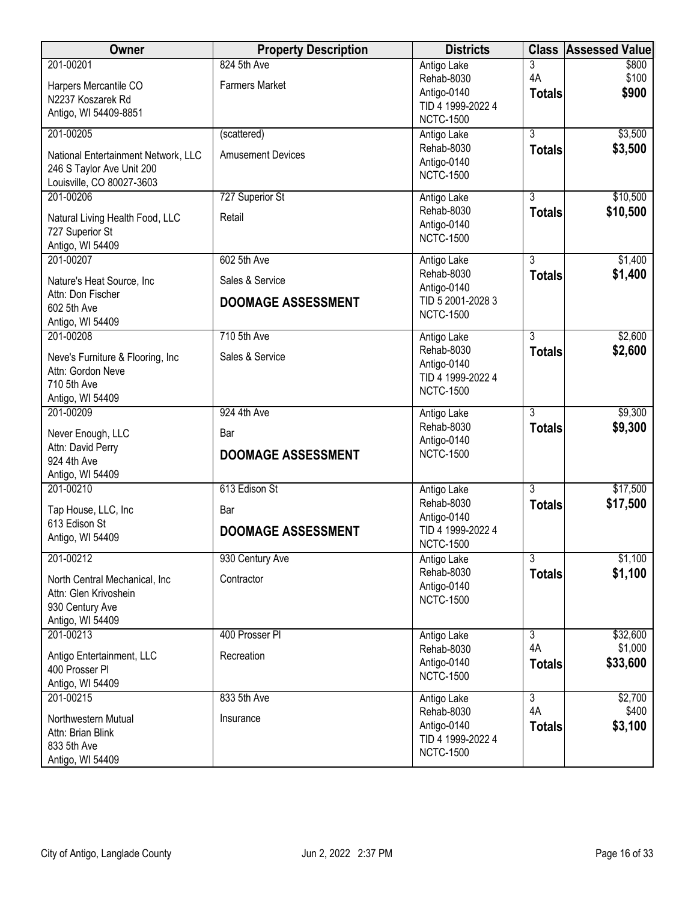| Owner | Property Description | Districts | Class | Assessed Value |
|---|---|---|---|---|
| 201-00201<br>Harpers Mercantile CO<br>N2237 Koszarek Rd<br>Antigo, WI 54409-8851 | 824 5th Ave<br>Farmers Market | Antigo Lake<br>Rehab-8030<br>Antigo-0140<br>TID 4 1999-2022 4<br>NCTC-1500 | 3<br>4A<br>**Totals** | $800<br>$100<br>**$900** |
| 201-00205<br>National Entertainment Network, LLC<br>246 S Taylor Ave Unit 200<br>Louisville, CO 80027-3603 | (scattered)<br>Amusement Devices | Antigo Lake<br>Rehab-8030<br>Antigo-0140<br>NCTC-1500 | 3<br>**Totals** | $3,500<br>**$3,500** |
| 201-00206<br>Natural Living Health Food, LLC<br>727 Superior St<br>Antigo, WI 54409 | 727 Superior St<br>Retail | Antigo Lake<br>Rehab-8030<br>Antigo-0140<br>NCTC-1500 | 3<br>**Totals** | $10,500<br>**$10,500** |
| 201-00207<br>Nature's Heat Source, Inc<br>Attn: Don Fischer<br>602 5th Ave<br>Antigo, WI 54409 | 602 5th Ave<br>Sales & Service<br>**DOOMAGE ASSESSMENT** | Antigo Lake<br>Rehab-8030<br>Antigo-0140<br>TID 5 2001-2028 3<br>NCTC-1500 | 3<br>**Totals** | $1,400<br>**$1,400** |
| 201-00208<br>Neve's Furniture & Flooring, Inc<br>Attn: Gordon Neve<br>710 5th Ave<br>Antigo, WI 54409 | 710 5th Ave<br>Sales & Service | Antigo Lake<br>Rehab-8030<br>Antigo-0140<br>TID 4 1999-2022 4<br>NCTC-1500 | 3<br>**Totals** | $2,600<br>**$2,600** |
| 201-00209<br>Never Enough, LLC<br>Attn: David Perry<br>924 4th Ave<br>Antigo, WI 54409 | 924 4th Ave<br>Bar<br>**DOOMAGE ASSESSMENT** | Antigo Lake<br>Rehab-8030<br>Antigo-0140<br>NCTC-1500 | 3<br>**Totals** | $9,300<br>**$9,300** |
| 201-00210<br>Tap House, LLC, Inc<br>613 Edison St<br>Antigo, WI 54409 | 613 Edison St<br>Bar<br>**DOOMAGE ASSESSMENT** | Antigo Lake<br>Rehab-8030<br>Antigo-0140<br>TID 4 1999-2022 4<br>NCTC-1500 | 3<br>**Totals** | $17,500<br>**$17,500** |
| 201-00212<br>North Central Mechanical, Inc<br>Attn: Glen Krivoshein<br>930 Century Ave<br>Antigo, WI 54409 | 930 Century Ave<br>Contractor | Antigo Lake<br>Rehab-8030<br>Antigo-0140<br>NCTC-1500 | 3<br>**Totals** | $1,100<br>**$1,100** |
| 201-00213<br>Antigo Entertainment, LLC<br>400 Prosser Pl<br>Antigo, WI 54409 | 400 Prosser Pl<br>Recreation | Antigo Lake<br>Rehab-8030<br>Antigo-0140<br>NCTC-1500 | 3<br>4A<br>**Totals** | $32,600<br>$1,000<br>**$33,600** |
| 201-00215<br>Northwestern Mutual<br>Attn: Brian Blink<br>833 5th Ave<br>Antigo, WI 54409 | 833 5th Ave<br>Insurance | Antigo Lake<br>Rehab-8030<br>Antigo-0140<br>TID 4 1999-2022 4<br>NCTC-1500 | 3<br>4A<br>**Totals** | $2,700<br>$400<br>**$3,100** |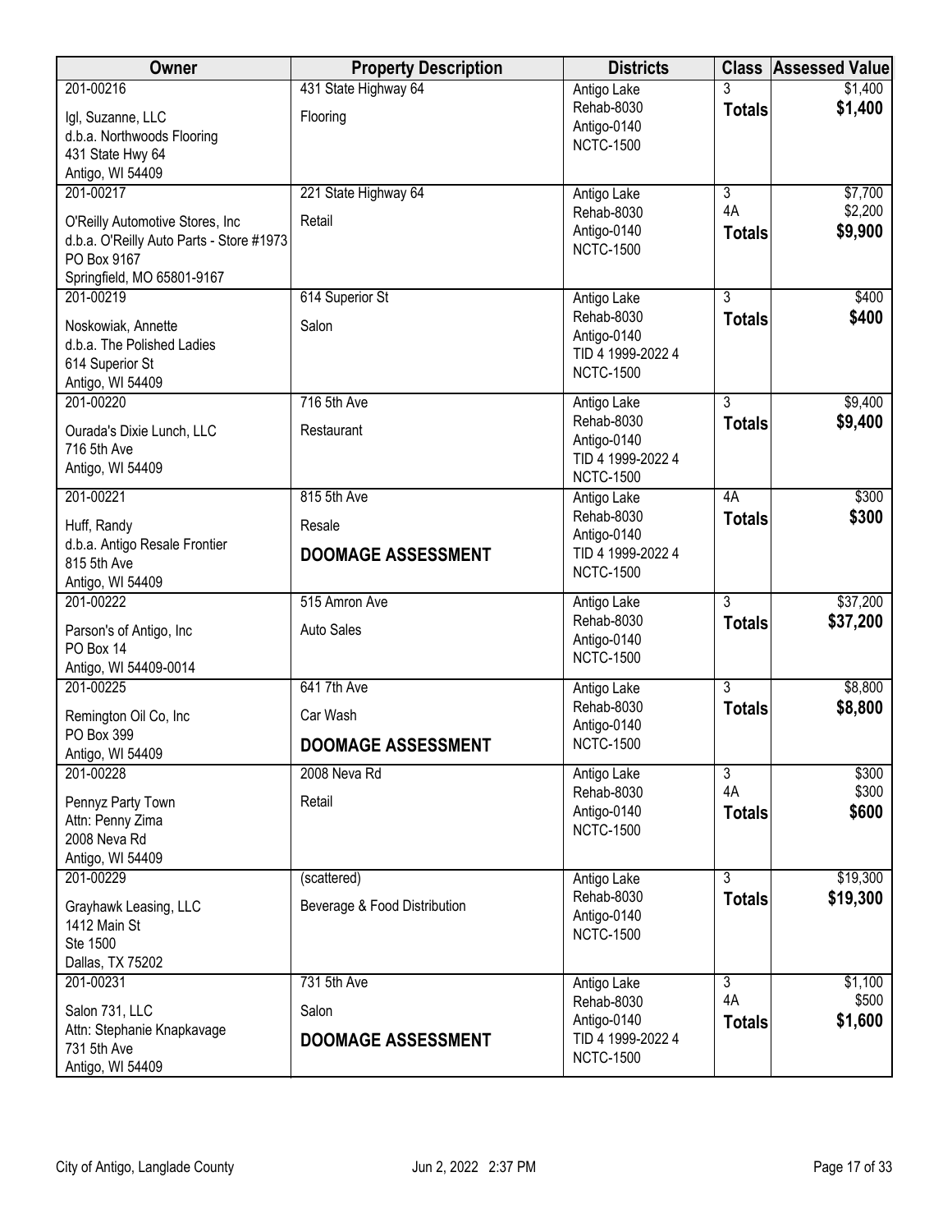| Owner | Property Description | Districts | Class | Assessed Value |
|---|---|---|---|---|
| 201-00216<br>Igl, Suzanne, LLC<br>d.b.a. Northwoods Flooring<br>431 State Hwy 64<br>Antigo, WI 54409 | 431 State Highway 64<br>Flooring | Antigo Lake<br>Rehab-8030<br>Antigo-0140<br>NCTC-1500 | 3<br>**Totals** | $1,400<br>**$1,400** |
| 201-00217<br>O'Reilly Automotive Stores, Inc<br>d.b.a. O'Reilly Auto Parts - Store #1973<br>PO Box 9167<br>Springfield, MO 65801-9167 | 221 State Highway 64<br>Retail | Antigo Lake<br>Rehab-8030<br>Antigo-0140<br>NCTC-1500 | 3<br>4A<br>**Totals** | $7,700<br>$2,200<br>**$9,900** |
| 201-00219<br>Noskowiak, Annette<br>d.b.a. The Polished Ladies<br>614 Superior St<br>Antigo, WI 54409 | 614 Superior St<br>Salon | Antigo Lake<br>Rehab-8030<br>Antigo-0140<br>TID 4 1999-2022 4<br>NCTC-1500 | 3<br>**Totals** | $400<br>**$400** |
| 201-00220<br>Ourada's Dixie Lunch, LLC<br>716 5th Ave<br>Antigo, WI 54409 | 716 5th Ave<br>Restaurant | Antigo Lake<br>Rehab-8030<br>Antigo-0140<br>TID 4 1999-2022 4<br>NCTC-1500 | 3<br>**Totals** | $9,400<br>**$9,400** |
| 201-00221<br>Huff, Randy<br>d.b.a. Antigo Resale Frontier<br>815 5th Ave<br>Antigo, WI 54409 | 815 5th Ave<br>Resale<br>**DOOMAGE ASSESSMENT** | Antigo Lake<br>Rehab-8030<br>Antigo-0140<br>TID 4 1999-2022 4<br>NCTC-1500 | 4A<br>**Totals** | $300<br>**$300** |
| 201-00222<br>Parson's of Antigo, Inc<br>PO Box 14<br>Antigo, WI 54409-0014 | 515 Amron Ave<br>Auto Sales | Antigo Lake<br>Rehab-8030<br>Antigo-0140<br>NCTC-1500 | 3<br>**Totals** | $37,200<br>**$37,200** |
| 201-00225<br>Remington Oil Co, Inc<br>PO Box 399<br>Antigo, WI 54409 | 641 7th Ave<br>Car Wash<br>**DOOMAGE ASSESSMENT** | Antigo Lake<br>Rehab-8030<br>Antigo-0140<br>NCTC-1500 | 3<br>**Totals** | $8,800<br>**$8,800** |
| 201-00228<br>Pennyz Party Town<br>Attn: Penny Zima<br>2008 Neva Rd<br>Antigo, WI 54409 | 2008 Neva Rd<br>Retail | Antigo Lake<br>Rehab-8030<br>Antigo-0140<br>NCTC-1500 | 3<br>4A<br>**Totals** | $300<br>$300<br>**$600** |
| 201-00229<br>Grayhawk Leasing, LLC<br>1412 Main St<br>Ste 1500<br>Dallas, TX 75202 | (scattered)<br>Beverage & Food Distribution | Antigo Lake<br>Rehab-8030<br>Antigo-0140<br>NCTC-1500 | 3<br>**Totals** | $19,300<br>**$19,300** |
| 201-00231<br>Salon 731, LLC<br>Attn: Stephanie Knapkavage<br>731 5th Ave<br>Antigo, WI 54409 | 731 5th Ave<br>Salon<br>**DOOMAGE ASSESSMENT** | Antigo Lake<br>Rehab-8030<br>Antigo-0140<br>TID 4 1999-2022 4<br>NCTC-1500 | 3<br>4A<br>**Totals** | $1,100<br>$500<br>**$1,600** |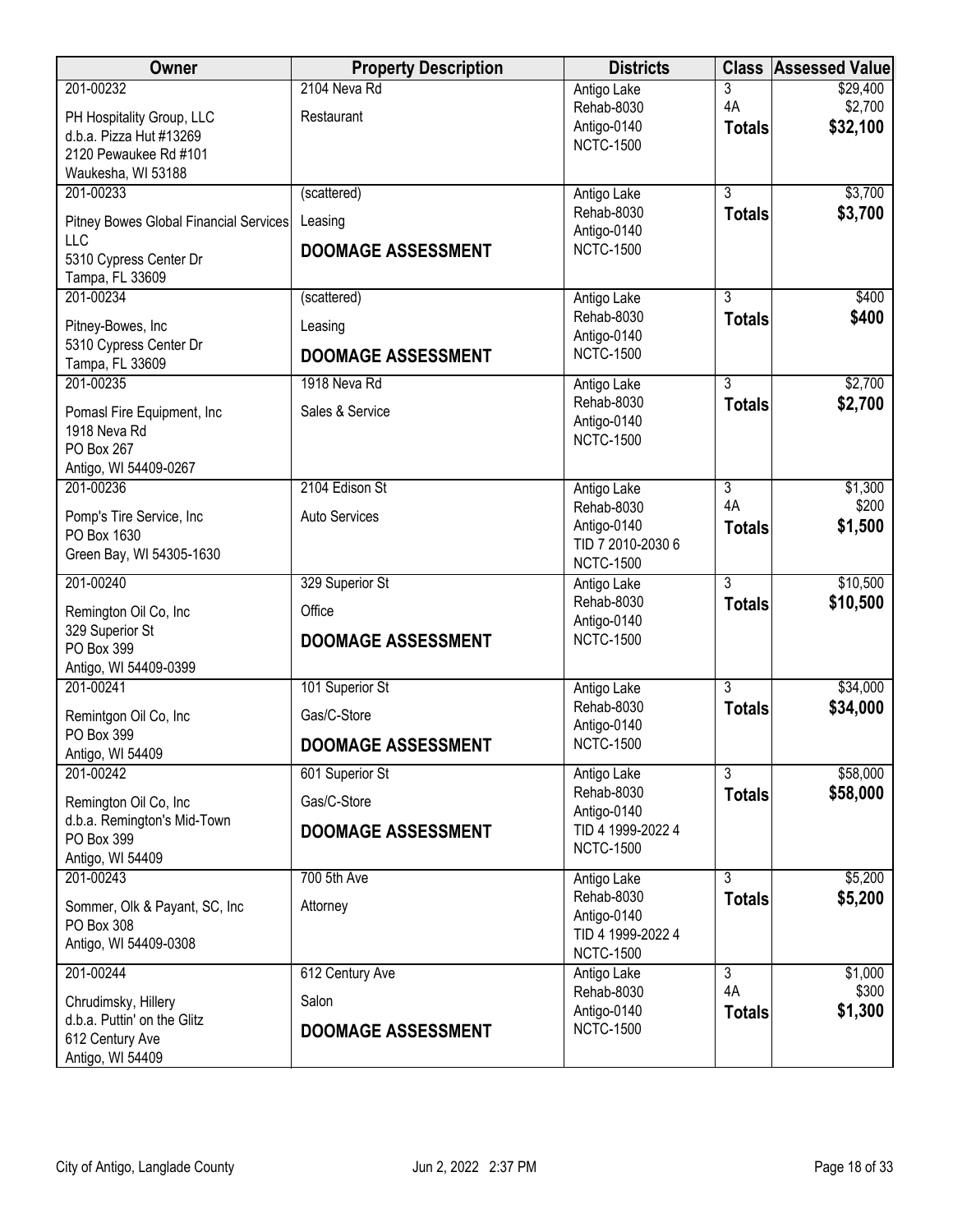| Owner | Property Description | Districts | Class | Assessed Value |
|---|---|---|---|---|
| 201-00232<br>PH Hospitality Group, LLC<br>d.b.a. Pizza Hut #13269<br>2120 Pewaukee Rd #101<br>Waukesha, WI 53188 | 2104 Neva Rd<br>Restaurant | Antigo Lake<br>Rehab-8030<br>Antigo-0140<br>NCTC-1500 | 3<br>4A<br>**Totals** | $29,400<br>$2,700<br>**$32,100** |
| 201-00233<br>Pitney Bowes Global Financial Services LLC<br>5310 Cypress Center Dr<br>Tampa, FL 33609 | (scattered)<br>Leasing<br>**DOOMAGE ASSESSMENT** | Antigo Lake<br>Rehab-8030<br>Antigo-0140<br>NCTC-1500 | 3<br>**Totals** | $3,700<br>**$3,700** |
| 201-00234<br>Pitney-Bowes, Inc<br>5310 Cypress Center Dr<br>Tampa, FL 33609 | (scattered)<br>Leasing<br>**DOOMAGE ASSESSMENT** | Antigo Lake<br>Rehab-8030<br>Antigo-0140<br>NCTC-1500 | 3<br>**Totals** | $400<br>**$400** |
| 201-00235<br>Pomasl Fire Equipment, Inc<br>1918 Neva Rd<br>PO Box 267<br>Antigo, WI 54409-0267 | 1918 Neva Rd<br>Sales & Service | Antigo Lake<br>Rehab-8030<br>Antigo-0140<br>NCTC-1500 | 3<br>**Totals** | $2,700<br>**$2,700** |
| 201-00236<br>Pomp's Tire Service, Inc<br>PO Box 1630<br>Green Bay, WI 54305-1630 | 2104 Edison St<br>Auto Services | Antigo Lake<br>Rehab-8030<br>Antigo-0140<br>TID 7 2010-2030 6<br>NCTC-1500 | 3<br>4A<br>**Totals** | $1,300<br>$200<br>**$1,500** |
| 201-00240<br>Remington Oil Co, Inc<br>329 Superior St<br>PO Box 399<br>Antigo, WI 54409-0399 | 329 Superior St<br>Office<br>**DOOMAGE ASSESSMENT** | Antigo Lake<br>Rehab-8030<br>Antigo-0140<br>NCTC-1500 | 3<br>**Totals** | $10,500<br>**$10,500** |
| 201-00241<br>Remintgon Oil Co, Inc<br>PO Box 399<br>Antigo, WI 54409 | 101 Superior St<br>Gas/C-Store<br>**DOOMAGE ASSESSMENT** | Antigo Lake<br>Rehab-8030<br>Antigo-0140<br>NCTC-1500 | 3<br>**Totals** | $34,000<br>**$34,000** |
| 201-00242<br>Remington Oil Co, Inc<br>d.b.a. Remington's Mid-Town<br>PO Box 399<br>Antigo, WI 54409 | 601 Superior St<br>Gas/C-Store<br>**DOOMAGE ASSESSMENT** | Antigo Lake<br>Rehab-8030<br>Antigo-0140<br>TID 4 1999-2022 4<br>NCTC-1500 | 3<br>**Totals** | $58,000<br>**$58,000** |
| 201-00243<br>Sommer, Olk & Payant, SC, Inc<br>PO Box 308<br>Antigo, WI 54409-0308 | 700 5th Ave<br>Attorney | Antigo Lake<br>Rehab-8030<br>Antigo-0140<br>TID 4 1999-2022 4<br>NCTC-1500 | 3<br>**Totals** | $5,200<br>**$5,200** |
| 201-00244<br>Chrudimsky, Hillery<br>d.b.a. Puttin' on the Glitz<br>612 Century Ave<br>Antigo, WI 54409 | 612 Century Ave<br>Salon<br>**DOOMAGE ASSESSMENT** | Antigo Lake<br>Rehab-8030<br>Antigo-0140<br>NCTC-1500 | 3<br>4A<br>**Totals** | $1,000<br>$300<br>**$1,300** |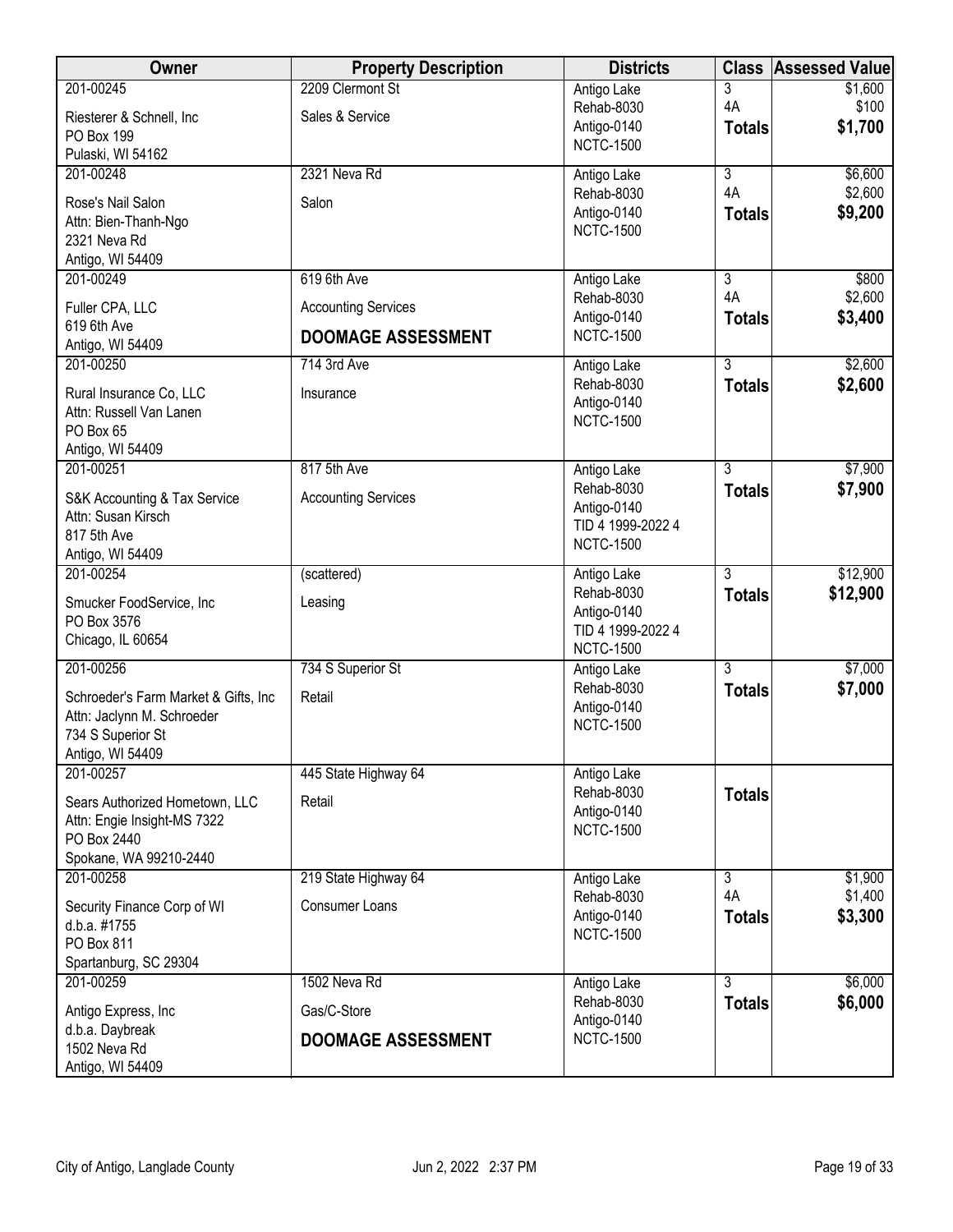| Owner | Property Description | Districts | Class | Assessed Value |
|---|---|---|---|---|
| 201-00245<br>Riesterer & Schnell, Inc<br>PO Box 199<br>Pulaski, WI 54162 | 2209 Clermont St<br>Sales & Service | Antigo Lake<br>Rehab-8030<br>Antigo-0140<br>NCTC-1500 | 3<br>4A<br>**Totals** | $1,600<br>$100<br>**$1,700** |
| 201-00248<br>Rose's Nail Salon<br>Attn: Bien-Thanh-Ngo<br>2321 Neva Rd<br>Antigo, WI 54409 | 2321 Neva Rd<br>Salon | Antigo Lake<br>Rehab-8030<br>Antigo-0140<br>NCTC-1500 | 3<br>4A<br>**Totals** | $6,600<br>$2,600<br>**$9,200** |
| 201-00249<br>Fuller CPA, LLC<br>619 6th Ave<br>Antigo, WI 54409 | 619 6th Ave<br>Accounting Services<br>**DOOMAGE ASSESSMENT** | Antigo Lake<br>Rehab-8030<br>Antigo-0140<br>NCTC-1500 | 3<br>4A<br>**Totals** | $800<br>$2,600<br>**$3,400** |
| 201-00250<br>Rural Insurance Co, LLC<br>Attn: Russell Van Lanen<br>PO Box 65<br>Antigo, WI 54409 | 714 3rd Ave<br>Insurance | Antigo Lake<br>Rehab-8030<br>Antigo-0140<br>NCTC-1500 | 3<br>**Totals** | $2,600<br>**$2,600** |
| 201-00251<br>S&K Accounting & Tax Service<br>Attn: Susan Kirsch<br>817 5th Ave<br>Antigo, WI 54409 | 817 5th Ave<br>Accounting Services | Antigo Lake<br>Rehab-8030<br>Antigo-0140<br>TID 4 1999-2022 4<br>NCTC-1500 | 3<br>**Totals** | $7,900<br>**$7,900** |
| 201-00254<br>Smucker FoodService, Inc<br>PO Box 3576<br>Chicago, IL 60654 | (scattered)<br>Leasing | Antigo Lake<br>Rehab-8030<br>Antigo-0140<br>TID 4 1999-2022 4<br>NCTC-1500 | 3<br>**Totals** | $12,900<br>**$12,900** |
| 201-00256<br>Schroeder's Farm Market & Gifts, Inc<br>Attn: Jaclynn M. Schroeder<br>734 S Superior St<br>Antigo, WI 54409 | 734 S Superior St<br>Retail | Antigo Lake<br>Rehab-8030<br>Antigo-0140<br>NCTC-1500 | 3<br>**Totals** | $7,000<br>**$7,000** |
| 201-00257<br>Sears Authorized Hometown, LLC<br>Attn: Engie Insight-MS 7322<br>PO Box 2440<br>Spokane, WA 99210-2440 | 445 State Highway 64<br>Retail | Antigo Lake<br>Rehab-8030<br>Antigo-0140<br>NCTC-1500 | **Totals** | |
| 201-00258<br>Security Finance Corp of WI<br>d.b.a. #1755<br>PO Box 811<br>Spartanburg, SC 29304 | 219 State Highway 64<br>Consumer Loans | Antigo Lake<br>Rehab-8030<br>Antigo-0140<br>NCTC-1500 | 3<br>4A<br>**Totals** | $1,900<br>$1,400<br>**$3,300** |
| 201-00259<br>Antigo Express, Inc<br>d.b.a. Daybreak<br>1502 Neva Rd<br>Antigo, WI 54409 | 1502 Neva Rd<br>Gas/C-Store<br>**DOOMAGE ASSESSMENT** | Antigo Lake<br>Rehab-8030<br>Antigo-0140<br>NCTC-1500 | 3<br>**Totals** | $6,000<br>**$6,000** |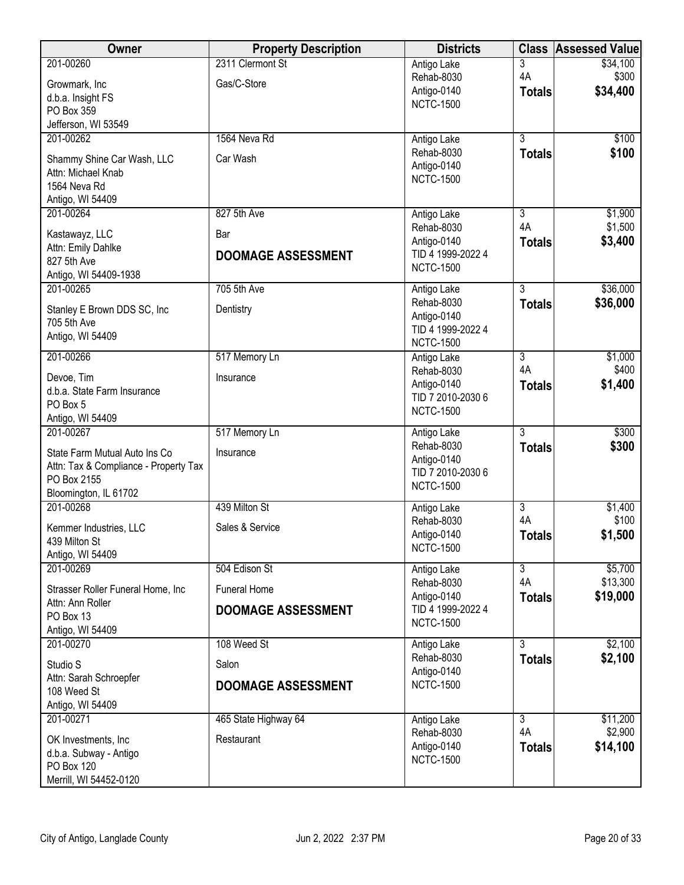| Owner | Property Description | Districts | Class | Assessed Value |
|---|---|---|---|---|
| 201-00260<br>Growmark, Inc<br>d.b.a. Insight FS<br>PO Box 359<br>Jefferson, WI 53549 | 2311 Clermont St<br>Gas/C-Store | Antigo Lake<br>Rehab-8030<br>Antigo-0140<br>NCTC-1500 | 3<br>4A<br>**Totals** | $34,100<br>$300<br>**$34,400** |
| 201-00262<br>Shammy Shine Car Wash, LLC<br>Attn: Michael Knab<br>1564 Neva Rd<br>Antigo, WI 54409 | 1564 Neva Rd<br>Car Wash | Antigo Lake<br>Rehab-8030<br>Antigo-0140<br>NCTC-1500 | 3<br>**Totals** | $100<br>**$100** |
| 201-00264<br>Kastawayz, LLC<br>Attn: Emily Dahlke<br>827 5th Ave<br>Antigo, WI 54409-1938 | 827 5th Ave<br>Bar<br>**DOOMAGE ASSESSMENT** | Antigo Lake<br>Rehab-8030<br>Antigo-0140<br>TID 4 1999-2022 4<br>NCTC-1500 | 3<br>4A<br>**Totals** | $1,900<br>$1,500<br>**$3,400** |
| 201-00265<br>Stanley E Brown DDS SC, Inc<br>705 5th Ave<br>Antigo, WI 54409 | 705 5th Ave<br>Dentistry | Antigo Lake<br>Rehab-8030<br>Antigo-0140<br>TID 4 1999-2022 4<br>NCTC-1500 | 3<br>**Totals** | $36,000<br>**$36,000** |
| 201-00266<br>Devoe, Tim<br>d.b.a. State Farm Insurance<br>PO Box 5<br>Antigo, WI 54409 | 517 Memory Ln<br>Insurance | Antigo Lake<br>Rehab-8030<br>Antigo-0140<br>TID 7 2010-2030 6<br>NCTC-1500 | 3<br>4A<br>**Totals** | $1,000<br>$400<br>**$1,400** |
| 201-00267<br>State Farm Mutual Auto Ins Co<br>Attn: Tax & Compliance - Property Tax<br>PO Box 2155<br>Bloomington, IL 61702 | 517 Memory Ln<br>Insurance | Antigo Lake<br>Rehab-8030<br>Antigo-0140<br>TID 7 2010-2030 6<br>NCTC-1500 | 3<br>**Totals** | $300<br>**$300** |
| 201-00268<br>Kemmer Industries, LLC<br>439 Milton St<br>Antigo, WI 54409 | 439 Milton St<br>Sales & Service | Antigo Lake<br>Rehab-8030<br>Antigo-0140<br>NCTC-1500 | 3<br>4A<br>**Totals** | $1,400<br>$100<br>**$1,500** |
| 201-00269<br>Strasser Roller Funeral Home, Inc<br>Attn: Ann Roller<br>PO Box 13<br>Antigo, WI 54409 | 504 Edison St<br>Funeral Home<br>**DOOMAGE ASSESSMENT** | Antigo Lake<br>Rehab-8030<br>Antigo-0140<br>TID 4 1999-2022 4<br>NCTC-1500 | 3<br>4A<br>**Totals** | $5,700<br>$13,300<br>**$19,000** |
| 201-00270<br>Studio S<br>Attn: Sarah Schroepfer<br>108 Weed St<br>Antigo, WI 54409 | 108 Weed St<br>Salon<br>**DOOMAGE ASSESSMENT** | Antigo Lake<br>Rehab-8030<br>Antigo-0140<br>NCTC-1500 | 3<br>**Totals** | $2,100<br>**$2,100** |
| 201-00271<br>OK Investments, Inc<br>d.b.a. Subway - Antigo<br>PO Box 120<br>Merrill, WI 54452-0120 | 465 State Highway 64<br>Restaurant | Antigo Lake<br>Rehab-8030<br>Antigo-0140<br>NCTC-1500 | 3<br>4A<br>**Totals** | $11,200<br>$2,900<br>**$14,100** |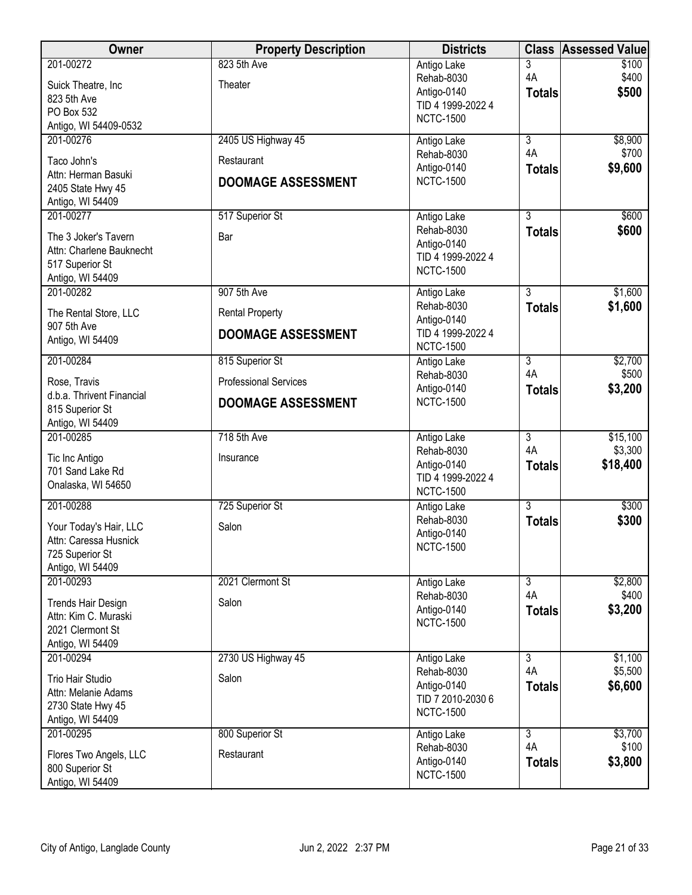| Owner | Property Description | Districts | Class | Assessed Value |
|---|---|---|---|---|
| 201-00272<br>Suick Theatre, Inc<br>823 5th Ave<br>PO Box 532<br>Antigo, WI 54409-0532 | 823 5th Ave<br>Theater | Antigo Lake<br>Rehab-8030<br>Antigo-0140<br>TID 4 1999-2022 4<br>NCTC-1500 | 3<br>4A<br>**Totals** | $100<br>$400<br>**$500** |
| 201-00276<br>Taco John's<br>Attn: Herman Basuki<br>2405 State Hwy 45<br>Antigo, WI 54409 | 2405 US Highway 45<br>Restaurant<br>**DOOMAGE ASSESSMENT** | Antigo Lake<br>Rehab-8030<br>Antigo-0140<br>NCTC-1500 | 3<br>4A<br>**Totals** | $8,900<br>$700<br>**$9,600** |
| 201-00277<br>The 3 Joker's Tavern<br>Attn: Charlene Bauknecht<br>517 Superior St<br>Antigo, WI 54409 | 517 Superior St<br>Bar | Antigo Lake<br>Rehab-8030<br>Antigo-0140<br>TID 4 1999-2022 4<br>NCTC-1500 | 3<br>**Totals** | $600<br>**$600** |
| 201-00282<br>The Rental Store, LLC<br>907 5th Ave<br>Antigo, WI 54409 | 907 5th Ave<br>Rental Property<br>**DOOMAGE ASSESSMENT** | Antigo Lake<br>Rehab-8030<br>Antigo-0140<br>TID 4 1999-2022 4<br>NCTC-1500 | 3<br>**Totals** | $1,600<br>**$1,600** |
| 201-00284<br>Rose, Travis<br>d.b.a. Thrivent Financial<br>815 Superior St<br>Antigo, WI 54409 | 815 Superior St<br>Professional Services<br>**DOOMAGE ASSESSMENT** | Antigo Lake<br>Rehab-8030<br>Antigo-0140<br>NCTC-1500 | 3<br>4A<br>**Totals** | $2,700<br>$500<br>**$3,200** |
| 201-00285<br>Tic Inc Antigo<br>701 Sand Lake Rd<br>Onalaska, WI 54650 | 718 5th Ave<br>Insurance | Antigo Lake<br>Rehab-8030<br>Antigo-0140<br>TID 4 1999-2022 4<br>NCTC-1500 | 3<br>4A<br>**Totals** | $15,100<br>$3,300<br>**$18,400** |
| 201-00288<br>Your Today's Hair, LLC<br>Attn: Caressa Husnick<br>725 Superior St<br>Antigo, WI 54409 | 725 Superior St<br>Salon | Antigo Lake<br>Rehab-8030<br>Antigo-0140<br>NCTC-1500 | 3<br>**Totals** | $300<br>**$300** |
| 201-00293<br>Trends Hair Design<br>Attn: Kim C. Muraski<br>2021 Clermont St<br>Antigo, WI 54409 | 2021 Clermont St<br>Salon | Antigo Lake<br>Rehab-8030<br>Antigo-0140<br>NCTC-1500 | 3<br>4A<br>**Totals** | $2,800<br>$400<br>**$3,200** |
| 201-00294<br>Trio Hair Studio<br>Attn: Melanie Adams<br>2730 State Hwy 45<br>Antigo, WI 54409 | 2730 US Highway 45<br>Salon | Antigo Lake<br>Rehab-8030<br>Antigo-0140<br>TID 7 2010-2030 6<br>NCTC-1500 | 3<br>4A<br>**Totals** | $1,100<br>$5,500<br>**$6,600** |
| 201-00295<br>Flores Two Angels, LLC<br>800 Superior St<br>Antigo, WI 54409 | 800 Superior St<br>Restaurant | Antigo Lake<br>Rehab-8030<br>Antigo-0140<br>NCTC-1500 | 3<br>4A<br>**Totals** | $3,700<br>$100<br>**$3,800** |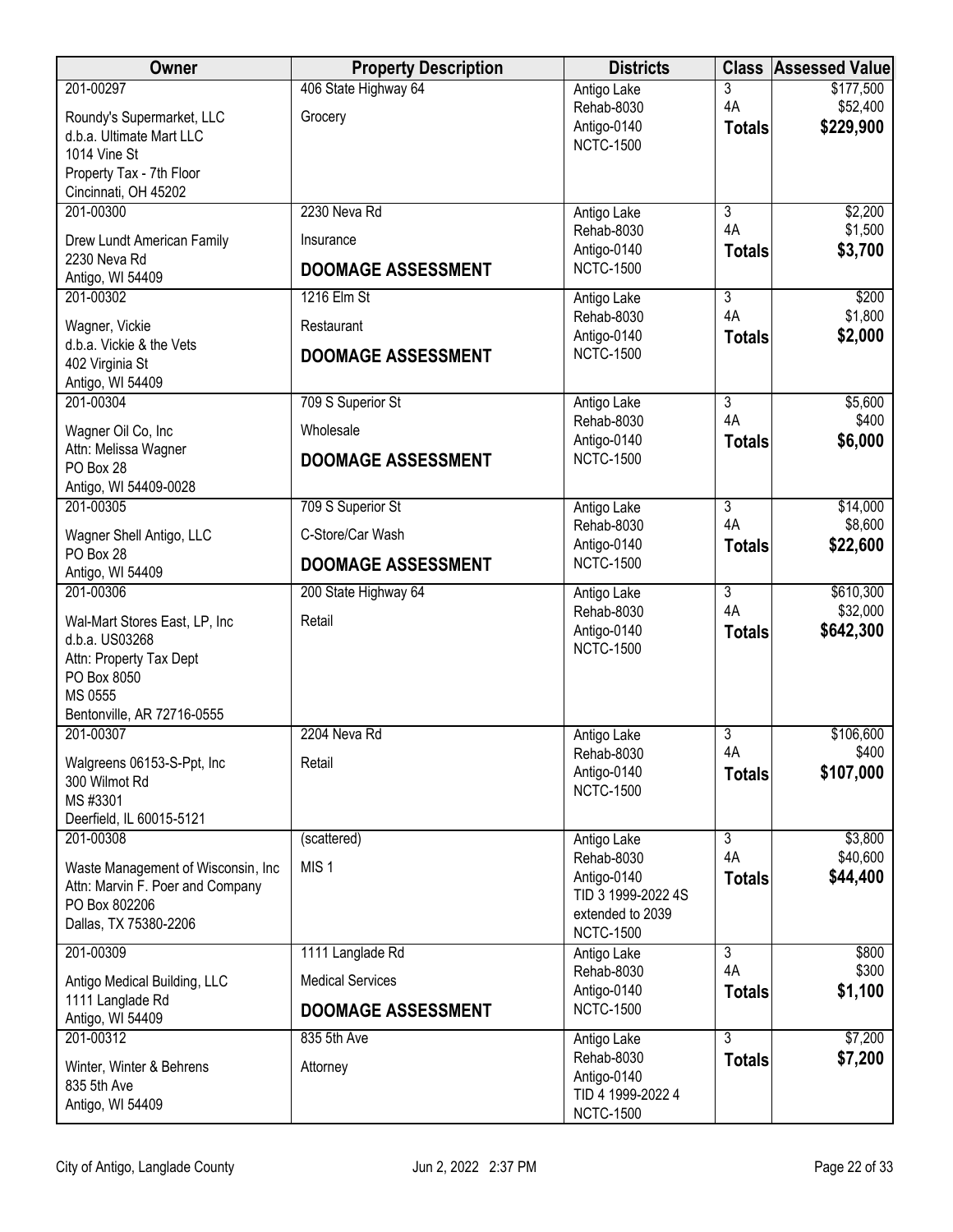| Owner | Property Description | Districts | Class | Assessed Value |
|---|---|---|---|---|
| 201-00297<br>Roundy's Supermarket, LLC<br>d.b.a. Ultimate Mart LLC<br>1014 Vine St<br>Property Tax - 7th Floor<br>Cincinnati, OH 45202 | 406 State Highway 64<br>Grocery | Antigo Lake<br>Rehab-8030<br>Antigo-0140<br>NCTC-1500 | 3<br>4A<br>**Totals** | $177,500<br>$52,400<br>**$229,900** |
| 201-00300<br>Drew Lundt American Family<br>2230 Neva Rd<br>Antigo, WI 54409 | 2230 Neva Rd<br>Insurance<br>**DOOMAGE ASSESSMENT** | Antigo Lake<br>Rehab-8030<br>Antigo-0140<br>NCTC-1500 | 3<br>4A<br>**Totals** | $2,200<br>$1,500<br>**$3,700** |
| 201-00302<br>Wagner, Vickie<br>d.b.a. Vickie & the Vets<br>402 Virginia St<br>Antigo, WI 54409 | 1216 Elm St<br>Restaurant<br>**DOOMAGE ASSESSMENT** | Antigo Lake<br>Rehab-8030<br>Antigo-0140<br>NCTC-1500 | 3<br>4A<br>**Totals** | $200<br>$1,800<br>**$2,000** |
| 201-00304<br>Wagner Oil Co, Inc<br>Attn: Melissa Wagner<br>PO Box 28<br>Antigo, WI 54409-0028 | 709 S Superior St<br>Wholesale<br>**DOOMAGE ASSESSMENT** | Antigo Lake<br>Rehab-8030<br>Antigo-0140<br>NCTC-1500 | 3<br>4A<br>**Totals** | $5,600<br>$400<br>**$6,000** |
| 201-00305<br>Wagner Shell Antigo, LLC<br>PO Box 28<br>Antigo, WI 54409 | 709 S Superior St<br>C-Store/Car Wash<br>**DOOMAGE ASSESSMENT** | Antigo Lake<br>Rehab-8030<br>Antigo-0140<br>NCTC-1500 | 3<br>4A<br>**Totals** | $14,000<br>$8,600<br>**$22,600** |
| 201-00306<br>Wal-Mart Stores East, LP, Inc<br>d.b.a. US03268<br>Attn: Property Tax Dept<br>PO Box 8050<br>MS 0555<br>Bentonville, AR 72716-0555 | 200 State Highway 64<br>Retail | Antigo Lake<br>Rehab-8030<br>Antigo-0140<br>NCTC-1500 | 3<br>4A<br>**Totals** | $610,300<br>$32,000<br>**$642,300** |
| 201-00307<br>Walgreens 06153-S-Ppt, Inc<br>300 Wilmot Rd<br>MS #3301<br>Deerfield, IL 60015-5121 | 2204 Neva Rd<br>Retail | Antigo Lake<br>Rehab-8030<br>Antigo-0140<br>NCTC-1500 | 3<br>4A<br>**Totals** | $106,600<br>$400<br>**$107,000** |
| 201-00308<br>Waste Management of Wisconsin, Inc<br>Attn: Marvin F. Poer and Company<br>PO Box 802206<br>Dallas, TX 75380-2206 | (scattered)<br>MIS 1 | Antigo Lake<br>Rehab-8030<br>Antigo-0140<br>TID 3 1999-2022 4S extended to 2039<br>NCTC-1500 | 3<br>4A<br>**Totals** | $3,800<br>$40,600<br>**$44,400** |
| 201-00309<br>Antigo Medical Building, LLC<br>1111 Langlade Rd<br>Antigo, WI 54409 | 1111 Langlade Rd<br>Medical Services<br>**DOOMAGE ASSESSMENT** | Antigo Lake<br>Rehab-8030<br>Antigo-0140<br>NCTC-1500 | 3<br>4A<br>**Totals** | $800<br>$300<br>**$1,100** |
| 201-00312<br>Winter, Winter & Behrens<br>835 5th Ave<br>Antigo, WI 54409 | 835 5th Ave<br>Attorney | Antigo Lake<br>Rehab-8030<br>Antigo-0140<br>TID 4 1999-2022 4<br>NCTC-1500 | 3<br>**Totals** | $7,200<br>**$7,200** |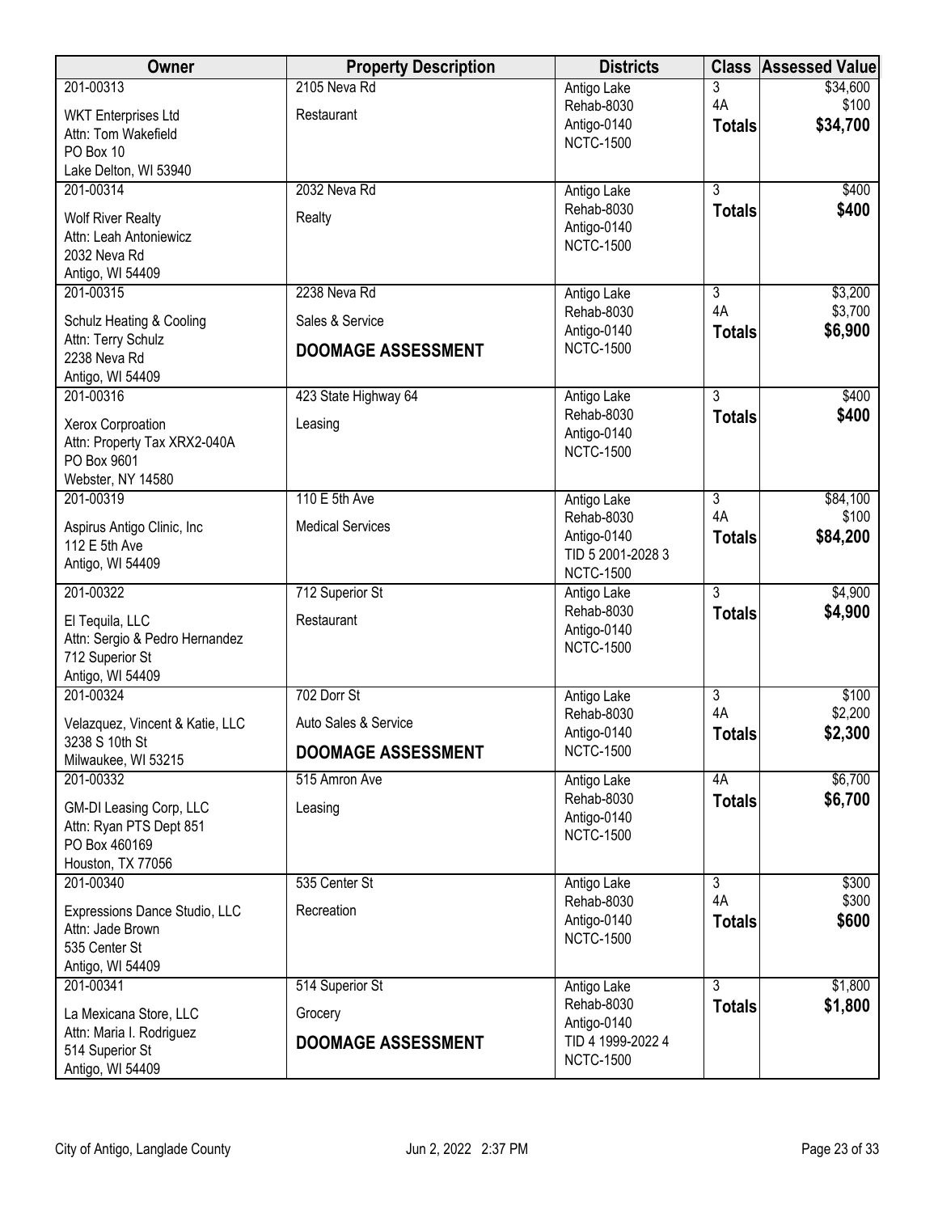| Owner | Property Description | Districts | Class | Assessed Value |
|---|---|---|---|---|
| 201-00313<br>WKT Enterprises Ltd<br>Attn: Tom Wakefield<br>PO Box 10<br>Lake Delton, WI 53940 | 2105 Neva Rd<br>Restaurant | Antigo Lake<br>Rehab-8030<br>Antigo-0140<br>NCTC-1500 | 3<br>4A<br>**Totals** | $34,600<br>$100<br>**$34,700** |
| 201-00314<br>Wolf River Realty<br>Attn: Leah Antoniewicz<br>2032 Neva Rd<br>Antigo, WI 54409 | 2032 Neva Rd<br>Realty | Antigo Lake<br>Rehab-8030<br>Antigo-0140<br>NCTC-1500 | 3<br>**Totals** | $400<br>**$400** |
| 201-00315<br>Schulz Heating & Cooling<br>Attn: Terry Schulz<br>2238 Neva Rd<br>Antigo, WI 54409 | 2238 Neva Rd<br>Sales & Service<br>**DOOMAGE ASSESSMENT** | Antigo Lake<br>Rehab-8030<br>Antigo-0140<br>NCTC-1500 | 3<br>4A<br>**Totals** | $3,200<br>$3,700<br>**$6,900** |
| 201-00316<br>Xerox Corproation<br>Attn: Property Tax XRX2-040A<br>PO Box 9601<br>Webster, NY 14580 | 423 State Highway 64<br>Leasing | Antigo Lake<br>Rehab-8030<br>Antigo-0140<br>NCTC-1500 | 3<br>**Totals** | $400<br>**$400** |
| 201-00319<br>Aspirus Antigo Clinic, Inc<br>112 E 5th Ave<br>Antigo, WI 54409 | 110 E 5th Ave<br>Medical Services | Antigo Lake<br>Rehab-8030<br>Antigo-0140<br>TID 5 2001-2028 3<br>NCTC-1500 | 3<br>4A<br>**Totals** | $84,100<br>$100<br>**$84,200** |
| 201-00322<br>El Tequila, LLC<br>Attn: Sergio & Pedro Hernandez<br>712 Superior St<br>Antigo, WI 54409 | 712 Superior St<br>Restaurant | Antigo Lake<br>Rehab-8030<br>Antigo-0140<br>NCTC-1500 | 3<br>**Totals** | $4,900<br>**$4,900** |
| 201-00324<br>Velazquez, Vincent & Katie, LLC<br>3238 S 10th St<br>Milwaukee, WI 53215 | 702 Dorr St<br>Auto Sales & Service<br>**DOOMAGE ASSESSMENT** | Antigo Lake<br>Rehab-8030<br>Antigo-0140<br>NCTC-1500 | 3<br>4A<br>**Totals** | $100<br>$2,200<br>**$2,300** |
| 201-00332<br>GM-DI Leasing Corp, LLC<br>Attn: Ryan PTS Dept 851<br>PO Box 460169<br>Houston, TX 77056 | 515 Amron Ave<br>Leasing | Antigo Lake<br>Rehab-8030<br>Antigo-0140<br>NCTC-1500 | 4A<br>**Totals** | $6,700<br>**$6,700** |
| 201-00340<br>Expressions Dance Studio, LLC<br>Attn: Jade Brown<br>535 Center St<br>Antigo, WI 54409 | 535 Center St<br>Recreation | Antigo Lake<br>Rehab-8030<br>Antigo-0140<br>NCTC-1500 | 3<br>4A<br>**Totals** | $300<br>$300<br>**$600** |
| 201-00341<br>La Mexicana Store, LLC<br>Attn: Maria I. Rodriguez<br>514 Superior St<br>Antigo, WI 54409 | 514 Superior St<br>Grocery<br>**DOOMAGE ASSESSMENT** | Antigo Lake<br>Rehab-8030<br>Antigo-0140<br>TID 4 1999-2022 4<br>NCTC-1500 | 3<br>**Totals** | $1,800<br>**$1,800** |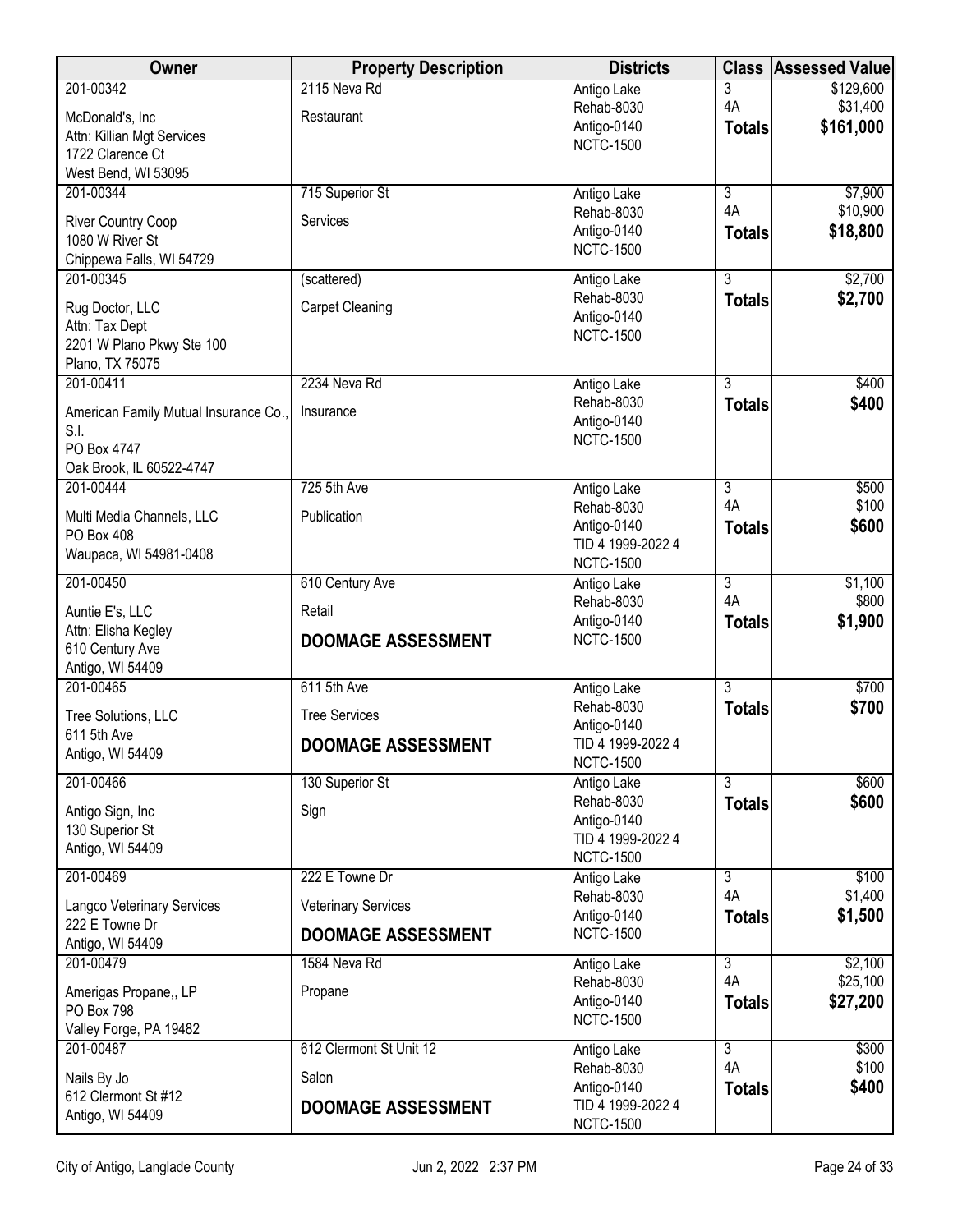| Owner | Property Description | Districts | Class | Assessed Value |
|---|---|---|---|---|
| 201-00342<br>McDonald's, Inc<br>Attn: Killian Mgt Services<br>1722 Clarence Ct<br>West Bend, WI 53095 | 2115 Neva Rd<br>Restaurant | Antigo Lake<br>Rehab-8030<br>Antigo-0140<br>NCTC-1500 | 3<br>4A<br>**Totals** | $129,600<br>$31,400<br>**$161,000** |
| 201-00344<br>River Country Coop<br>1080 W River St<br>Chippewa Falls, WI 54729 | 715 Superior St<br>Services | Antigo Lake<br>Rehab-8030<br>Antigo-0140<br>NCTC-1500 | 3<br>4A<br>**Totals** | $7,900<br>$10,900<br>**$18,800** |
| 201-00345<br>Rug Doctor, LLC<br>Attn: Tax Dept<br>2201 W Plano Pkwy Ste 100<br>Plano, TX 75075 | (scattered)<br>Carpet Cleaning | Antigo Lake<br>Rehab-8030<br>Antigo-0140<br>NCTC-1500 | 3<br>**Totals** | $2,700<br>**$2,700** |
| 201-00411<br>American Family Mutual Insurance Co., S.I.<br>PO Box 4747<br>Oak Brook, IL 60522-4747 | 2234 Neva Rd<br>Insurance | Antigo Lake<br>Rehab-8030<br>Antigo-0140<br>NCTC-1500 | 3<br>**Totals** | $400<br>**$400** |
| 201-00444<br>Multi Media Channels, LLC<br>PO Box 408<br>Waupaca, WI 54981-0408 | 725 5th Ave<br>Publication | Antigo Lake<br>Rehab-8030<br>Antigo-0140<br>TID 4 1999-2022 4<br>NCTC-1500 | 3<br>4A<br>**Totals** | $500<br>$100<br>**$600** |
| 201-00450<br>Auntie E's, LLC<br>Attn: Elisha Kegley<br>610 Century Ave<br>Antigo, WI 54409 | 610 Century Ave<br>Retail<br>**DOOMAGE ASSESSMENT** | Antigo Lake<br>Rehab-8030<br>Antigo-0140<br>NCTC-1500 | 3<br>4A<br>**Totals** | $1,100<br>$800<br>**$1,900** |
| 201-00465<br>Tree Solutions, LLC<br>611 5th Ave<br>Antigo, WI 54409 | 611 5th Ave<br>Tree Services<br>**DOOMAGE ASSESSMENT** | Antigo Lake<br>Rehab-8030<br>Antigo-0140<br>TID 4 1999-2022 4<br>NCTC-1500 | 3<br>**Totals** | $700<br>**$700** |
| 201-00466<br>Antigo Sign, Inc<br>130 Superior St<br>Antigo, WI 54409 | 130 Superior St<br>Sign | Antigo Lake<br>Rehab-8030<br>Antigo-0140<br>TID 4 1999-2022 4<br>NCTC-1500 | 3<br>**Totals** | $600<br>**$600** |
| 201-00469<br>Langco Veterinary Services<br>222 E Towne Dr<br>Antigo, WI 54409 | 222 E Towne Dr<br>Veterinary Services<br>**DOOMAGE ASSESSMENT** | Antigo Lake<br>Rehab-8030<br>Antigo-0140<br>NCTC-1500 | 3<br>4A<br>**Totals** | $100<br>$1,400<br>**$1,500** |
| 201-00479<br>Amerigas Propane,, LP<br>PO Box 798<br>Valley Forge, PA 19482 | 1584 Neva Rd<br>Propane | Antigo Lake<br>Rehab-8030<br>Antigo-0140<br>NCTC-1500 | 3<br>4A<br>**Totals** | $2,100<br>$25,100<br>**$27,200** |
| 201-00487<br>Nails By Jo<br>612 Clermont St #12<br>Antigo, WI 54409 | 612 Clermont St Unit 12<br>Salon<br>**DOOMAGE ASSESSMENT** | Antigo Lake<br>Rehab-8030<br>Antigo-0140<br>TID 4 1999-2022 4<br>NCTC-1500 | 3<br>4A<br>**Totals** | $300<br>$100<br>**$400** |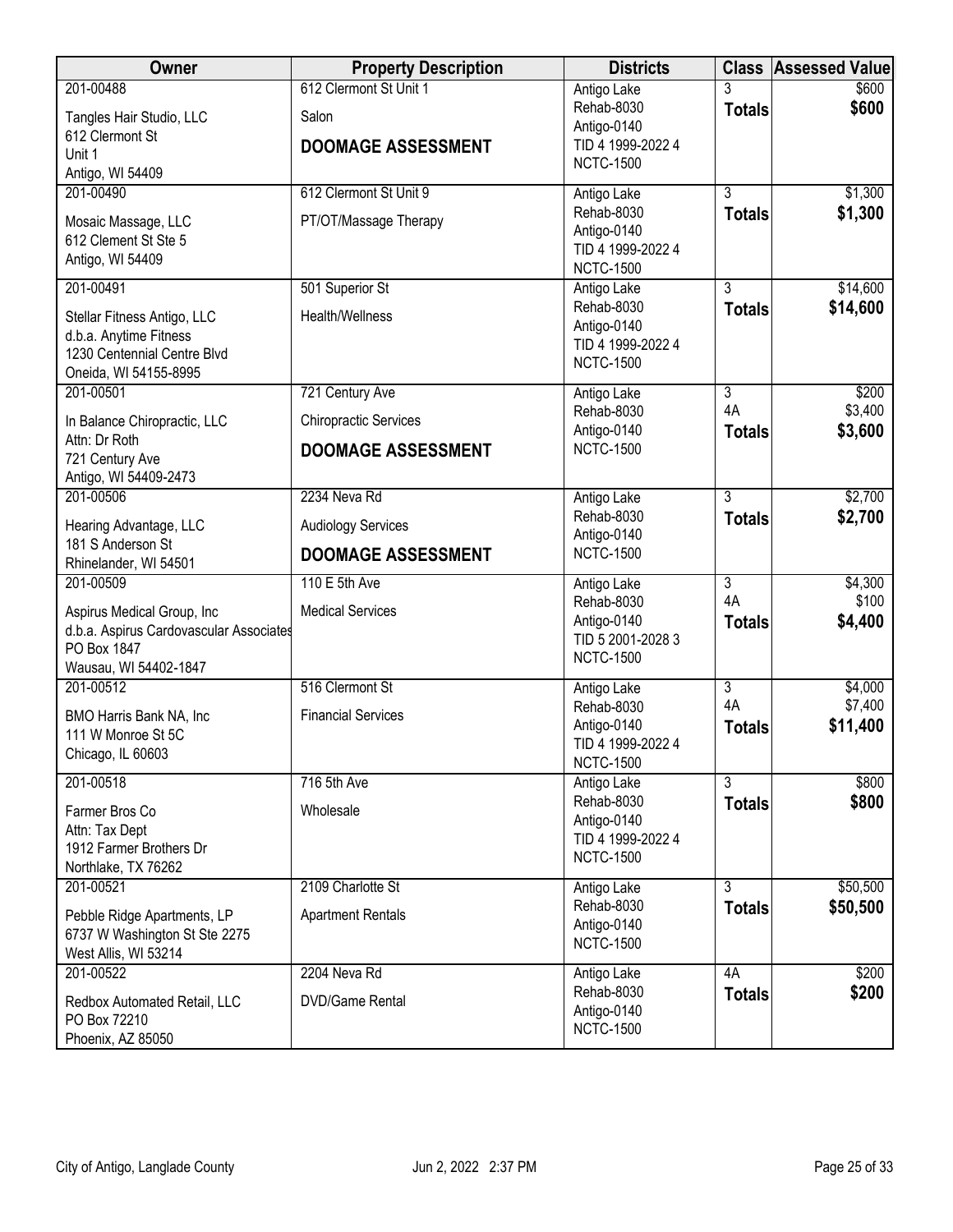| Owner | Property Description | Districts | Class | Assessed Value |
|---|---|---|---|---|
| 201-00488<br>Tangles Hair Studio, LLC<br>612 Clermont St<br>Unit 1<br>Antigo, WI 54409 | 612 Clermont St Unit 1<br>Salon<br>**DOOMAGE ASSESSMENT** | Antigo Lake<br>Rehab-8030<br>Antigo-0140<br>TID 4 1999-2022 4<br>NCTC-1500 | 3<br>**Totals** | $600<br>**$600** |
| 201-00490<br>Mosaic Massage, LLC<br>612 Clement St Ste 5<br>Antigo, WI 54409 | 612 Clermont St Unit 9<br>PT/OT/Massage Therapy | Antigo Lake<br>Rehab-8030<br>Antigo-0140<br>TID 4 1999-2022 4<br>NCTC-1500 | 3<br>**Totals** | $1,300<br>**$1,300** |
| 201-00491<br>Stellar Fitness Antigo, LLC<br>d.b.a. Anytime Fitness<br>1230 Centennial Centre Blvd<br>Oneida, WI 54155-8995 | 501 Superior St<br>Health/Wellness | Antigo Lake<br>Rehab-8030<br>Antigo-0140<br>TID 4 1999-2022 4<br>NCTC-1500 | 3<br>**Totals** | $14,600<br>**$14,600** |
| 201-00501<br>In Balance Chiropractic, LLC<br>Attn: Dr Roth<br>721 Century Ave<br>Antigo, WI 54409-2473 | 721 Century Ave<br>Chiropractic Services<br>**DOOMAGE ASSESSMENT** | Antigo Lake<br>Rehab-8030<br>Antigo-0140<br>NCTC-1500 | 3<br>4A<br>**Totals** | $200<br>$3,400<br>**$3,600** |
| 201-00506<br>Hearing Advantage, LLC<br>181 S Anderson St<br>Rhinelander, WI 54501 | 2234 Neva Rd<br>Audiology Services<br>**DOOMAGE ASSESSMENT** | Antigo Lake<br>Rehab-8030<br>Antigo-0140<br>NCTC-1500 | 3<br>**Totals** | $2,700<br>**$2,700** |
| 201-00509<br>Aspirus Medical Group, Inc<br>d.b.a. Aspirus Cardovascular Associates<br>PO Box 1847<br>Wausau, WI 54402-1847 | 110 E 5th Ave<br>Medical Services | Antigo Lake<br>Rehab-8030<br>Antigo-0140<br>TID 5 2001-2028 3<br>NCTC-1500 | 3<br>4A<br>**Totals** | $4,300<br>$100<br>**$4,400** |
| 201-00512<br>BMO Harris Bank NA, Inc<br>111 W Monroe St 5C<br>Chicago, IL 60603 | 516 Clermont St<br>Financial Services | Antigo Lake<br>Rehab-8030<br>Antigo-0140<br>TID 4 1999-2022 4<br>NCTC-1500 | 3<br>4A<br>**Totals** | $4,000<br>$7,400<br>**$11,400** |
| 201-00518<br>Farmer Bros Co<br>Attn: Tax Dept<br>1912 Farmer Brothers Dr<br>Northlake, TX 76262 | 716 5th Ave<br>Wholesale | Antigo Lake<br>Rehab-8030<br>Antigo-0140<br>TID 4 1999-2022 4<br>NCTC-1500 | 3<br>**Totals** | $800<br>**$800** |
| 201-00521<br>Pebble Ridge Apartments, LP<br>6737 W Washington St Ste 2275<br>West Allis, WI 53214 | 2109 Charlotte St<br>Apartment Rentals | Antigo Lake<br>Rehab-8030<br>Antigo-0140<br>NCTC-1500 | 3<br>**Totals** | $50,500<br>**$50,500** |
| 201-00522<br>Redbox Automated Retail, LLC<br>PO Box 72210<br>Phoenix, AZ 85050 | 2204 Neva Rd<br>DVD/Game Rental | Antigo Lake<br>Rehab-8030<br>Antigo-0140<br>NCTC-1500 | 4A<br>**Totals** | $200<br>**$200** |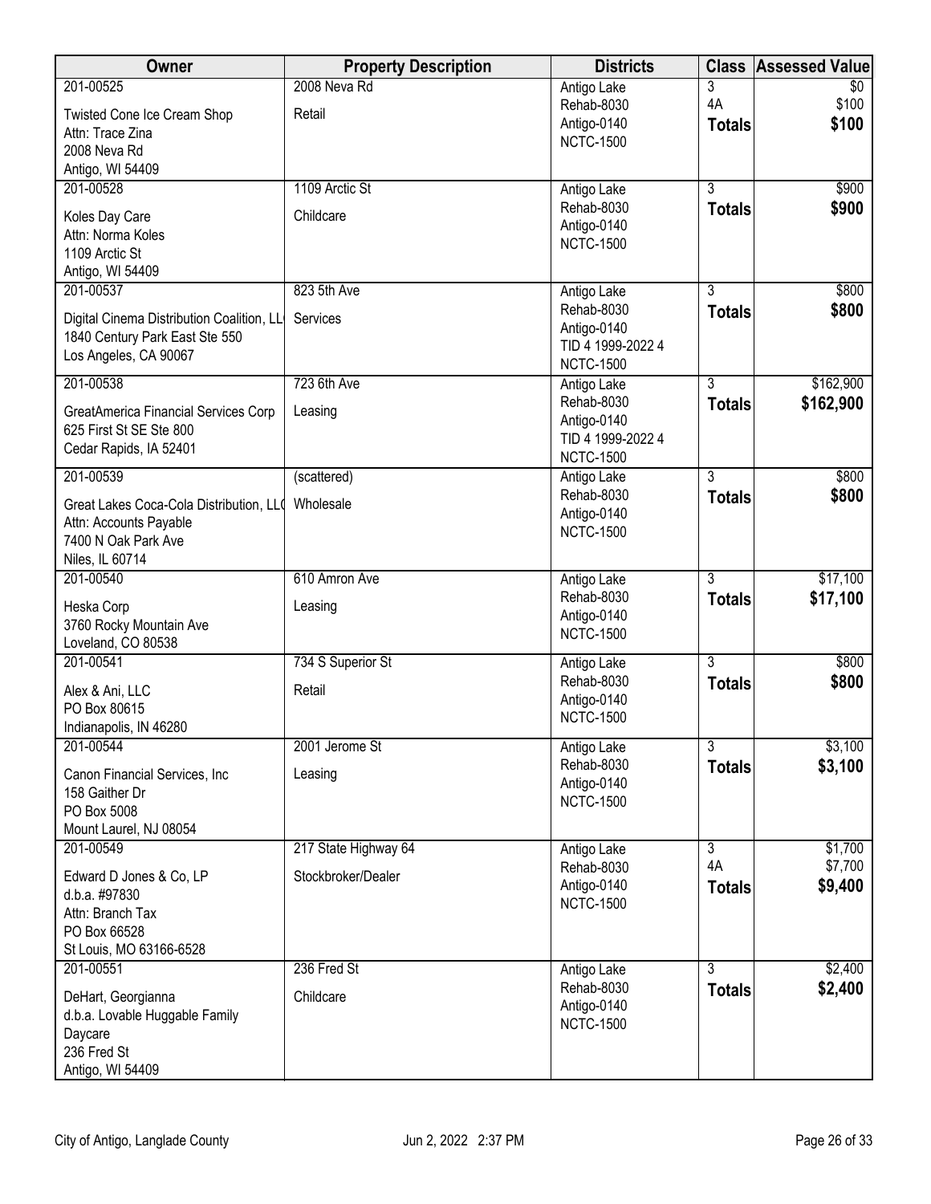| Owner | Property Description | Districts | Class | Assessed Value |
|---|---|---|---|---|
| 201-00525<br>Twisted Cone Ice Cream Shop<br>Attn: Trace Zina<br>2008 Neva Rd<br>Antigo, WI 54409 | 2008 Neva Rd<br>Retail | Antigo Lake<br>Rehab-8030<br>Antigo-0140<br>NCTC-1500 | 3<br>4A<br>**Totals** | $0<br>$100<br>**$100** |
| 201-00528<br>Koles Day Care<br>Attn: Norma Koles<br>1109 Arctic St<br>Antigo, WI 54409 | 1109 Arctic St<br>Childcare | Antigo Lake<br>Rehab-8030<br>Antigo-0140<br>NCTC-1500 | 3<br>**Totals** | $900<br>**$900** |
| 201-00537<br>Digital Cinema Distribution Coalition, LL<br>1840 Century Park East Ste 550<br>Los Angeles, CA 90067 | 823 5th Ave<br>Services | Antigo Lake<br>Rehab-8030<br>Antigo-0140<br>TID 4 1999-2022 4<br>NCTC-1500 | 3<br>**Totals** | $800<br>**$800** |
| 201-00538<br>GreatAmerica Financial Services Corp<br>625 First St SE Ste 800<br>Cedar Rapids, IA 52401 | 723 6th Ave<br>Leasing | Antigo Lake<br>Rehab-8030<br>Antigo-0140<br>TID 4 1999-2022 4<br>NCTC-1500 | 3<br>**Totals** | $162,900<br>**$162,900** |
| 201-00539<br>Great Lakes Coca-Cola Distribution, LL<br>Attn: Accounts Payable<br>7400 N Oak Park Ave<br>Niles, IL 60714 | (scattered)<br>Wholesale | Antigo Lake<br>Rehab-8030<br>Antigo-0140<br>NCTC-1500 | 3<br>**Totals** | $800<br>**$800** |
| 201-00540<br>Heska Corp<br>3760 Rocky Mountain Ave<br>Loveland, CO 80538 | 610 Amron Ave<br>Leasing | Antigo Lake<br>Rehab-8030<br>Antigo-0140<br>NCTC-1500 | 3<br>**Totals** | $17,100<br>**$17,100** |
| 201-00541<br>Alex & Ani, LLC<br>PO Box 80615<br>Indianapolis, IN 46280 | 734 S Superior St<br>Retail | Antigo Lake<br>Rehab-8030<br>Antigo-0140<br>NCTC-1500 | 3<br>**Totals** | $800<br>**$800** |
| 201-00544<br>Canon Financial Services, Inc<br>158 Gaither Dr<br>PO Box 5008<br>Mount Laurel, NJ 08054 | 2001 Jerome St<br>Leasing | Antigo Lake<br>Rehab-8030<br>Antigo-0140<br>NCTC-1500 | 3<br>**Totals** | $3,100<br>**$3,100** |
| 201-00549<br>Edward D Jones & Co, LP<br>d.b.a. #97830<br>Attn: Branch Tax<br>PO Box 66528<br>St Louis, MO 63166-6528 | 217 State Highway 64<br>Stockbroker/Dealer | Antigo Lake<br>Rehab-8030<br>Antigo-0140<br>NCTC-1500 | 3<br>4A<br>**Totals** | $1,700<br>$7,700<br>**$9,400** |
| 201-00551<br>DeHart, Georgianna<br>d.b.a. Lovable Huggable Family Daycare<br>236 Fred St<br>Antigo, WI 54409 | 236 Fred St<br>Childcare | Antigo Lake<br>Rehab-8030<br>Antigo-0140<br>NCTC-1500 | 3<br>**Totals** | $2,400<br>**$2,400** |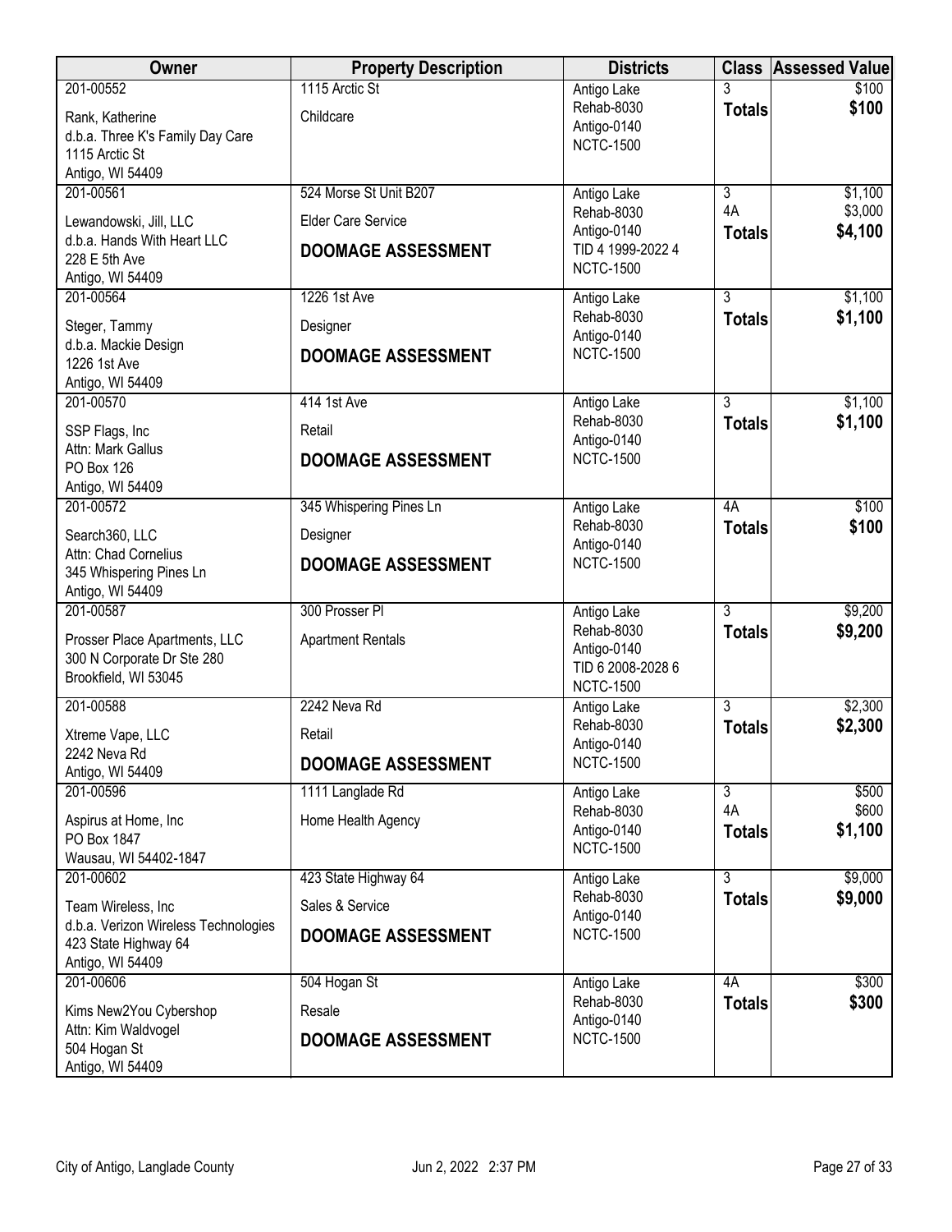| Owner | Property Description | Districts | Class | Assessed Value |
|---|---|---|---|---|
| 201-00552<br>Rank, Katherine<br>d.b.a. Three K's Family Day Care<br>1115 Arctic St<br>Antigo, WI 54409 | 1115 Arctic St<br>Childcare | Antigo Lake<br>Rehab-8030<br>Antigo-0140<br>NCTC-1500 | 3<br>**Totals** | $100<br>**$100** |
| 201-00561<br>Lewandowski, Jill, LLC<br>d.b.a. Hands With Heart LLC<br>228 E 5th Ave<br>Antigo, WI 54409 | 524 Morse St Unit B207<br>Elder Care Service<br>**DOOMAGE ASSESSMENT** | Antigo Lake<br>Rehab-8030<br>Antigo-0140<br>TID 4 1999-2022 4<br>NCTC-1500 | 3<br>4A<br>**Totals** | $1,100<br>$3,000<br>**$4,100** |
| 201-00564<br>Steger, Tammy<br>d.b.a. Mackie Design<br>1226 1st Ave<br>Antigo, WI 54409 | 1226 1st Ave<br>Designer<br>**DOOMAGE ASSESSMENT** | Antigo Lake<br>Rehab-8030<br>Antigo-0140<br>NCTC-1500 | 3<br>**Totals** | $1,100<br>**$1,100** |
| 201-00570<br>SSP Flags, Inc<br>Attn: Mark Gallus<br>PO Box 126<br>Antigo, WI 54409 | 414 1st Ave<br>Retail<br>**DOOMAGE ASSESSMENT** | Antigo Lake<br>Rehab-8030<br>Antigo-0140<br>NCTC-1500 | 3<br>**Totals** | $1,100<br>**$1,100** |
| 201-00572<br>Search360, LLC<br>Attn: Chad Cornelius<br>345 Whispering Pines Ln<br>Antigo, WI 54409 | 345 Whispering Pines Ln<br>Designer<br>**DOOMAGE ASSESSMENT** | Antigo Lake<br>Rehab-8030<br>Antigo-0140<br>NCTC-1500 | 4A<br>**Totals** | $100<br>**$100** |
| 201-00587<br>Prosser Place Apartments, LLC<br>300 N Corporate Dr Ste 280<br>Brookfield, WI 53045 | 300 Prosser Pl<br>Apartment Rentals | Antigo Lake<br>Rehab-8030<br>Antigo-0140<br>TID 6 2008-2028 6<br>NCTC-1500 | 3<br>**Totals** | $9,200<br>**$9,200** |
| 201-00588<br>Xtreme Vape, LLC<br>2242 Neva Rd<br>Antigo, WI 54409 | 2242 Neva Rd<br>Retail<br>**DOOMAGE ASSESSMENT** | Antigo Lake<br>Rehab-8030<br>Antigo-0140<br>NCTC-1500 | 3<br>**Totals** | $2,300<br>**$2,300** |
| 201-00596<br>Aspirus at Home, Inc<br>PO Box 1847<br>Wausau, WI 54402-1847 | 1111 Langlade Rd<br>Home Health Agency | Antigo Lake<br>Rehab-8030<br>Antigo-0140<br>NCTC-1500 | 3<br>4A<br>**Totals** | $500<br>$600<br>**$1,100** |
| 201-00602<br>Team Wireless, Inc<br>d.b.a. Verizon Wireless Technologies<br>423 State Highway 64<br>Antigo, WI 54409 | 423 State Highway 64<br>Sales & Service<br>**DOOMAGE ASSESSMENT** | Antigo Lake<br>Rehab-8030<br>Antigo-0140<br>NCTC-1500 | 3<br>**Totals** | $9,000<br>**$9,000** |
| 201-00606<br>Kims New2You Cybershop<br>Attn: Kim Waldvogel<br>504 Hogan St<br>Antigo, WI 54409 | 504 Hogan St<br>Resale<br>**DOOMAGE ASSESSMENT** | Antigo Lake<br>Rehab-8030<br>Antigo-0140<br>NCTC-1500 | 4A<br>**Totals** | $300<br>**$300** |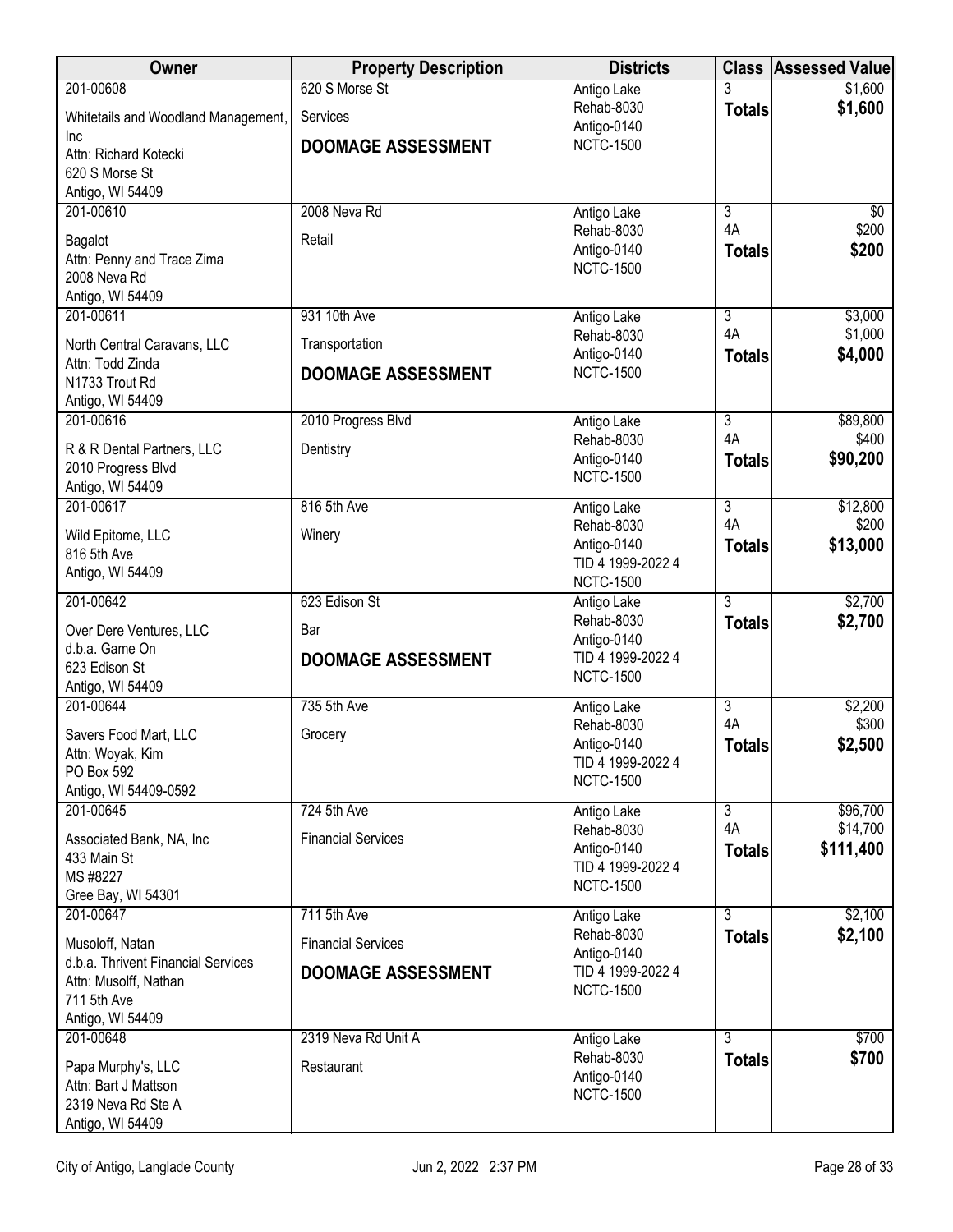| Owner | Property Description | Districts | Class | Assessed Value |
|---|---|---|---|---|
| 201-00608<br>Whitetails and Woodland Management, Inc<br>Attn: Richard Kotecki<br>620 S Morse St<br>Antigo, WI 54409 | 620 S Morse St<br>Services<br>**DOOMAGE ASSESSMENT** | Antigo Lake<br>Rehab-8030<br>Antigo-0140<br>NCTC-1500 | 3<br>**Totals** | $1,600<br>**$1,600** |
| 201-00610<br>Bagalot<br>Attn: Penny and Trace Zima<br>2008 Neva Rd<br>Antigo, WI 54409 | 2008 Neva Rd<br>Retail | Antigo Lake<br>Rehab-8030<br>Antigo-0140<br>NCTC-1500 | 3<br>4A<br>**Totals** | $0<br>$200<br>**$200** |
| 201-00611<br>North Central Caravans, LLC<br>Attn: Todd Zinda<br>N1733 Trout Rd<br>Antigo, WI 54409 | 931 10th Ave<br>Transportation<br>**DOOMAGE ASSESSMENT** | Antigo Lake<br>Rehab-8030<br>Antigo-0140<br>NCTC-1500 | 3<br>4A<br>**Totals** | $3,000<br>$1,000<br>**$4,000** |
| 201-00616<br>R & R Dental Partners, LLC<br>2010 Progress Blvd<br>Antigo, WI 54409 | 2010 Progress Blvd<br>Dentistry | Antigo Lake<br>Rehab-8030<br>Antigo-0140<br>NCTC-1500 | 3<br>4A<br>**Totals** | $89,800<br>$400<br>**$90,200** |
| 201-00617<br>Wild Epitome, LLC<br>816 5th Ave<br>Antigo, WI 54409 | 816 5th Ave<br>Winery | Antigo Lake<br>Rehab-8030<br>Antigo-0140<br>TID 4 1999-2022 4<br>NCTC-1500 | 3<br>4A<br>**Totals** | $12,800<br>$200<br>**$13,000** |
| 201-00642<br>Over Dere Ventures, LLC<br>d.b.a. Game On<br>623 Edison St<br>Antigo, WI 54409 | 623 Edison St<br>Bar<br>**DOOMAGE ASSESSMENT** | Antigo Lake<br>Rehab-8030<br>Antigo-0140<br>TID 4 1999-2022 4<br>NCTC-1500 | 3<br>**Totals** | $2,700<br>**$2,700** |
| 201-00644<br>Savers Food Mart, LLC<br>Attn: Woyak, Kim<br>PO Box 592<br>Antigo, WI 54409-0592 | 735 5th Ave<br>Grocery | Antigo Lake<br>Rehab-8030<br>Antigo-0140<br>TID 4 1999-2022 4<br>NCTC-1500 | 3<br>4A<br>**Totals** | $2,200<br>$300<br>**$2,500** |
| 201-00645<br>Associated Bank, NA, Inc<br>433 Main St<br>MS #8227<br>Gree Bay, WI 54301 | 724 5th Ave<br>Financial Services | Antigo Lake<br>Rehab-8030<br>Antigo-0140<br>TID 4 1999-2022 4<br>NCTC-1500 | 3<br>4A<br>**Totals** | $96,700<br>$14,700<br>**$111,400** |
| 201-00647<br>Musoloff, Natan<br>d.b.a. Thrivent Financial Services<br>Attn: Musolff, Nathan<br>711 5th Ave<br>Antigo, WI 54409 | 711 5th Ave<br>Financial Services<br>**DOOMAGE ASSESSMENT** | Antigo Lake<br>Rehab-8030<br>Antigo-0140<br>TID 4 1999-2022 4<br>NCTC-1500 | 3<br>**Totals** | $2,100<br>**$2,100** |
| 201-00648<br>Papa Murphy's, LLC<br>Attn: Bart J Mattson<br>2319 Neva Rd Ste A<br>Antigo, WI 54409 | 2319 Neva Rd Unit A<br>Restaurant | Antigo Lake<br>Rehab-8030<br>Antigo-0140<br>NCTC-1500 | 3<br>**Totals** | $700<br>**$700** |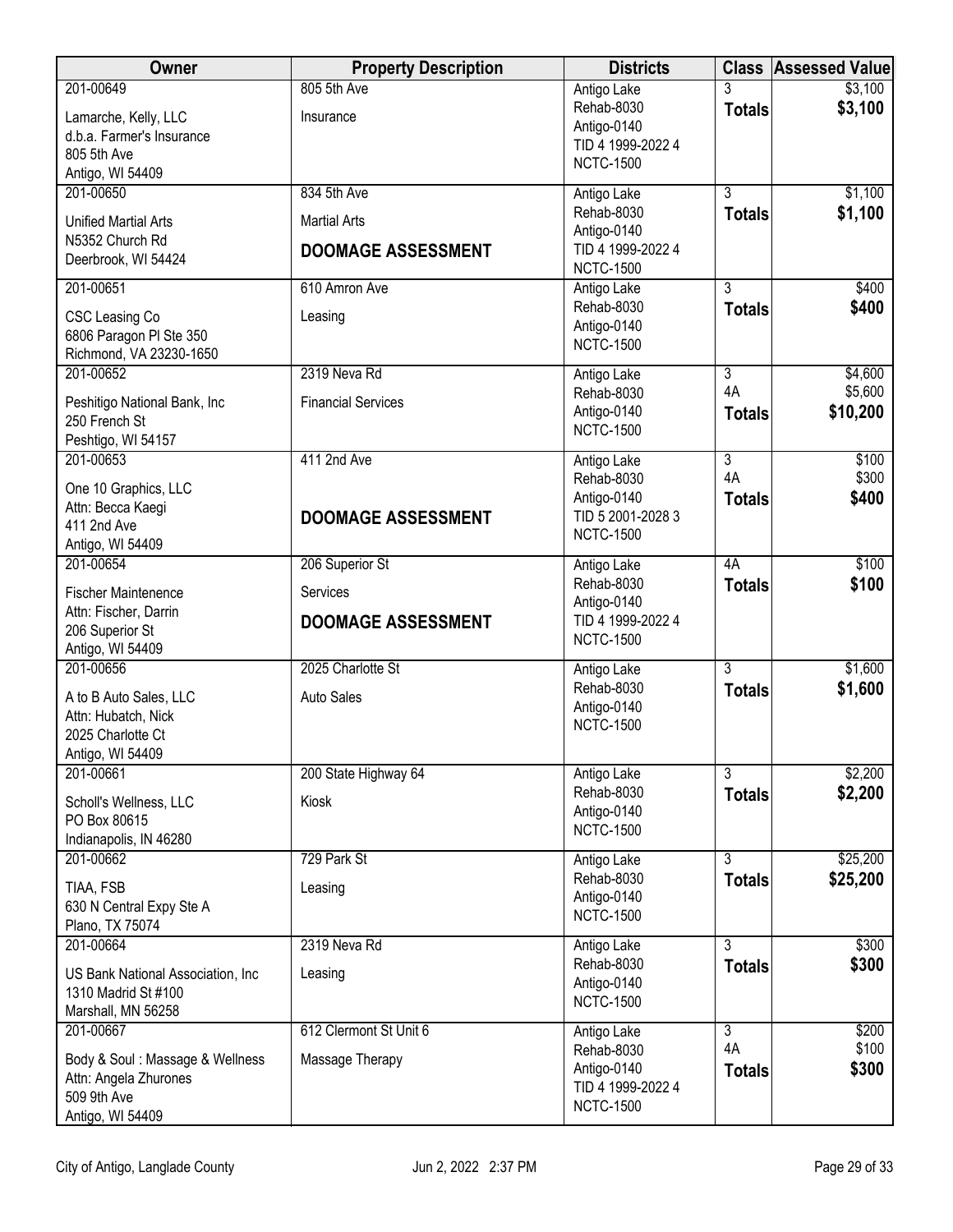| Owner | Property Description | Districts | Class | Assessed Value |
|---|---|---|---|---|
| 201-00649<br>Lamarche, Kelly, LLC<br>d.b.a. Farmer's Insurance<br>805 5th Ave<br>Antigo, WI 54409 | 805 5th Ave<br>Insurance | Antigo Lake<br>Rehab-8030<br>Antigo-0140<br>TID 4 1999-2022 4<br>NCTC-1500 | 3<br>**Totals** | $3,100<br>**$3,100** |
| 201-00650<br>Unified Martial Arts<br>N5352 Church Rd<br>Deerbrook, WI 54424 | 834 5th Ave<br>Martial Arts<br>**DOOMAGE ASSESSMENT** | Antigo Lake<br>Rehab-8030<br>Antigo-0140<br>TID 4 1999-2022 4<br>NCTC-1500 | 3<br>**Totals** | $1,100<br>**$1,100** |
| 201-00651<br>CSC Leasing Co<br>6806 Paragon Pl Ste 350<br>Richmond, VA 23230-1650 | 610 Amron Ave<br>Leasing | Antigo Lake<br>Rehab-8030<br>Antigo-0140<br>NCTC-1500 | 3<br>**Totals** | $400<br>**$400** |
| 201-00652<br>Peshitigo National Bank, Inc<br>250 French St<br>Peshtigo, WI 54157 | 2319 Neva Rd<br>Financial Services | Antigo Lake<br>Rehab-8030<br>Antigo-0140<br>NCTC-1500 | 3<br>4A<br>**Totals** | $4,600<br>$5,600<br>**$10,200** |
| 201-00653<br>One 10 Graphics, LLC<br>Attn: Becca Kaegi<br>411 2nd Ave<br>Antigo, WI 54409 | 411 2nd Ave<br>**DOOMAGE ASSESSMENT** | Antigo Lake<br>Rehab-8030<br>Antigo-0140<br>TID 5 2001-2028 3<br>NCTC-1500 | 3<br>4A<br>**Totals** | $100<br>$300<br>**$400** |
| 201-00654<br>Fischer Maintenence<br>Attn: Fischer, Darrin<br>206 Superior St<br>Antigo, WI 54409 | 206 Superior St<br>Services<br>**DOOMAGE ASSESSMENT** | Antigo Lake<br>Rehab-8030<br>Antigo-0140<br>TID 4 1999-2022 4<br>NCTC-1500 | 4A<br>**Totals** | $100<br>**$100** |
| 201-00656<br>A to B Auto Sales, LLC<br>Attn: Hubatch, Nick<br>2025 Charlotte Ct<br>Antigo, WI 54409 | 2025 Charlotte St<br>Auto Sales | Antigo Lake<br>Rehab-8030<br>Antigo-0140<br>NCTC-1500 | 3<br>**Totals** | $1,600<br>**$1,600** |
| 201-00661<br>Scholl's Wellness, LLC<br>PO Box 80615<br>Indianapolis, IN 46280 | 200 State Highway 64<br>Kiosk | Antigo Lake<br>Rehab-8030<br>Antigo-0140<br>NCTC-1500 | 3<br>**Totals** | $2,200<br>**$2,200** |
| 201-00662<br>TIAA, FSB<br>630 N Central Expy Ste A<br>Plano, TX 75074 | 729 Park St<br>Leasing | Antigo Lake<br>Rehab-8030<br>Antigo-0140<br>NCTC-1500 | 3<br>**Totals** | $25,200<br>**$25,200** |
| 201-00664<br>US Bank National Association, Inc<br>1310 Madrid St #100<br>Marshall, MN 56258 | 2319 Neva Rd<br>Leasing | Antigo Lake<br>Rehab-8030<br>Antigo-0140<br>NCTC-1500 | 3<br>**Totals** | $300<br>**$300** |
| 201-00667<br>Body & Soul : Massage & Wellness<br>Attn: Angela Zhurones<br>509 9th Ave<br>Antigo, WI 54409 | 612 Clermont St Unit 6<br>Massage Therapy | Antigo Lake<br>Rehab-8030<br>Antigo-0140<br>TID 4 1999-2022 4<br>NCTC-1500 | 3<br>4A<br>**Totals** | $200<br>$100<br>**$300** |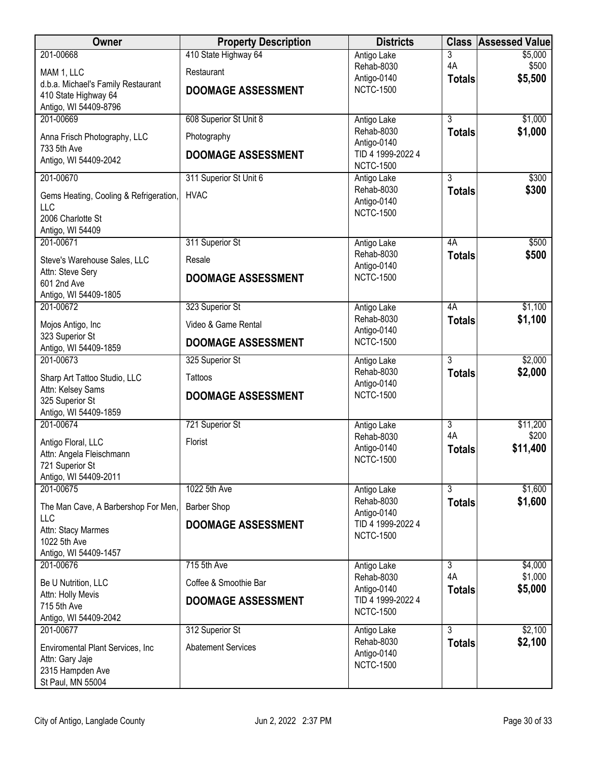| Owner | Property Description | Districts | Class | Assessed Value |
|---|---|---|---|---|
| 201-00668<br>MAM 1, LLC<br>d.b.a. Michael's Family Restaurant<br>410 State Highway 64<br>Antigo, WI 54409-8796 | 410 State Highway 64<br>Restaurant<br>**DOOMAGE ASSESSMENT** | Antigo Lake<br>Rehab-8030<br>Antigo-0140<br>NCTC-1500 | 3<br>4A<br>**Totals** | $5,000<br>$500<br>**$5,500** |
| 201-00669<br>Anna Frisch Photography, LLC<br>733 5th Ave<br>Antigo, WI 54409-2042 | 608 Superior St Unit 8<br>Photography<br>**DOOMAGE ASSESSMENT** | Antigo Lake<br>Rehab-8030<br>Antigo-0140<br>TID 4 1999-2022 4<br>NCTC-1500 | 3<br>**Totals** | $1,000<br>**$1,000** |
| 201-00670<br>Gems Heating, Cooling & Refrigeration, LLC<br>2006 Charlotte St<br>Antigo, WI 54409 | 311 Superior St Unit 6<br>HVAC | Antigo Lake<br>Rehab-8030<br>Antigo-0140<br>NCTC-1500 | 3<br>**Totals** | $300<br>**$300** |
| 201-00671<br>Steve's Warehouse Sales, LLC<br>Attn: Steve Sery<br>601 2nd Ave<br>Antigo, WI 54409-1805 | 311 Superior St<br>Resale<br>**DOOMAGE ASSESSMENT** | Antigo Lake<br>Rehab-8030<br>Antigo-0140<br>NCTC-1500 | 4A<br>**Totals** | $500<br>**$500** |
| 201-00672<br>Mojos Antigo, Inc<br>323 Superior St<br>Antigo, WI 54409-1859 | 323 Superior St<br>Video & Game Rental<br>**DOOMAGE ASSESSMENT** | Antigo Lake<br>Rehab-8030<br>Antigo-0140<br>NCTC-1500 | 4A<br>**Totals** | $1,100<br>**$1,100** |
| 201-00673<br>Sharp Art Tattoo Studio, LLC<br>Attn: Kelsey Sams<br>325 Superior St<br>Antigo, WI 54409-1859 | 325 Superior St<br>Tattoos<br>**DOOMAGE ASSESSMENT** | Antigo Lake<br>Rehab-8030<br>Antigo-0140<br>NCTC-1500 | 3<br>**Totals** | $2,000<br>**$2,000** |
| 201-00674<br>Antigo Floral, LLC<br>Attn: Angela Fleischmann<br>721 Superior St<br>Antigo, WI 54409-2011 | 721 Superior St<br>Florist | Antigo Lake<br>Rehab-8030<br>Antigo-0140<br>NCTC-1500 | 3<br>4A<br>**Totals** | $11,200<br>$200<br>**$11,400** |
| 201-00675<br>The Man Cave, A Barbershop For Men, LLC<br>Attn: Stacy Marmes<br>1022 5th Ave<br>Antigo, WI 54409-1457 | 1022 5th Ave<br>Barber Shop<br>**DOOMAGE ASSESSMENT** | Antigo Lake<br>Rehab-8030<br>Antigo-0140<br>TID 4 1999-2022 4<br>NCTC-1500 | 3<br>**Totals** | $1,600<br>**$1,600** |
| 201-00676<br>Be U Nutrition, LLC<br>Attn: Holly Mevis<br>715 5th Ave<br>Antigo, WI 54409-2042 | 715 5th Ave<br>Coffee & Smoothie Bar<br>**DOOMAGE ASSESSMENT** | Antigo Lake<br>Rehab-8030<br>Antigo-0140<br>TID 4 1999-2022 4<br>NCTC-1500 | 3<br>4A<br>**Totals** | $4,000<br>$1,000<br>**$5,000** |
| 201-00677<br>Enviromental Plant Services, Inc<br>Attn: Gary Jaje<br>2315 Hampden Ave<br>St Paul, MN 55004 | 312 Superior St<br>Abatement Services | Antigo Lake<br>Rehab-8030<br>Antigo-0140<br>NCTC-1500 | 3<br>**Totals** | $2,100<br>**$2,100** |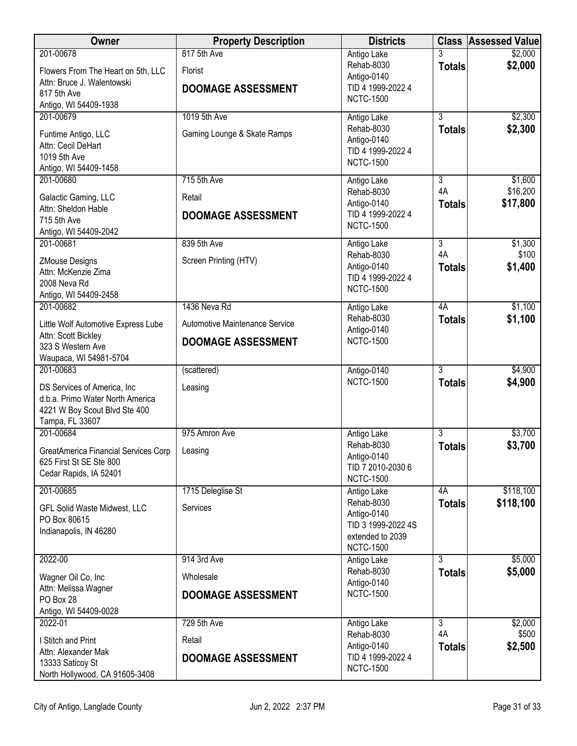| Owner | Property Description | Districts | Class | Assessed Value |
|---|---|---|---|---|
| 201-00678<br>Flowers From The Heart on 5th, LLC<br>Attn: Bruce J. Walentowski<br>817 5th Ave<br>Antigo, WI 54409-1938 | 817 5th Ave<br>Florist<br>**DOOMAGE ASSESSMENT** | Antigo Lake<br>Rehab-8030<br>Antigo-0140<br>TID 4 1999-2022 4<br>NCTC-1500 | 3<br>**Totals** | $2,000<br>**$2,000** |
| 201-00679<br>Funtime Antigo, LLC<br>Attn: Cecil DeHart<br>1019 5th Ave<br>Antigo, WI 54409-1458 | 1019 5th Ave<br>Gaming Lounge & Skate Ramps | Antigo Lake<br>Rehab-8030<br>Antigo-0140<br>TID 4 1999-2022 4<br>NCTC-1500 | 3<br>**Totals** | $2,300<br>**$2,300** |
| 201-00680<br>Galactic Gaming, LLC<br>Attn: Sheldon Hable<br>715 5th Ave<br>Antigo, WI 54409-2042 | 715 5th Ave<br>Retail<br>**DOOMAGE ASSESSMENT** | Antigo Lake<br>Rehab-8030<br>Antigo-0140<br>TID 4 1999-2022 4<br>NCTC-1500 | 3<br>4A<br>**Totals** | $1,600<br>$16,200<br>**$17,800** |
| 201-00681<br>ZMouse Designs<br>Attn: McKenzie Zima<br>2008 Neva Rd<br>Antigo, WI 54409-2458 | 839 5th Ave<br>Screen Printing (HTV) | Antigo Lake<br>Rehab-8030<br>Antigo-0140<br>TID 4 1999-2022 4<br>NCTC-1500 | 3<br>4A<br>**Totals** | $1,300<br>$100<br>**$1,400** |
| 201-00682<br>Little Wolf Automotive Express Lube<br>Attn: Scott Bickley<br>323 S Western Ave<br>Waupaca, WI 54981-5704 | 1436 Neva Rd<br>Automotive Maintenance Service<br>**DOOMAGE ASSESSMENT** | Antigo Lake<br>Rehab-8030<br>Antigo-0140<br>NCTC-1500 | 4A<br>**Totals** | $1,100<br>**$1,100** |
| 201-00683<br>DS Services of America, Inc<br>d.b.a. Primo Water North America<br>4221 W Boy Scout Blvd Ste 400<br>Tampa, FL 33607 | (scattered)<br>Leasing | Antigo-0140<br>NCTC-1500 | 3<br>**Totals** | $4,900<br>**$4,900** |
| 201-00684<br>GreatAmerica Financial Services Corp<br>625 First St SE Ste 800<br>Cedar Rapids, IA 52401 | 975 Amron Ave<br>Leasing | Antigo Lake<br>Rehab-8030<br>Antigo-0140<br>TID 7 2010-2030 6<br>NCTC-1500 | 3<br>**Totals** | $3,700<br>**$3,700** |
| 201-00685<br>GFL Solid Waste Midwest, LLC<br>PO Box 80615<br>Indianapolis, IN 46280 | 1715 Deleglise St<br>Services | Antigo Lake<br>Rehab-8030<br>Antigo-0140<br>TID 3 1999-2022 4S<br>extended to 2039<br>NCTC-1500 | 4A<br>**Totals** | $118,100<br>**$118,100** |
| 2022-00<br>Wagner Oil Co, Inc<br>Attn: Melissa Wagner<br>PO Box 28<br>Antigo, WI 54409-0028 | 914 3rd Ave<br>Wholesale<br>**DOOMAGE ASSESSMENT** | Antigo Lake<br>Rehab-8030<br>Antigo-0140<br>NCTC-1500 | 3<br>**Totals** | $5,000<br>**$5,000** |
| 2022-01<br>I Stitch and Print<br>Attn: Alexander Mak<br>13333 Saticoy St<br>North Hollywood, CA 91605-3408 | 729 5th Ave<br>Retail<br>**DOOMAGE ASSESSMENT** | Antigo Lake<br>Rehab-8030<br>Antigo-0140<br>TID 4 1999-2022 4<br>NCTC-1500 | 3<br>4A<br>**Totals** | $2,000<br>$500<br>**$2,500** |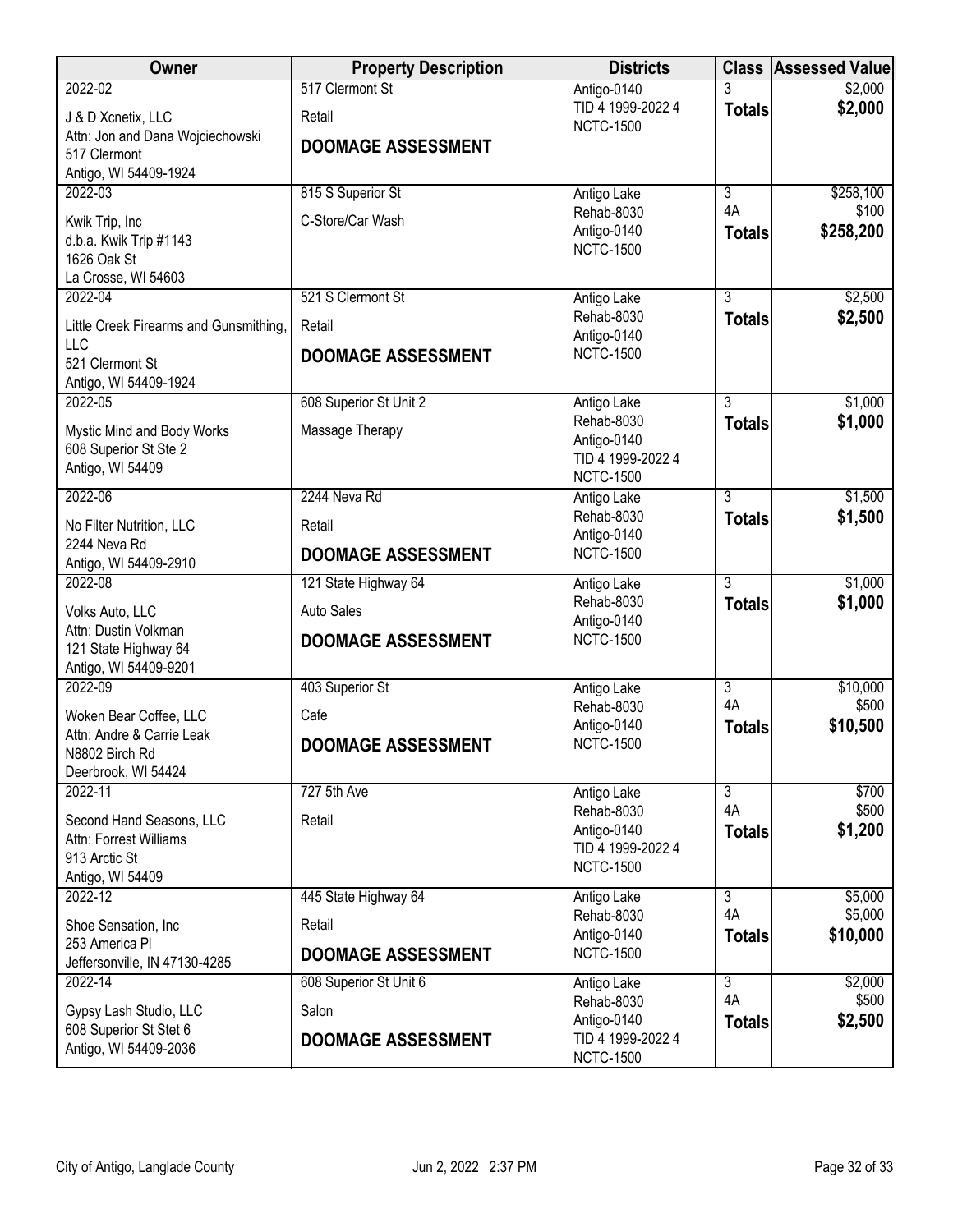| Owner | Property Description | Districts | Class | Assessed Value |
|---|---|---|---|---|
| 2022-02<br>J & D Xcnetix, LLC<br>Attn: Jon and Dana Wojciechowski<br>517 Clermont<br>Antigo, WI 54409-1924 | 517 Clermont St<br>Retail<br>**DOOMAGE ASSESSMENT** | Antigo-0140<br>TID 4 1999-2022 4<br>NCTC-1500 | 3<br>**Totals** | $2,000<br>**$2,000** |
| 2022-03<br>Kwik Trip, Inc<br>d.b.a. Kwik Trip #1143<br>1626 Oak St<br>La Crosse, WI 54603 | 815 S Superior St<br>C-Store/Car Wash | Antigo Lake<br>Rehab-8030<br>Antigo-0140<br>NCTC-1500 | 3<br>4A<br>**Totals** | $258,100<br>$100<br>**$258,200** |
| 2022-04<br>Little Creek Firearms and Gunsmithing, LLC<br>521 Clermont St<br>Antigo, WI 54409-1924 | 521 S Clermont St<br>Retail<br>**DOOMAGE ASSESSMENT** | Antigo Lake<br>Rehab-8030<br>Antigo-0140<br>NCTC-1500 | 3<br>**Totals** | $2,500<br>**$2,500** |
| 2022-05<br>Mystic Mind and Body Works<br>608 Superior St Ste 2<br>Antigo, WI 54409 | 608 Superior St Unit 2<br>Massage Therapy | Antigo Lake<br>Rehab-8030<br>Antigo-0140<br>TID 4 1999-2022 4<br>NCTC-1500 | 3<br>**Totals** | $1,000<br>**$1,000** |
| 2022-06<br>No Filter Nutrition, LLC<br>2244 Neva Rd<br>Antigo, WI 54409-2910 | 2244 Neva Rd<br>Retail<br>**DOOMAGE ASSESSMENT** | Antigo Lake<br>Rehab-8030<br>Antigo-0140<br>NCTC-1500 | 3<br>**Totals** | $1,500<br>**$1,500** |
| 2022-08<br>Volks Auto, LLC<br>Attn: Dustin Volkman<br>121 State Highway 64<br>Antigo, WI 54409-9201 | 121 State Highway 64<br>Auto Sales<br>**DOOMAGE ASSESSMENT** | Antigo Lake<br>Rehab-8030<br>Antigo-0140<br>NCTC-1500 | 3<br>**Totals** | $1,000<br>**$1,000** |
| 2022-09<br>Woken Bear Coffee, LLC<br>Attn: Andre & Carrie Leak<br>N8802 Birch Rd<br>Deerbrook, WI 54424 | 403 Superior St<br>Cafe<br>**DOOMAGE ASSESSMENT** | Antigo Lake<br>Rehab-8030<br>Antigo-0140<br>NCTC-1500 | 3<br>4A<br>**Totals** | $10,000<br>$500<br>**$10,500** |
| 2022-11<br>Second Hand Seasons, LLC<br>Attn: Forrest Williams<br>913 Arctic St<br>Antigo, WI 54409 | 727 5th Ave<br>Retail | Antigo Lake<br>Rehab-8030<br>Antigo-0140<br>TID 4 1999-2022 4<br>NCTC-1500 | 3<br>4A<br>**Totals** | $700<br>$500<br>**$1,200** |
| 2022-12<br>Shoe Sensation, Inc<br>253 America Pl<br>Jeffersonville, IN 47130-4285 | 445 State Highway 64<br>Retail<br>**DOOMAGE ASSESSMENT** | Antigo Lake<br>Rehab-8030<br>Antigo-0140<br>NCTC-1500 | 3<br>4A<br>**Totals** | $5,000<br>$5,000<br>**$10,000** |
| 2022-14<br>Gypsy Lash Studio, LLC<br>608 Superior St Stet 6<br>Antigo, WI 54409-2036 | 608 Superior St Unit 6<br>Salon<br>**DOOMAGE ASSESSMENT** | Antigo Lake<br>Rehab-8030<br>Antigo-0140<br>TID 4 1999-2022 4<br>NCTC-1500 | 3<br>4A<br>**Totals** | $2,000<br>$500<br>**$2,500** |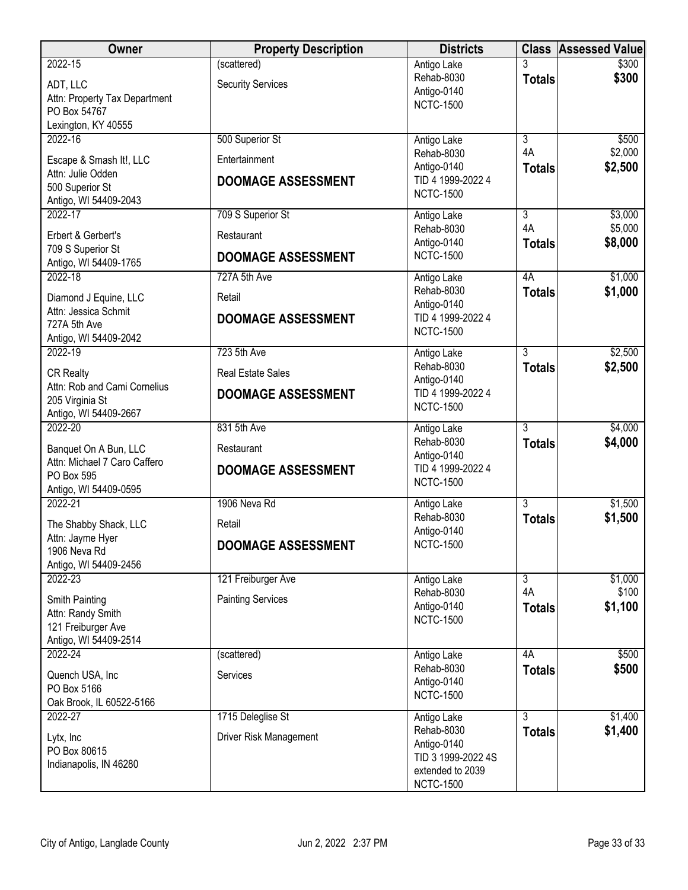| Owner | Property Description | Districts | Class | Assessed Value |
|---|---|---|---|---|
| 2022-15<br>ADT, LLC<br>Attn: Property Tax Department<br>PO Box 54767<br>Lexington, KY 40555 | (scattered)<br>Security Services | Antigo Lake<br>Rehab-8030<br>Antigo-0140<br>NCTC-1500 | 3<br>**Totals** | $300<br>**$300** |
| 2022-16<br>Escape & Smash It!, LLC<br>Attn: Julie Odden<br>500 Superior St<br>Antigo, WI 54409-2043 | 500 Superior St<br>Entertainment<br>**DOOMAGE ASSESSMENT** | Antigo Lake<br>Rehab-8030<br>Antigo-0140<br>TID 4 1999-2022 4<br>NCTC-1500 | 3<br>4A<br>**Totals** | $500<br>$2,000<br>**$2,500** |
| 2022-17<br>Erbert & Gerbert's<br>709 S Superior St<br>Antigo, WI 54409-1765 | 709 S Superior St<br>Restaurant<br>**DOOMAGE ASSESSMENT** | Antigo Lake<br>Rehab-8030<br>Antigo-0140<br>NCTC-1500 | 3<br>4A<br>**Totals** | $3,000<br>$5,000<br>**$8,000** |
| 2022-18<br>Diamond J Equine, LLC<br>Attn: Jessica Schmit<br>727A 5th Ave<br>Antigo, WI 54409-2042 | 727A 5th Ave<br>Retail<br>**DOOMAGE ASSESSMENT** | Antigo Lake<br>Rehab-8030<br>Antigo-0140<br>TID 4 1999-2022 4<br>NCTC-1500 | 4A<br>**Totals** | $1,000<br>**$1,000** |
| 2022-19<br>CR Realty<br>Attn: Rob and Cami Cornelius<br>205 Virginia St<br>Antigo, WI 54409-2667 | 723 5th Ave<br>Real Estate Sales<br>**DOOMAGE ASSESSMENT** | Antigo Lake<br>Rehab-8030<br>Antigo-0140<br>TID 4 1999-2022 4<br>NCTC-1500 | 3<br>**Totals** | $2,500<br>**$2,500** |
| 2022-20<br>Banquet On A Bun, LLC<br>Attn: Michael 7 Caro Caffero<br>PO Box 595<br>Antigo, WI 54409-0595 | 831 5th Ave<br>Restaurant<br>**DOOMAGE ASSESSMENT** | Antigo Lake<br>Rehab-8030<br>Antigo-0140<br>TID 4 1999-2022 4<br>NCTC-1500 | 3<br>**Totals** | $4,000<br>**$4,000** |
| 2022-21<br>The Shabby Shack, LLC<br>Attn: Jayme Hyer<br>1906 Neva Rd<br>Antigo, WI 54409-2456 | 1906 Neva Rd<br>Retail<br>**DOOMAGE ASSESSMENT** | Antigo Lake<br>Rehab-8030<br>Antigo-0140<br>NCTC-1500 | 3<br>**Totals** | $1,500<br>**$1,500** |
| 2022-23<br>Smith Painting<br>Attn: Randy Smith<br>121 Freiburger Ave<br>Antigo, WI 54409-2514 | 121 Freiburger Ave<br>Painting Services | Antigo Lake<br>Rehab-8030<br>Antigo-0140<br>NCTC-1500 | 3<br>4A<br>**Totals** | $1,000<br>$100<br>**$1,100** |
| 2022-24<br>Quench USA, Inc<br>PO Box 5166<br>Oak Brook, IL 60522-5166 | (scattered)<br>Services | Antigo Lake<br>Rehab-8030<br>Antigo-0140<br>NCTC-1500 | 4A<br>**Totals** | $500<br>**$500** |
| 2022-27<br>Lytx, Inc<br>PO Box 80615<br>Indianapolis, IN 46280 | 1715 Deleglise St<br>Driver Risk Management | Antigo Lake<br>Rehab-8030<br>Antigo-0140<br>TID 3 1999-2022 4S<br>extended to 2039<br>NCTC-1500 | 3<br>**Totals** | $1,400<br>**$1,400** |